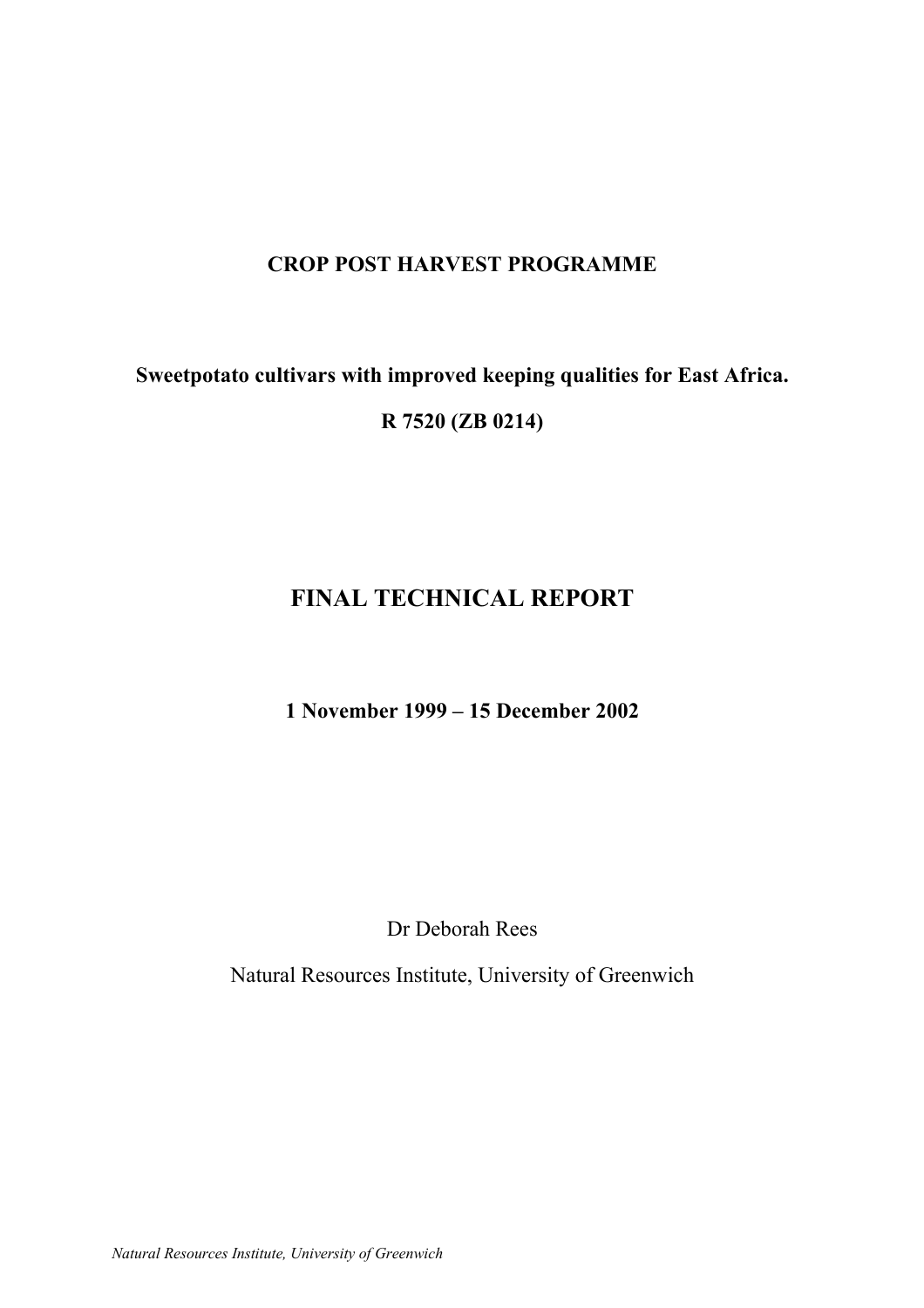**CROP POST HARVEST PROGRAMME**

**Sweetpotato cultivars with improved keeping qualities for East Africa.**

**R 7520 (ZB 0214)**

# FINAL TECHNICAL REPORT

**1 November 1999 – 15 December 2002**

Dr Deborah Rees

Natural Resources Institute, University of Greenwich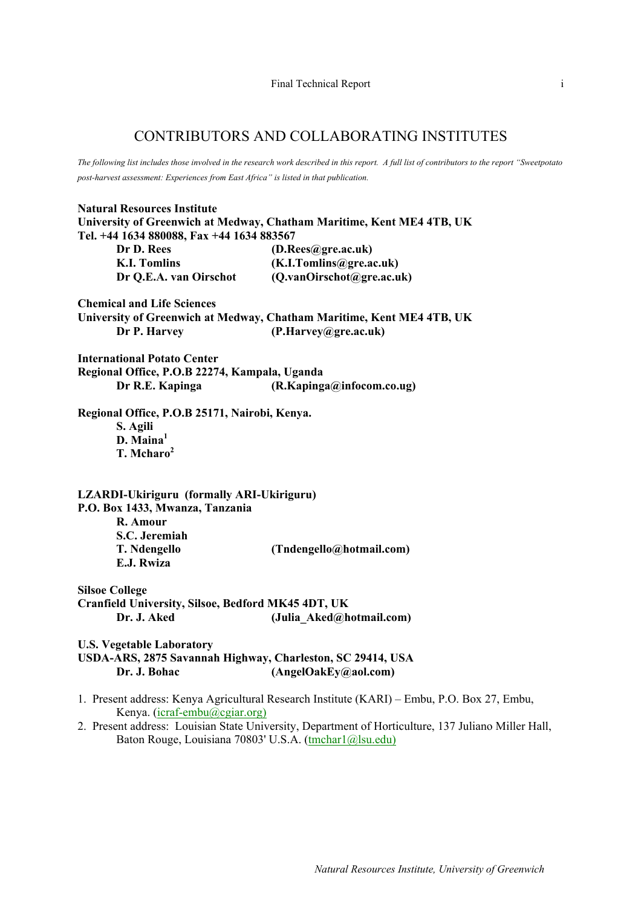# CONTRIBUTORS AND COLLABORATING INSTITUTES

*The following list includes those involved in the research work described in this report. A full list of contributors to the report "Sweetpotato post-harvest assessment: Experiences from East Africa" is listed in that publication.*

**Natural Resources Institute**
**University of Greenwich at Medway, Chatham Maritime, Kent ME4 4TB, UK**
**Tel. +44 1634 880088, Fax +44 1634 883567**

- **Dr D. Rees** **(D.Rees@gre.ac.uk)**
- **K.I. Tomlins** **(K.I.Tomlins@gre.ac.uk)**
- **Dr Q.E.A. van Oirschot** **(Q.vanOirschot@gre.ac.uk)**

**Chemical and Life Sciences**
**University of Greenwich at Medway, Chatham Maritime, Kent ME4 4TB, UK**

- **Dr P. Harvey** **(P.Harvey@gre.ac.uk)**

**International Potato Center**
**Regional Office, P.O.B 22274, Kampala, Uganda**

- **Dr R.E. Kapinga** **(R.Kapinga@infocom.co.ug)**

**Regional Office, P.O.B 25171, Nairobi, Kenya.**

- **S. Agili**
- **D. Maina[1]**
- **T. Mcharo[2]**

**LZARDI-Ukiriguru (formally ARI-Ukiriguru)**
**P.O. Box 1433, Mwanza, Tanzania**

- **R. Amour**
- **S.C. Jeremiah**
- **T. Ndengello** **(Tndengello@hotmail.com)**
- **E.J. Rwiza**

**Silsoe College**
**Cranfield University, Silsoe, Bedford MK45 4DT, UK**

- **Dr. J. Aked** **(Julia_Aked@hotmail.com)**

**U.S. Vegetable Laboratory**
**USDA-ARS, 2875 Savannah Highway, Charleston, SC 29414, USA**

- **Dr. J. Bohac** **(AngelOakEy@aol.com)**

1. Present address: Kenya Agricultural Research Institute (KARI) – Embu, P.O. Box 27, Embu, Kenya. (icraf-embu@cgiar.org)
2. Present address: Louisian State University, Department of Horticulture, 137 Juliano Miller Hall, Baton Rouge, Louisiana 70803' U.S.A. (tmchar1@lsu.edu)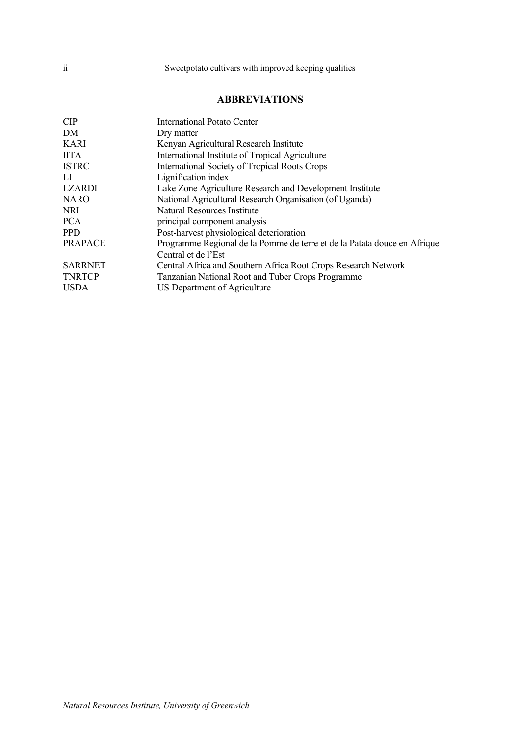## ABBREVIATIONS

| | |
|---|---|
| CIP | International Potato Center |
| DM | Dry matter |
| KARI | Kenyan Agricultural Research Institute |
| IITA | International Institute of Tropical Agriculture |
| ISTRC | International Society of Tropical Roots Crops |
| LI | Lignification index |
| LZARDI | Lake Zone Agriculture Research and Development Institute |
| NARO | National Agricultural Research Organisation (of Uganda) |
| NRI | Natural Resources Institute |
| PCA | principal component analysis |
| PPD | Post-harvest physiological deterioration |
| PRAPACE | Programme Regional de la Pomme de terre et de la Patata douce en Afrique Central et de l'Est |
| SARRNET | Central Africa and Southern Africa Root Crops Research Network |
| TNRTCP | Tanzanian National Root and Tuber Crops Programme |
| USDA | US Department of Agriculture |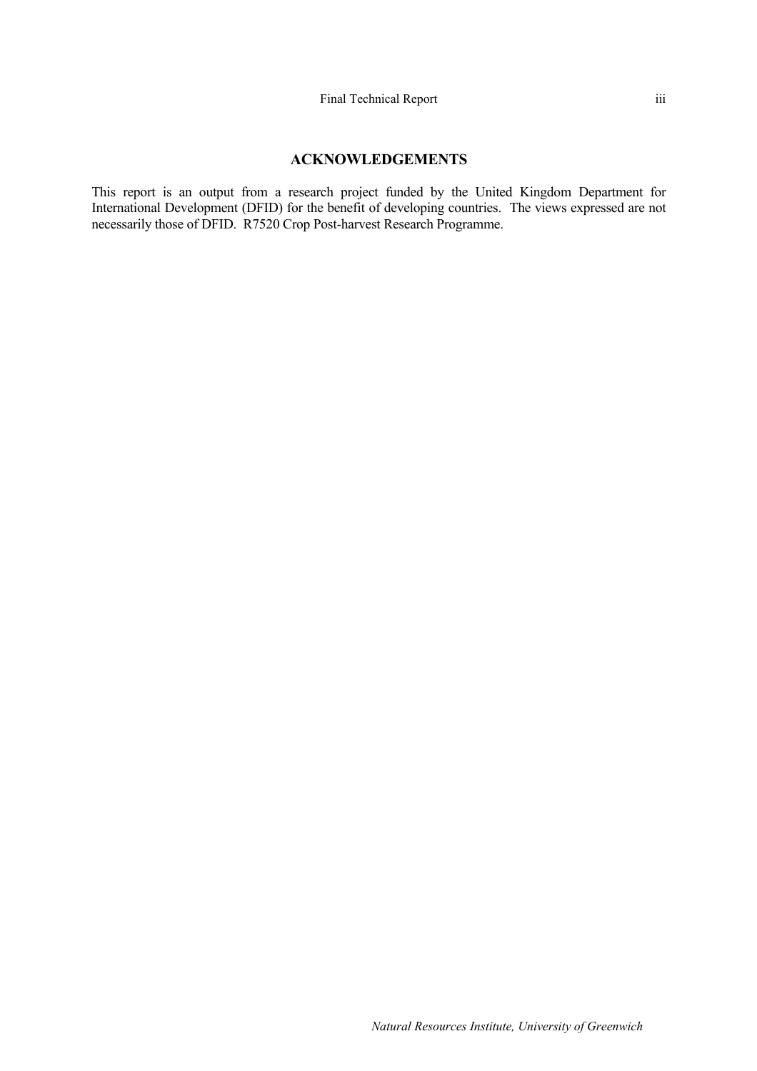## ACKNOWLEDGEMENTS

This report is an output from a research project funded by the United Kingdom Department for International Development (DFID) for the benefit of developing countries. The views expressed are not necessarily those of DFID. R7520 Crop Post-harvest Research Programme.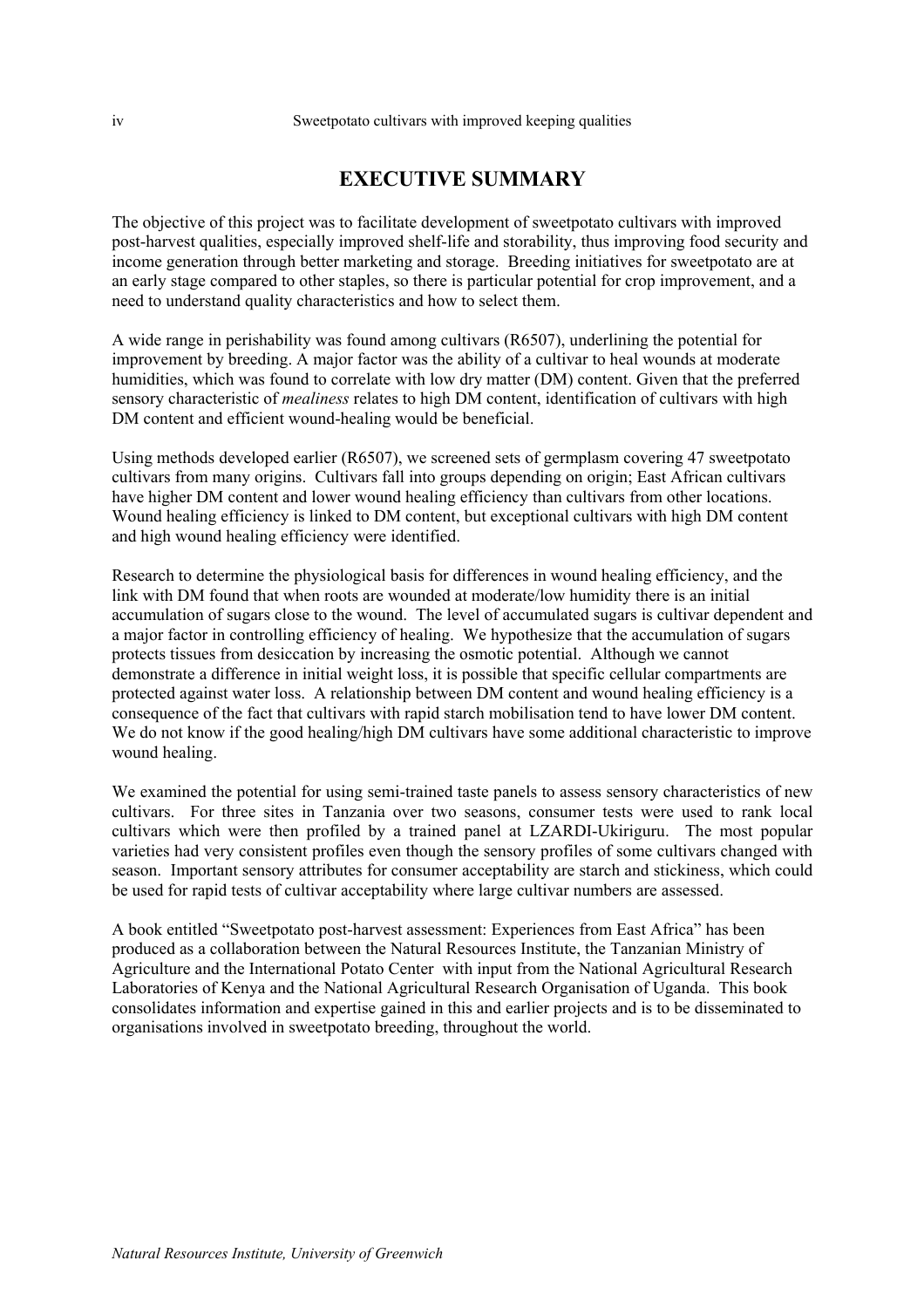# EXECUTIVE SUMMARY

The objective of this project was to facilitate development of sweetpotato cultivars with improved post-harvest qualities, especially improved shelf-life and storability, thus improving food security and income generation through better marketing and storage. Breeding initiatives for sweetpotato are at an early stage compared to other staples, so there is particular potential for crop improvement, and a need to understand quality characteristics and how to select them.

A wide range in perishability was found among cultivars (R6507), underlining the potential for improvement by breeding. A major factor was the ability of a cultivar to heal wounds at moderate humidities, which was found to correlate with low dry matter (DM) content. Given that the preferred sensory characteristic of *mealiness* relates to high DM content, identification of cultivars with high DM content and efficient wound-healing would be beneficial.

Using methods developed earlier (R6507), we screened sets of germplasm covering 47 sweetpotato cultivars from many origins. Cultivars fall into groups depending on origin; East African cultivars have higher DM content and lower wound healing efficiency than cultivars from other locations. Wound healing efficiency is linked to DM content, but exceptional cultivars with high DM content and high wound healing efficiency were identified.

Research to determine the physiological basis for differences in wound healing efficiency, and the link with DM found that when roots are wounded at moderate/low humidity there is an initial accumulation of sugars close to the wound. The level of accumulated sugars is cultivar dependent and a major factor in controlling efficiency of healing. We hypothesize that the accumulation of sugars protects tissues from desiccation by increasing the osmotic potential. Although we cannot demonstrate a difference in initial weight loss, it is possible that specific cellular compartments are protected against water loss. A relationship between DM content and wound healing efficiency is a consequence of the fact that cultivars with rapid starch mobilisation tend to have lower DM content. We do not know if the good healing/high DM cultivars have some additional characteristic to improve wound healing.

We examined the potential for using semi-trained taste panels to assess sensory characteristics of new cultivars. For three sites in Tanzania over two seasons, consumer tests were used to rank local cultivars which were then profiled by a trained panel at LZARDI-Ukiriguru. The most popular varieties had very consistent profiles even though the sensory profiles of some cultivars changed with season. Important sensory attributes for consumer acceptability are starch and stickiness, which could be used for rapid tests of cultivar acceptability where large cultivar numbers are assessed.

A book entitled "Sweetpotato post-harvest assessment: Experiences from East Africa" has been produced as a collaboration between the Natural Resources Institute, the Tanzanian Ministry of Agriculture and the International Potato Center with input from the National Agricultural Research Laboratories of Kenya and the National Agricultural Research Organisation of Uganda. This book consolidates information and expertise gained in this and earlier projects and is to be disseminated to organisations involved in sweetpotato breeding, throughout the world.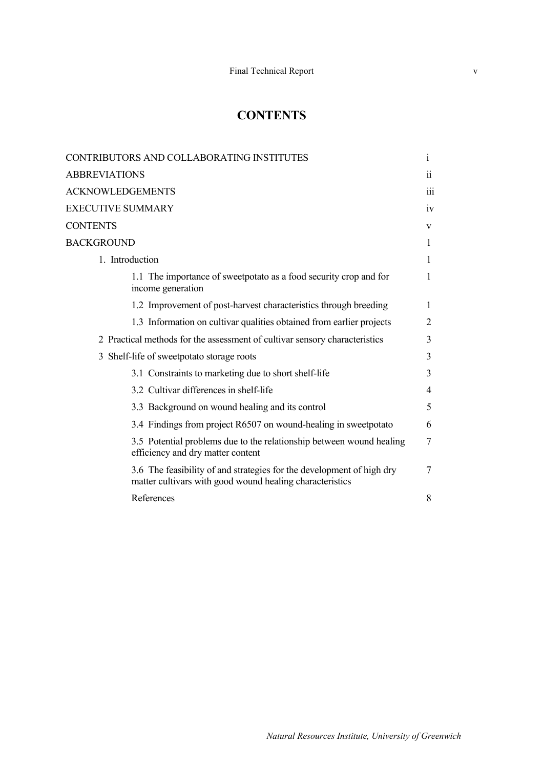# CONTENTS

| | |
|---|---|
| CONTRIBUTORS AND COLLABORATING INSTITUTES | i |
| ABBREVIATIONS | ii |
| ACKNOWLEDGEMENTS | iii |
| EXECUTIVE SUMMARY | iv |
| CONTENTS | v |
| BACKGROUND | 1 |
| 1. Introduction | 1 |
| 1.1 The importance of sweetpotato as a food security crop and for income generation | 1 |
| 1.2 Improvement of post-harvest characteristics through breeding | 1 |
| 1.3 Information on cultivar qualities obtained from earlier projects | 2 |
| 2 Practical methods for the assessment of cultivar sensory characteristics | 3 |
| 3 Shelf-life of sweetpotato storage roots | 3 |
| 3.1 Constraints to marketing due to short shelf-life | 3 |
| 3.2 Cultivar differences in shelf-life | 4 |
| 3.3 Background on wound healing and its control | 5 |
| 3.4 Findings from project R6507 on wound-healing in sweetpotato | 6 |
| 3.5 Potential problems due to the relationship between wound healing efficiency and dry matter content | 7 |
| 3.6 The feasibility of and strategies for the development of high dry matter cultivars with good wound healing characteristics | 7 |
| References | 8 |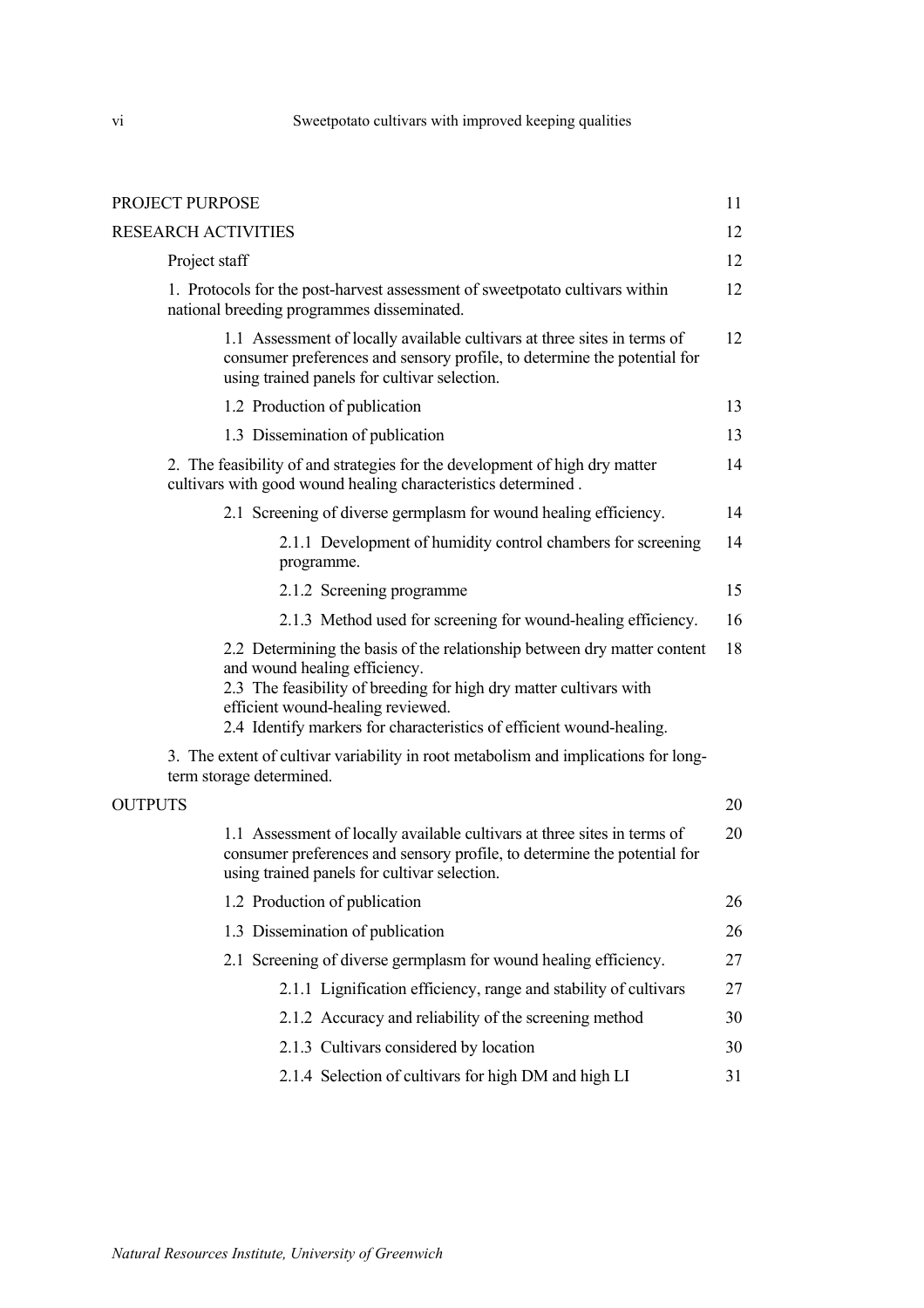| | |
|---|---|
| PROJECT PURPOSE | 11 |
| RESEARCH ACTIVITIES | 12 |
| Project staff | 12 |
| 1. Protocols for the post-harvest assessment of sweetpotato cultivars within national breeding programmes disseminated. | 12 |
| 1.1 Assessment of locally available cultivars at three sites in terms of consumer preferences and sensory profile, to determine the potential for using trained panels for cultivar selection. | 12 |
| 1.2 Production of publication | 13 |
| 1.3 Dissemination of publication | 13 |
| 2. The feasibility of and strategies for the development of high dry matter cultivars with good wound healing characteristics determined . | 14 |
| 2.1 Screening of diverse germplasm for wound healing efficiency. | 14 |
| 2.1.1 Development of humidity control chambers for screening programme. | 14 |
| 2.1.2 Screening programme | 15 |
| 2.1.3 Method used for screening for wound-healing efficiency. | 16 |
| 2.2 Determining the basis of the relationship between dry matter content and wound healing efficiency.<br>2.3 The feasibility of breeding for high dry matter cultivars with efficient wound-healing reviewed.<br>2.4 Identify markers for characteristics of efficient wound-healing. | 18 |
| 3. The extent of cultivar variability in root metabolism and implications for long-term storage determined. | |
| OUTPUTS | 20 |
| 1.1 Assessment of locally available cultivars at three sites in terms of consumer preferences and sensory profile, to determine the potential for using trained panels for cultivar selection. | 20 |
| 1.2 Production of publication | 26 |
| 1.3 Dissemination of publication | 26 |
| 2.1 Screening of diverse germplasm for wound healing efficiency. | 27 |
| 2.1.1 Lignification efficiency, range and stability of cultivars | 27 |
| 2.1.2 Accuracy and reliability of the screening method | 30 |
| 2.1.3 Cultivars considered by location | 30 |
| 2.1.4 Selection of cultivars for high DM and high LI | 31 |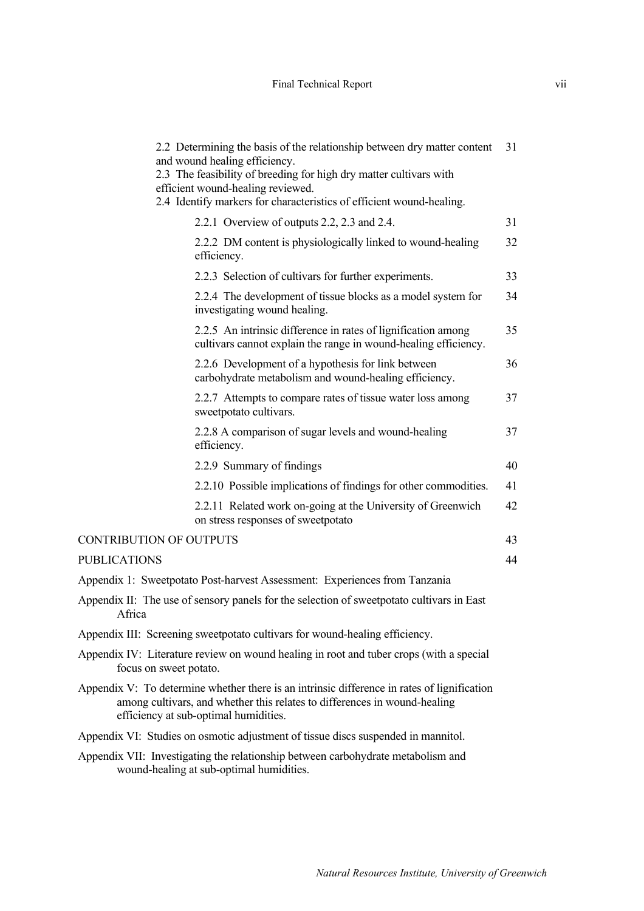| | |
|---|---|
| 2.2 Determining the basis of the relationship between dry matter content and wound healing efficiency.<br>2.3 The feasibility of breeding for high dry matter cultivars with efficient wound-healing reviewed.<br>2.4 Identify markers for characteristics of efficient wound-healing. | 31 |
| 2.2.1 Overview of outputs 2.2, 2.3 and 2.4. | 31 |
| 2.2.2 DM content is physiologically linked to wound-healing efficiency. | 32 |
| 2.2.3 Selection of cultivars for further experiments. | 33 |
| 2.2.4 The development of tissue blocks as a model system for investigating wound healing. | 34 |
| 2.2.5 An intrinsic difference in rates of lignification among cultivars cannot explain the range in wound-healing efficiency. | 35 |
| 2.2.6 Development of a hypothesis for link between carbohydrate metabolism and wound-healing efficiency. | 36 |
| 2.2.7 Attempts to compare rates of tissue water loss among sweetpotato cultivars. | 37 |
| 2.2.8 A comparison of sugar levels and wound-healing efficiency. | 37 |
| 2.2.9 Summary of findings | 40 |
| 2.2.10 Possible implications of findings for other commodities. | 41 |
| 2.2.11 Related work on-going at the University of Greenwich on stress responses of sweetpotato | 42 |
| CONTRIBUTION OF OUTPUTS | 43 |
| PUBLICATIONS | 44 |

Appendix 1: Sweetpotato Post-harvest Assessment: Experiences from Tanzania

Appendix II: The use of sensory panels for the selection of sweetpotato cultivars in East Africa

Appendix III: Screening sweetpotato cultivars for wound-healing efficiency.

Appendix IV: Literature review on wound healing in root and tuber crops (with a special focus on sweet potato.

Appendix V: To determine whether there is an intrinsic difference in rates of lignification among cultivars, and whether this relates to differences in wound-healing efficiency at sub-optimal humidities.

Appendix VI: Studies on osmotic adjustment of tissue discs suspended in mannitol.

Appendix VII: Investigating the relationship between carbohydrate metabolism and wound-healing at sub-optimal humidities.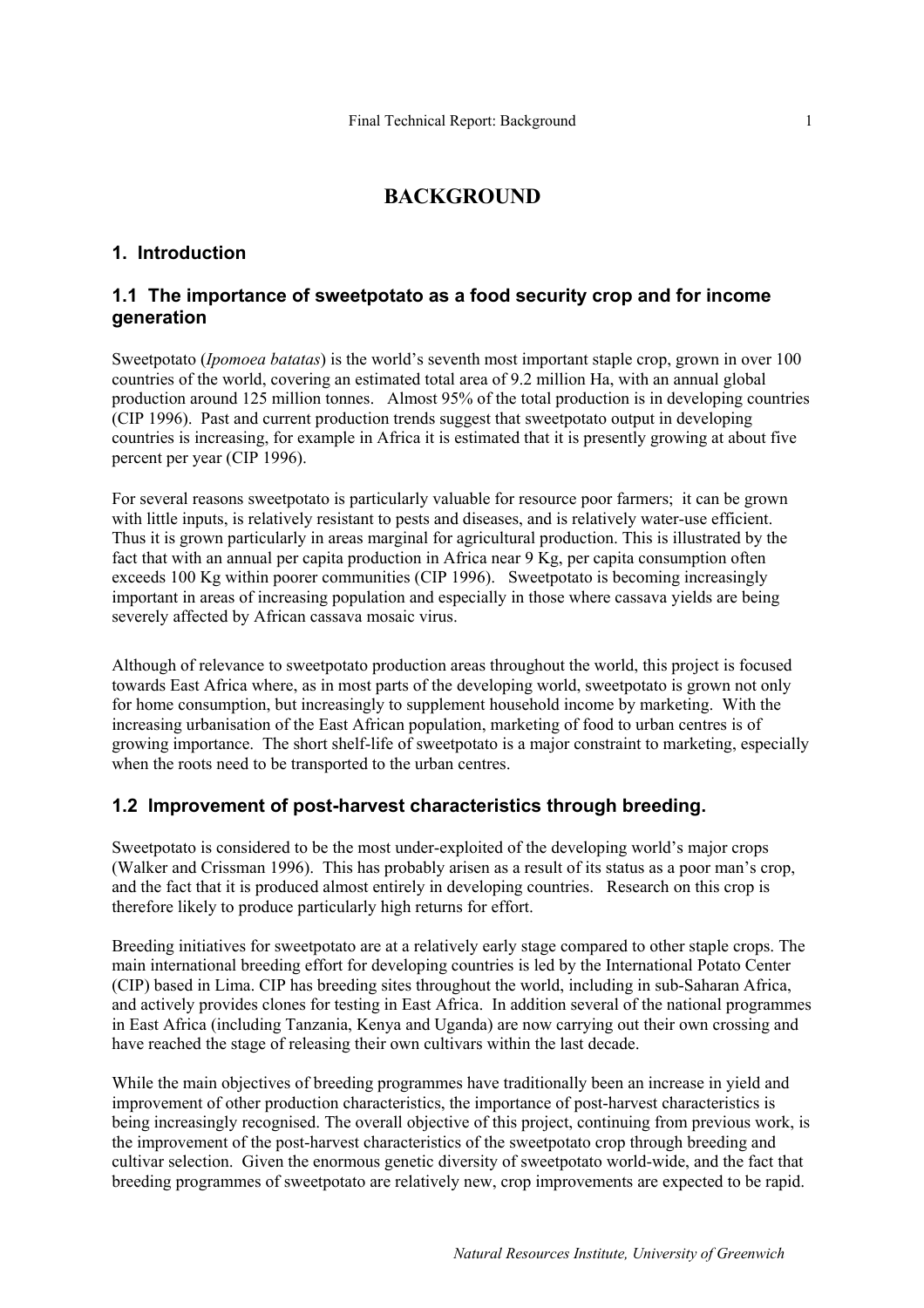# BACKGROUND

## 1. Introduction

### 1.1 The importance of sweetpotato as a food security crop and for income generation

Sweetpotato (*Ipomoea batatas*) is the world's seventh most important staple crop, grown in over 100 countries of the world, covering an estimated total area of 9.2 million Ha, with an annual global production around 125 million tonnes. Almost 95% of the total production is in developing countries (CIP 1996). Past and current production trends suggest that sweetpotato output in developing countries is increasing, for example in Africa it is estimated that it is presently growing at about five percent per year (CIP 1996).

For several reasons sweetpotato is particularly valuable for resource poor farmers; it can be grown with little inputs, is relatively resistant to pests and diseases, and is relatively water-use efficient. Thus it is grown particularly in areas marginal for agricultural production. This is illustrated by the fact that with an annual per capita production in Africa near 9 Kg, per capita consumption often exceeds 100 Kg within poorer communities (CIP 1996). Sweetpotato is becoming increasingly important in areas of increasing population and especially in those where cassava yields are being severely affected by African cassava mosaic virus.

Although of relevance to sweetpotato production areas throughout the world, this project is focused towards East Africa where, as in most parts of the developing world, sweetpotato is grown not only for home consumption, but increasingly to supplement household income by marketing. With the increasing urbanisation of the East African population, marketing of food to urban centres is of growing importance. The short shelf-life of sweetpotato is a major constraint to marketing, especially when the roots need to be transported to the urban centres.

### 1.2 Improvement of post-harvest characteristics through breeding.

Sweetpotato is considered to be the most under-exploited of the developing world's major crops (Walker and Crissman 1996). This has probably arisen as a result of its status as a poor man's crop, and the fact that it is produced almost entirely in developing countries. Research on this crop is therefore likely to produce particularly high returns for effort.

Breeding initiatives for sweetpotato are at a relatively early stage compared to other staple crops. The main international breeding effort for developing countries is led by the International Potato Center (CIP) based in Lima. CIP has breeding sites throughout the world, including in sub-Saharan Africa, and actively provides clones for testing in East Africa. In addition several of the national programmes in East Africa (including Tanzania, Kenya and Uganda) are now carrying out their own crossing and have reached the stage of releasing their own cultivars within the last decade.

While the main objectives of breeding programmes have traditionally been an increase in yield and improvement of other production characteristics, the importance of post-harvest characteristics is being increasingly recognised. The overall objective of this project, continuing from previous work, is the improvement of the post-harvest characteristics of the sweetpotato crop through breeding and cultivar selection. Given the enormous genetic diversity of sweetpotato world-wide, and the fact that breeding programmes of sweetpotato are relatively new, crop improvements are expected to be rapid.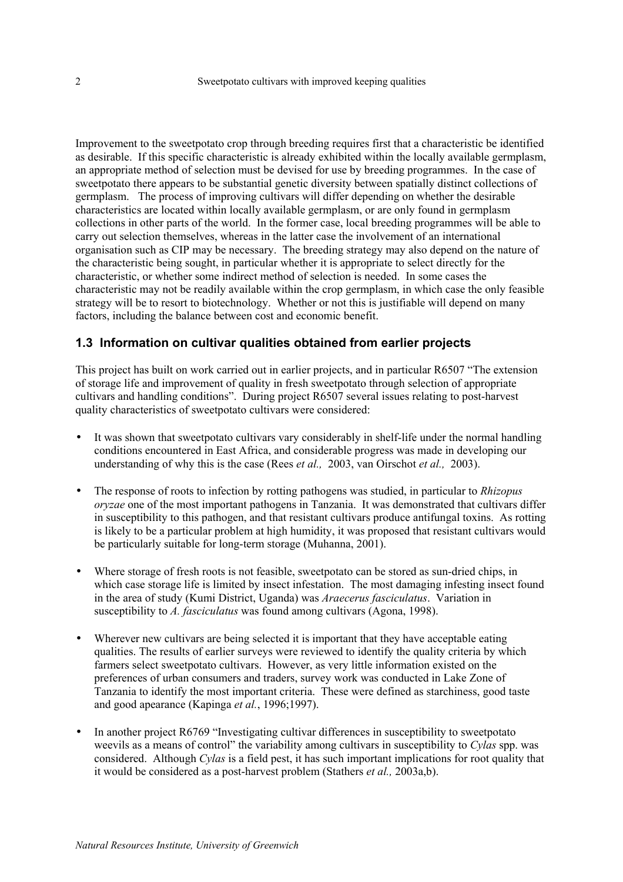Improvement to the sweetpotato crop through breeding requires first that a characteristic be identified as desirable. If this specific characteristic is already exhibited within the locally available germplasm, an appropriate method of selection must be devised for use by breeding programmes. In the case of sweetpotato there appears to be substantial genetic diversity between spatially distinct collections of germplasm. The process of improving cultivars will differ depending on whether the desirable characteristics are located within locally available germplasm, or are only found in germplasm collections in other parts of the world. In the former case, local breeding programmes will be able to carry out selection themselves, whereas in the latter case the involvement of an international organisation such as CIP may be necessary. The breeding strategy may also depend on the nature of the characteristic being sought, in particular whether it is appropriate to select directly for the characteristic, or whether some indirect method of selection is needed. In some cases the characteristic may not be readily available within the crop germplasm, in which case the only feasible strategy will be to resort to biotechnology. Whether or not this is justifiable will depend on many factors, including the balance between cost and economic benefit.

## 1.3 Information on cultivar qualities obtained from earlier projects

This project has built on work carried out in earlier projects, and in particular R6507 "The extension of storage life and improvement of quality in fresh sweetpotato through selection of appropriate cultivars and handling conditions". During project R6507 several issues relating to post-harvest quality characteristics of sweetpotato cultivars were considered:

- It was shown that sweetpotato cultivars vary considerably in shelf-life under the normal handling conditions encountered in East Africa, and considerable progress was made in developing our understanding of why this is the case (Rees *et al.,* 2003, van Oirschot *et al.,* 2003).

- The response of roots to infection by rotting pathogens was studied, in particular to *Rhizopus oryzae* one of the most important pathogens in Tanzania. It was demonstrated that cultivars differ in susceptibility to this pathogen, and that resistant cultivars produce antifungal toxins. As rotting is likely to be a particular problem at high humidity, it was proposed that resistant cultivars would be particularly suitable for long-term storage (Muhanna, 2001).

- Where storage of fresh roots is not feasible, sweetpotato can be stored as sun-dried chips, in which case storage life is limited by insect infestation. The most damaging infesting insect found in the area of study (Kumi District, Uganda) was *Araecerus fasciculatus*. Variation in susceptibility to *A. fasciculatus* was found among cultivars (Agona, 1998).

- Wherever new cultivars are being selected it is important that they have acceptable eating qualities. The results of earlier surveys were reviewed to identify the quality criteria by which farmers select sweetpotato cultivars. However, as very little information existed on the preferences of urban consumers and traders, survey work was conducted in Lake Zone of Tanzania to identify the most important criteria. These were defined as starchiness, good taste and good apearance (Kapinga *et al.*, 1996;1997).

- In another project R6769 "Investigating cultivar differences in susceptibility to sweetpotato weevils as a means of control" the variability among cultivars in susceptibility to *Cylas* spp. was considered. Although *Cylas* is a field pest, it has such important implications for root quality that it would be considered as a post-harvest problem (Stathers *et al.,* 2003a,b).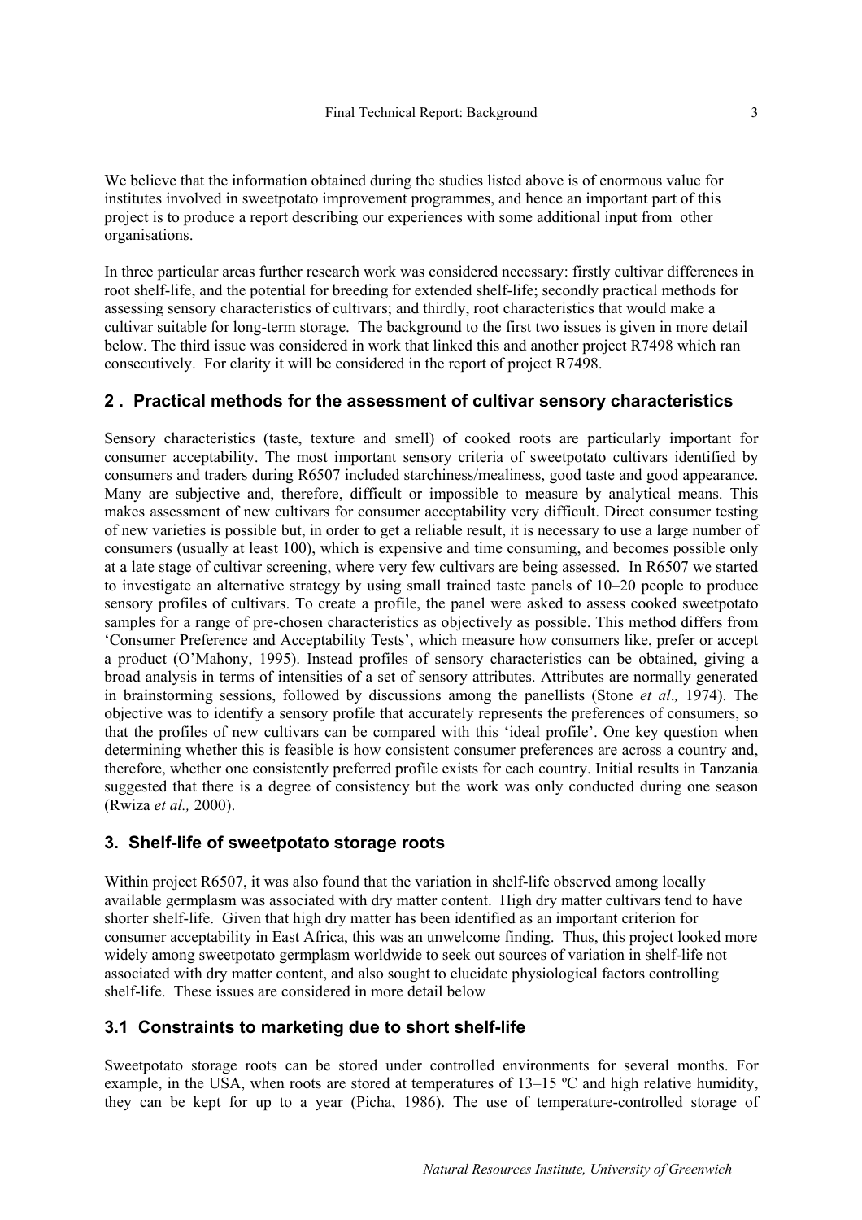We believe that the information obtained during the studies listed above is of enormous value for institutes involved in sweetpotato improvement programmes, and hence an important part of this project is to produce a report describing our experiences with some additional input from other organisations.

In three particular areas further research work was considered necessary: firstly cultivar differences in root shelf-life, and the potential for breeding for extended shelf-life; secondly practical methods for assessing sensory characteristics of cultivars; and thirdly, root characteristics that would make a cultivar suitable for long-term storage. The background to the first two issues is given in more detail below. The third issue was considered in work that linked this and another project R7498 which ran consecutively. For clarity it will be considered in the report of project R7498.

## 2 . Practical methods for the assessment of cultivar sensory characteristics

Sensory characteristics (taste, texture and smell) of cooked roots are particularly important for consumer acceptability. The most important sensory criteria of sweetpotato cultivars identified by consumers and traders during R6507 included starchiness/mealiness, good taste and good appearance. Many are subjective and, therefore, difficult or impossible to measure by analytical means. This makes assessment of new cultivars for consumer acceptability very difficult. Direct consumer testing of new varieties is possible but, in order to get a reliable result, it is necessary to use a large number of consumers (usually at least 100), which is expensive and time consuming, and becomes possible only at a late stage of cultivar screening, where very few cultivars are being assessed. In R6507 we started to investigate an alternative strategy by using small trained taste panels of 10–20 people to produce sensory profiles of cultivars. To create a profile, the panel were asked to assess cooked sweetpotato samples for a range of pre-chosen characteristics as objectively as possible. This method differs from 'Consumer Preference and Acceptability Tests', which measure how consumers like, prefer or accept a product (O'Mahony, 1995). Instead profiles of sensory characteristics can be obtained, giving a broad analysis in terms of intensities of a set of sensory attributes. Attributes are normally generated in brainstorming sessions, followed by discussions among the panellists (Stone *et al.,* 1974). The objective was to identify a sensory profile that accurately represents the preferences of consumers, so that the profiles of new cultivars can be compared with this 'ideal profile'. One key question when determining whether this is feasible is how consistent consumer preferences are across a country and, therefore, whether one consistently preferred profile exists for each country. Initial results in Tanzania suggested that there is a degree of consistency but the work was only conducted during one season (Rwiza *et al.,* 2000).

## 3. Shelf-life of sweetpotato storage roots

Within project R6507, it was also found that the variation in shelf-life observed among locally available germplasm was associated with dry matter content. High dry matter cultivars tend to have shorter shelf-life. Given that high dry matter has been identified as an important criterion for consumer acceptability in East Africa, this was an unwelcome finding. Thus, this project looked more widely among sweetpotato germplasm worldwide to seek out sources of variation in shelf-life not associated with dry matter content, and also sought to elucidate physiological factors controlling shelf-life. These issues are considered in more detail below

### 3.1 Constraints to marketing due to short shelf-life

Sweetpotato storage roots can be stored under controlled environments for several months. For example, in the USA, when roots are stored at temperatures of 13–15 ºC and high relative humidity, they can be kept for up to a year (Picha, 1986). The use of temperature-controlled storage of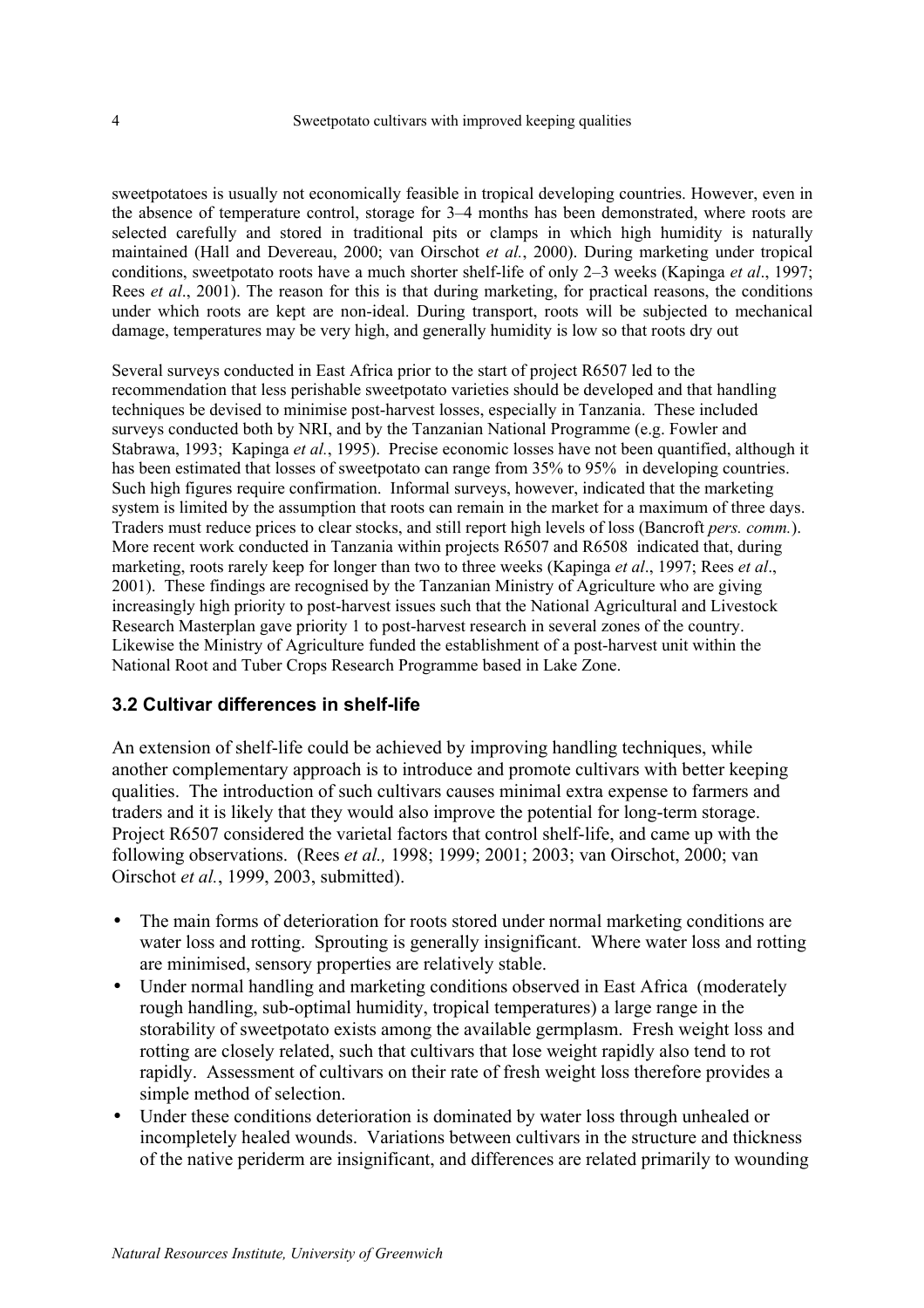sweetpotatoes is usually not economically feasible in tropical developing countries. However, even in the absence of temperature control, storage for 3–4 months has been demonstrated, where roots are selected carefully and stored in traditional pits or clamps in which high humidity is naturally maintained (Hall and Devereau, 2000; van Oirschot *et al.*, 2000). During marketing under tropical conditions, sweetpotato roots have a much shorter shelf-life of only 2–3 weeks (Kapinga *et al*., 1997; Rees *et al*., 2001). The reason for this is that during marketing, for practical reasons, the conditions under which roots are kept are non-ideal. During transport, roots will be subjected to mechanical damage, temperatures may be very high, and generally humidity is low so that roots dry out

Several surveys conducted in East Africa prior to the start of project R6507 led to the recommendation that less perishable sweetpotato varieties should be developed and that handling techniques be devised to minimise post-harvest losses, especially in Tanzania. These included surveys conducted both by NRI, and by the Tanzanian National Programme (e.g. Fowler and Stabrawa, 1993; Kapinga *et al.*, 1995). Precise economic losses have not been quantified, although it has been estimated that losses of sweetpotato can range from 35% to 95% in developing countries. Such high figures require confirmation. Informal surveys, however, indicated that the marketing system is limited by the assumption that roots can remain in the market for a maximum of three days. Traders must reduce prices to clear stocks, and still report high levels of loss (Bancroft *pers. comm.*). More recent work conducted in Tanzania within projects R6507 and R6508 indicated that, during marketing, roots rarely keep for longer than two to three weeks (Kapinga *et al*., 1997; Rees *et al*., 2001). These findings are recognised by the Tanzanian Ministry of Agriculture who are giving increasingly high priority to post-harvest issues such that the National Agricultural and Livestock Research Masterplan gave priority 1 to post-harvest research in several zones of the country. Likewise the Ministry of Agriculture funded the establishment of a post-harvest unit within the National Root and Tuber Crops Research Programme based in Lake Zone.

### 3.2 Cultivar differences in shelf-life

An extension of shelf-life could be achieved by improving handling techniques, while another complementary approach is to introduce and promote cultivars with better keeping qualities. The introduction of such cultivars causes minimal extra expense to farmers and traders and it is likely that they would also improve the potential for long-term storage. Project R6507 considered the varietal factors that control shelf-life, and came up with the following observations. (Rees *et al.,* 1998; 1999; 2001; 2003; van Oirschot, 2000; van Oirschot *et al.*, 1999, 2003, submitted).

- The main forms of deterioration for roots stored under normal marketing conditions are water loss and rotting. Sprouting is generally insignificant. Where water loss and rotting are minimised, sensory properties are relatively stable.
- Under normal handling and marketing conditions observed in East Africa (moderately rough handling, sub-optimal humidity, tropical temperatures) a large range in the storability of sweetpotato exists among the available germplasm. Fresh weight loss and rotting are closely related, such that cultivars that lose weight rapidly also tend to rot rapidly. Assessment of cultivars on their rate of fresh weight loss therefore provides a simple method of selection.
- Under these conditions deterioration is dominated by water loss through unhealed or incompletely healed wounds. Variations between cultivars in the structure and thickness of the native periderm are insignificant, and differences are related primarily to wounding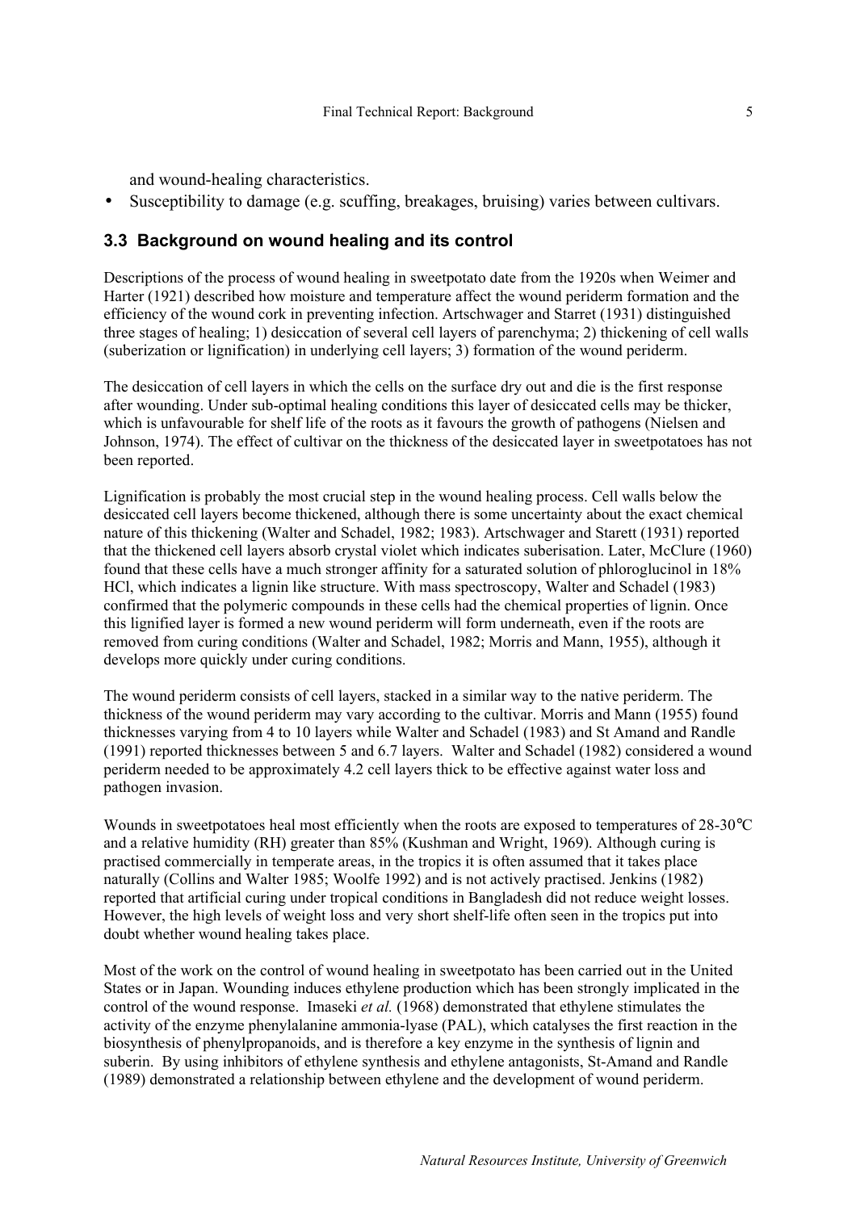and wound-healing characteristics.

- Susceptibility to damage (e.g. scuffing, breakages, bruising) varies between cultivars.

### 3.3 Background on wound healing and its control

Descriptions of the process of wound healing in sweetpotato date from the 1920s when Weimer and Harter (1921) described how moisture and temperature affect the wound periderm formation and the efficiency of the wound cork in preventing infection. Artschwager and Starret (1931) distinguished three stages of healing; 1) desiccation of several cell layers of parenchyma; 2) thickening of cell walls (suberization or lignification) in underlying cell layers; 3) formation of the wound periderm.

The desiccation of cell layers in which the cells on the surface dry out and die is the first response after wounding. Under sub-optimal healing conditions this layer of desiccated cells may be thicker, which is unfavourable for shelf life of the roots as it favours the growth of pathogens (Nielsen and Johnson, 1974). The effect of cultivar on the thickness of the desiccated layer in sweetpotatoes has not been reported.

Lignification is probably the most crucial step in the wound healing process. Cell walls below the desiccated cell layers become thickened, although there is some uncertainty about the exact chemical nature of this thickening (Walter and Schadel, 1982; 1983). Artschwager and Starett (1931) reported that the thickened cell layers absorb crystal violet which indicates suberisation. Later, McClure (1960) found that these cells have a much stronger affinity for a saturated solution of phloroglucinol in 18% HCl, which indicates a lignin like structure. With mass spectroscopy, Walter and Schadel (1983) confirmed that the polymeric compounds in these cells had the chemical properties of lignin. Once this lignified layer is formed a new wound periderm will form underneath, even if the roots are removed from curing conditions (Walter and Schadel, 1982; Morris and Mann, 1955), although it develops more quickly under curing conditions.

The wound periderm consists of cell layers, stacked in a similar way to the native periderm. The thickness of the wound periderm may vary according to the cultivar. Morris and Mann (1955) found thicknesses varying from 4 to 10 layers while Walter and Schadel (1983) and St Amand and Randle (1991) reported thicknesses between 5 and 6.7 layers. Walter and Schadel (1982) considered a wound periderm needed to be approximately 4.2 cell layers thick to be effective against water loss and pathogen invasion.

Wounds in sweetpotatoes heal most efficiently when the roots are exposed to temperatures of 28-30°C and a relative humidity (RH) greater than 85% (Kushman and Wright, 1969). Although curing is practised commercially in temperate areas, in the tropics it is often assumed that it takes place naturally (Collins and Walter 1985; Woolfe 1992) and is not actively practised. Jenkins (1982) reported that artificial curing under tropical conditions in Bangladesh did not reduce weight losses. However, the high levels of weight loss and very short shelf-life often seen in the tropics put into doubt whether wound healing takes place.

Most of the work on the control of wound healing in sweetpotato has been carried out in the United States or in Japan. Wounding induces ethylene production which has been strongly implicated in the control of the wound response. Imaseki *et al.* (1968) demonstrated that ethylene stimulates the activity of the enzyme phenylalanine ammonia-lyase (PAL), which catalyses the first reaction in the biosynthesis of phenylpropanoids, and is therefore a key enzyme in the synthesis of lignin and suberin. By using inhibitors of ethylene synthesis and ethylene antagonists, St-Amand and Randle (1989) demonstrated a relationship between ethylene and the development of wound periderm.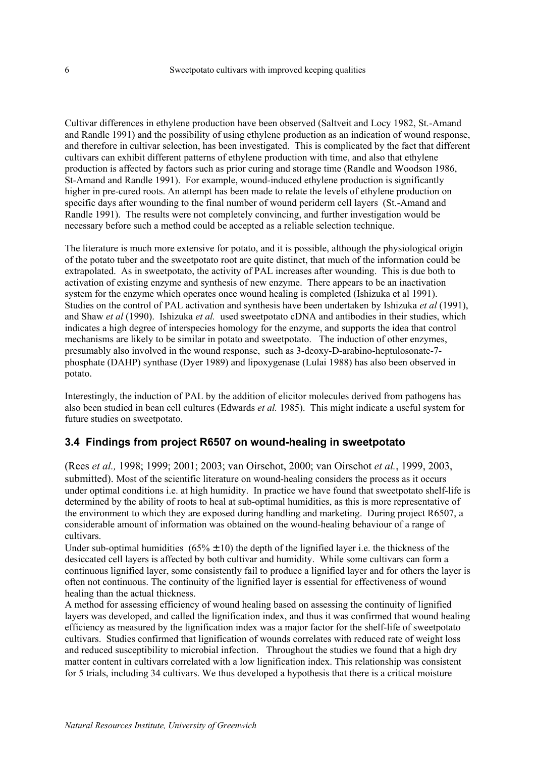Cultivar differences in ethylene production have been observed (Saltveit and Locy 1982, St.-Amand and Randle 1991) and the possibility of using ethylene production as an indication of wound response, and therefore in cultivar selection, has been investigated. This is complicated by the fact that different cultivars can exhibit different patterns of ethylene production with time, and also that ethylene production is affected by factors such as prior curing and storage time (Randle and Woodson 1986, St-Amand and Randle 1991). For example, wound-induced ethylene production is significantly higher in pre-cured roots. An attempt has been made to relate the levels of ethylene production on specific days after wounding to the final number of wound periderm cell layers (St.-Amand and Randle 1991). The results were not completely convincing, and further investigation would be necessary before such a method could be accepted as a reliable selection technique.

The literature is much more extensive for potato, and it is possible, although the physiological origin of the potato tuber and the sweetpotato root are quite distinct, that much of the information could be extrapolated. As in sweetpotato, the activity of PAL increases after wounding. This is due both to activation of existing enzyme and synthesis of new enzyme. There appears to be an inactivation system for the enzyme which operates once wound healing is completed (Ishizuka et al 1991). Studies on the control of PAL activation and synthesis have been undertaken by Ishizuka *et al* (1991), and Shaw *et al* (1990). Ishizuka *et al.* used sweetpotato cDNA and antibodies in their studies, which indicates a high degree of interspecies homology for the enzyme, and supports the idea that control mechanisms are likely to be similar in potato and sweetpotato. The induction of other enzymes, presumably also involved in the wound response, such as 3-deoxy-D-arabino-heptulosonate-7-phosphate (DAHP) synthase (Dyer 1989) and lipoxygenase (Lulai 1988) has also been observed in potato.

Interestingly, the induction of PAL by the addition of elicitor molecules derived from pathogens has also been studied in bean cell cultures (Edwards *et al.* 1985). This might indicate a useful system for future studies on sweetpotato.

### 3.4 Findings from project R6507 on wound-healing in sweetpotato

(Rees *et al.,* 1998; 1999; 2001; 2003; van Oirschot, 2000; van Oirschot *et al.*, 1999, 2003, submitted). Most of the scientific literature on wound-healing considers the process as it occurs under optimal conditions i.e. at high humidity. In practice we have found that sweetpotato shelf-life is determined by the ability of roots to heal at sub-optimal humidities, as this is more representative of the environment to which they are exposed during handling and marketing. During project R6507, a considerable amount of information was obtained on the wound-healing behaviour of a range of cultivars.

Under sub-optimal humidities (65% ± 10) the depth of the lignified layer i.e. the thickness of the desiccated cell layers is affected by both cultivar and humidity. While some cultivars can form a continuous lignified layer, some consistently fail to produce a lignified layer and for others the layer is often not continuous. The continuity of the lignified layer is essential for effectiveness of wound healing than the actual thickness.

A method for assessing efficiency of wound healing based on assessing the continuity of lignified layers was developed, and called the lignification index, and thus it was confirmed that wound healing efficiency as measured by the lignification index was a major factor for the shelf-life of sweetpotato cultivars. Studies confirmed that lignification of wounds correlates with reduced rate of weight loss and reduced susceptibility to microbial infection. Throughout the studies we found that a high dry matter content in cultivars correlated with a low lignification index. This relationship was consistent for 5 trials, including 34 cultivars. We thus developed a hypothesis that there is a critical moisture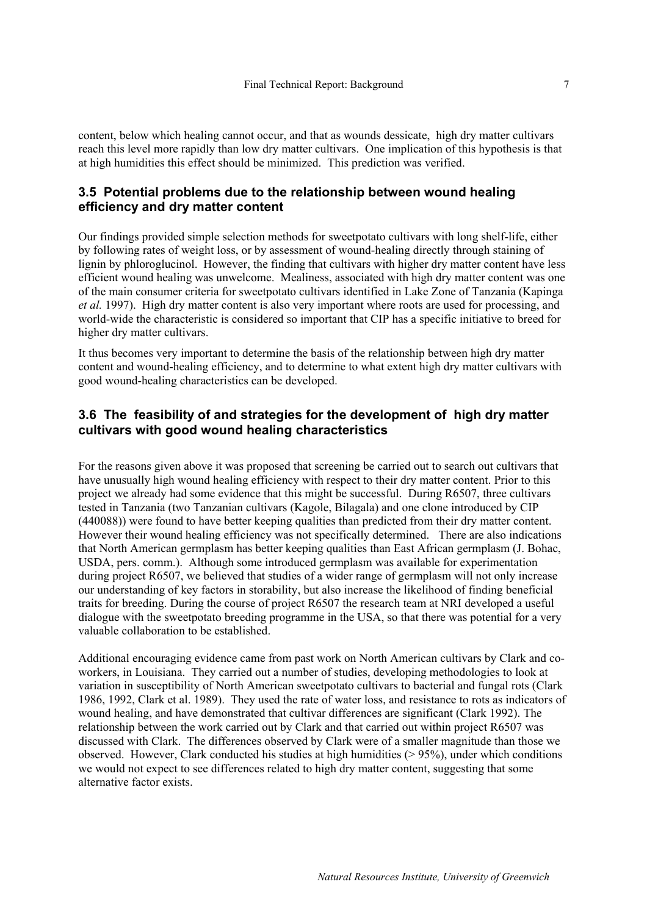content, below which healing cannot occur, and that as wounds dessicate, high dry matter cultivars reach this level more rapidly than low dry matter cultivars. One implication of this hypothesis is that at high humidities this effect should be minimized. This prediction was verified.

### 3.5 Potential problems due to the relationship between wound healing efficiency and dry matter content

Our findings provided simple selection methods for sweetpotato cultivars with long shelf-life, either by following rates of weight loss, or by assessment of wound-healing directly through staining of lignin by phloroglucinol. However, the finding that cultivars with higher dry matter content have less efficient wound healing was unwelcome. Mealiness, associated with high dry matter content was one of the main consumer criteria for sweetpotato cultivars identified in Lake Zone of Tanzania (Kapinga *et al.* 1997). High dry matter content is also very important where roots are used for processing, and world-wide the characteristic is considered so important that CIP has a specific initiative to breed for higher dry matter cultivars.

It thus becomes very important to determine the basis of the relationship between high dry matter content and wound-healing efficiency, and to determine to what extent high dry matter cultivars with good wound-healing characteristics can be developed.

### 3.6 The feasibility of and strategies for the development of high dry matter cultivars with good wound healing characteristics

For the reasons given above it was proposed that screening be carried out to search out cultivars that have unusually high wound healing efficiency with respect to their dry matter content. Prior to this project we already had some evidence that this might be successful. During R6507, three cultivars tested in Tanzania (two Tanzanian cultivars (Kagole, Bilagala) and one clone introduced by CIP (440088)) were found to have better keeping qualities than predicted from their dry matter content. However their wound healing efficiency was not specifically determined. There are also indications that North American germplasm has better keeping qualities than East African germplasm (J. Bohac, USDA, pers. comm.). Although some introduced germplasm was available for experimentation during project R6507, we believed that studies of a wider range of germplasm will not only increase our understanding of key factors in storability, but also increase the likelihood of finding beneficial traits for breeding. During the course of project R6507 the research team at NRI developed a useful dialogue with the sweetpotato breeding programme in the USA, so that there was potential for a very valuable collaboration to be established.

Additional encouraging evidence came from past work on North American cultivars by Clark and co-workers, in Louisiana. They carried out a number of studies, developing methodologies to look at variation in susceptibility of North American sweetpotato cultivars to bacterial and fungal rots (Clark 1986, 1992, Clark et al. 1989). They used the rate of water loss, and resistance to rots as indicators of wound healing, and have demonstrated that cultivar differences are significant (Clark 1992). The relationship between the work carried out by Clark and that carried out within project R6507 was discussed with Clark. The differences observed by Clark were of a smaller magnitude than those we observed. However, Clark conducted his studies at high humidities (> 95%), under which conditions we would not expect to see differences related to high dry matter content, suggesting that some alternative factor exists.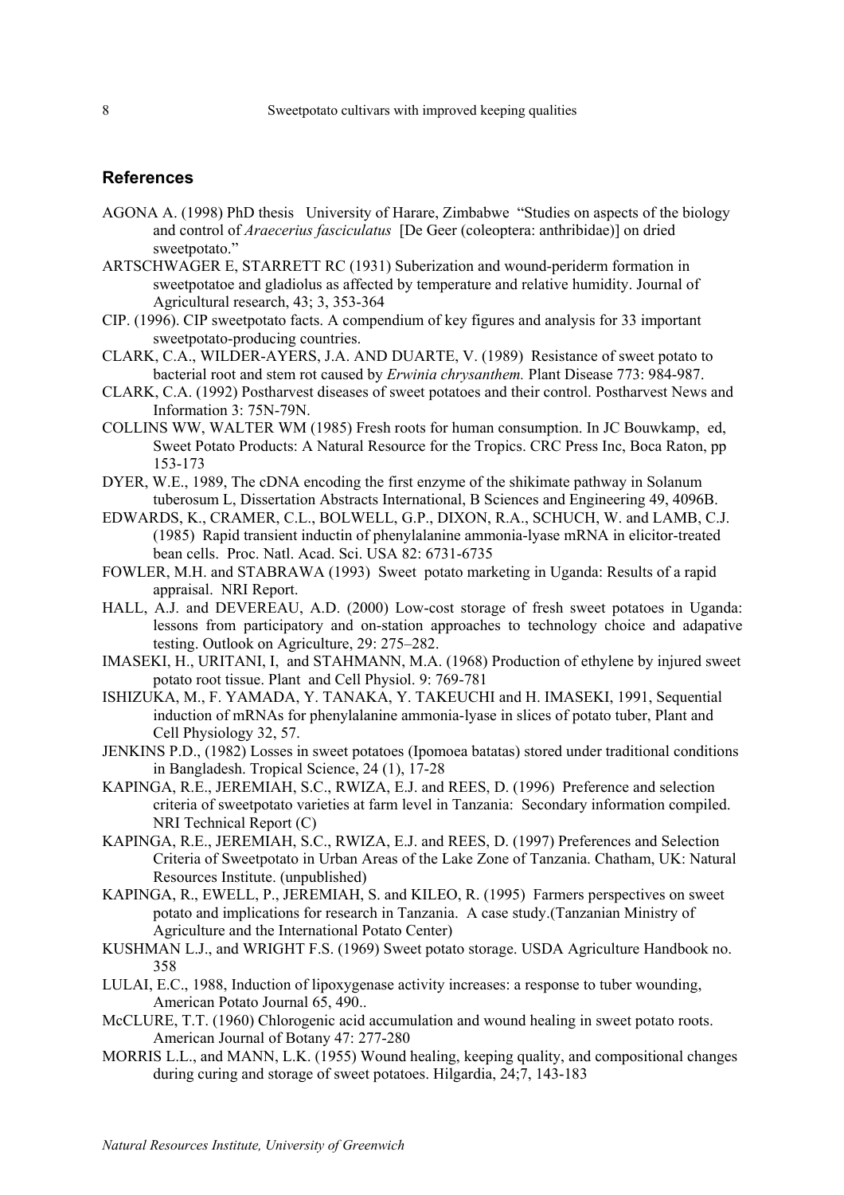## References

AGONA A. (1998) PhD thesis University of Harare, Zimbabwe "Studies on aspects of the biology and control of *Araecerius fasciculatus* [De Geer (coleoptera: anthribidae)] on dried sweetpotato."

ARTSCHWAGER E, STARRETT RC (1931) Suberization and wound-periderm formation in sweetpotatoe and gladiolus as affected by temperature and relative humidity. Journal of Agricultural research, 43; 3, 353-364

CIP. (1996). CIP sweetpotato facts. A compendium of key figures and analysis for 33 important sweetpotato-producing countries.

CLARK, C.A., WILDER-AYERS, J.A. AND DUARTE, V. (1989) Resistance of sweet potato to bacterial root and stem rot caused by *Erwinia chrysanthem.* Plant Disease 773: 984-987.

CLARK, C.A. (1992) Postharvest diseases of sweet potatoes and their control. Postharvest News and Information 3: 75N-79N.

COLLINS WW, WALTER WM (1985) Fresh roots for human consumption. In JC Bouwkamp, ed, Sweet Potato Products: A Natural Resource for the Tropics. CRC Press Inc, Boca Raton, pp 153-173

DYER, W.E., 1989, The cDNA encoding the first enzyme of the shikimate pathway in Solanum tuberosum L, Dissertation Abstracts International, B Sciences and Engineering 49, 4096B.

EDWARDS, K., CRAMER, C.L., BOLWELL, G.P., DIXON, R.A., SCHUCH, W. and LAMB, C.J. (1985) Rapid transient inductin of phenylalanine ammonia-lyase mRNA in elicitor-treated bean cells. Proc. Natl. Acad. Sci. USA 82: 6731-6735

FOWLER, M.H. and STABRAWA (1993) Sweet potato marketing in Uganda: Results of a rapid appraisal. NRI Report.

HALL, A.J. and DEVEREAU, A.D. (2000) Low-cost storage of fresh sweet potatoes in Uganda: lessons from participatory and on-station approaches to technology choice and adapative testing. Outlook on Agriculture, 29: 275–282.

IMASEKI, H., URITANI, I, and STAHMANN, M.A. (1968) Production of ethylene by injured sweet potato root tissue. Plant and Cell Physiol. 9: 769-781

ISHIZUKA, M., F. YAMADA, Y. TANAKA, Y. TAKEUCHI and H. IMASEKI, 1991, Sequential induction of mRNAs for phenylalanine ammonia-lyase in slices of potato tuber, Plant and Cell Physiology 32, 57.

JENKINS P.D., (1982) Losses in sweet potatoes (Ipomoea batatas) stored under traditional conditions in Bangladesh. Tropical Science, 24 (1), 17-28

KAPINGA, R.E., JEREMIAH, S.C., RWIZA, E.J. and REES, D. (1996) Preference and selection criteria of sweetpotato varieties at farm level in Tanzania: Secondary information compiled. NRI Technical Report (C)

KAPINGA, R.E., JEREMIAH, S.C., RWIZA, E.J. and REES, D. (1997) Preferences and Selection Criteria of Sweetpotato in Urban Areas of the Lake Zone of Tanzania. Chatham, UK: Natural Resources Institute. (unpublished)

KAPINGA, R., EWELL, P., JEREMIAH, S. and KILEO, R. (1995) Farmers perspectives on sweet potato and implications for research in Tanzania. A case study.(Tanzanian Ministry of Agriculture and the International Potato Center)

KUSHMAN L.J., and WRIGHT F.S. (1969) Sweet potato storage. USDA Agriculture Handbook no. 358

LULAI, E.C., 1988, Induction of lipoxygenase activity increases: a response to tuber wounding, American Potato Journal 65, 490..

McCLURE, T.T. (1960) Chlorogenic acid accumulation and wound healing in sweet potato roots. American Journal of Botany 47: 277-280

MORRIS L.L., and MANN, L.K. (1955) Wound healing, keeping quality, and compositional changes during curing and storage of sweet potatoes. Hilgardia, 24;7, 143-183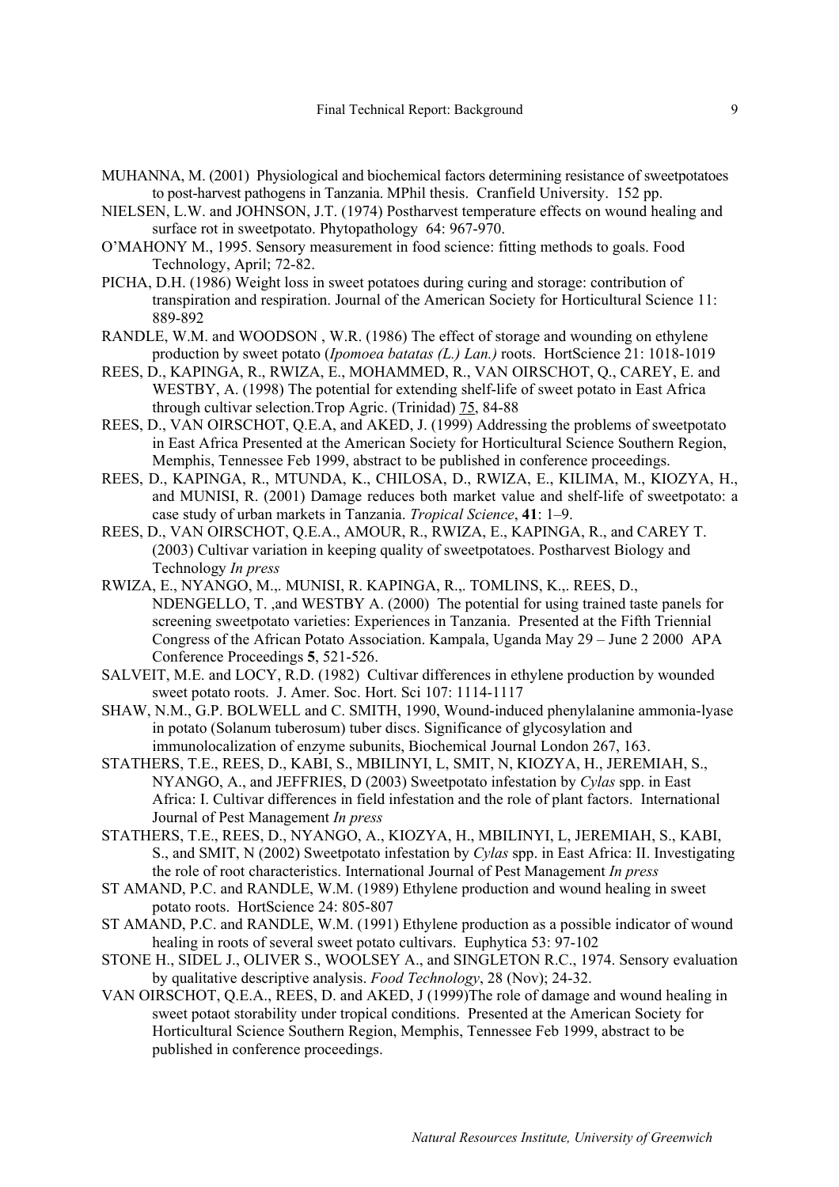MUHANNA, M. (2001) Physiological and biochemical factors determining resistance of sweetpotatoes to post-harvest pathogens in Tanzania. MPhil thesis. Cranfield University. 152 pp.

NIELSEN, L.W. and JOHNSON, J.T. (1974) Postharvest temperature effects on wound healing and surface rot in sweetpotato. Phytopathology 64: 967-970.

O'MAHONY M., 1995. Sensory measurement in food science: fitting methods to goals. Food Technology, April; 72-82.

PICHA, D.H. (1986) Weight loss in sweet potatoes during curing and storage: contribution of transpiration and respiration. Journal of the American Society for Horticultural Science 11: 889-892

RANDLE, W.M. and WOODSON , W.R. (1986) The effect of storage and wounding on ethylene production by sweet potato (*Ipomoea batatas (L.) Lan.)* roots. HortScience 21: 1018-1019

REES, D., KAPINGA, R., RWIZA, E., MOHAMMED, R., VAN OIRSCHOT, Q., CAREY, E. and WESTBY, A. (1998) The potential for extending shelf-life of sweet potato in East Africa through cultivar selection.Trop Agric. (Trinidad) 75, 84-88

REES, D., VAN OIRSCHOT, Q.E.A., and AKED, J. (1999) Addressing the problems of sweetpotato in East Africa Presented at the American Society for Horticultural Science Southern Region, Memphis, Tennessee Feb 1999, abstract to be published in conference proceedings.

REES, D., KAPINGA, R., MTUNDA, K., CHILOSA, D., RWIZA, E., KILIMA, M., KIOZYA, H., and MUNISI, R. (2001) Damage reduces both market value and shelf-life of sweetpotato: a case study of urban markets in Tanzania. *Tropical Science*, **41**: 1–9.

REES, D., VAN OIRSCHOT, Q.E.A., AMOUR, R., RWIZA, E., KAPINGA, R., and CAREY T. (2003) Cultivar variation in keeping quality of sweetpotatoes. Postharvest Biology and Technology *In press*

RWIZA, E., NYANGO, M.,. MUNISI, R. KAPINGA, R.,. TOMLINS, K.,. REES, D., NDENGELLO, T. ,and WESTBY A. (2000) The potential for using trained taste panels for screening sweetpotato varieties: Experiences in Tanzania. Presented at the Fifth Triennial Congress of the African Potato Association. Kampala, Uganda May 29 – June 2 2000 APA Conference Proceedings **5**, 521-526.

SALVEIT, M.E. and LOCY, R.D. (1982) Cultivar differences in ethylene production by wounded sweet potato roots. J. Amer. Soc. Hort. Sci 107: 1114-1117

SHAW, N.M., G.P. BOLWELL and C. SMITH, 1990, Wound-induced phenylalanine ammonia-lyase in potato (Solanum tuberosum) tuber discs. Significance of glycosylation and immunolocalization of enzyme subunits, Biochemical Journal London 267, 163.

STATHERS, T.E., REES, D., KABI, S., MBILINYI, L, SMIT, N, KIOZYA, H., JEREMIAH, S., NYANGO, A., and JEFFRIES, D (2003) Sweetpotato infestation by *Cylas* spp. in East Africa: I. Cultivar differences in field infestation and the role of plant factors. International Journal of Pest Management *In press*

STATHERS, T.E., REES, D., NYANGO, A., KIOZYA, H., MBILINYI, L, JEREMIAH, S., KABI, S., and SMIT, N (2002) Sweetpotato infestation by *Cylas* spp. in East Africa: II. Investigating the role of root characteristics. International Journal of Pest Management *In press*

ST AMAND, P.C. and RANDLE, W.M. (1989) Ethylene production and wound healing in sweet potato roots. HortScience 24: 805-807

ST AMAND, P.C. and RANDLE, W.M. (1991) Ethylene production as a possible indicator of wound healing in roots of several sweet potato cultivars. Euphytica 53: 97-102

STONE H., SIDEL J., OLIVER S., WOOLSEY A., and SINGLETON R.C., 1974. Sensory evaluation by qualitative descriptive analysis. *Food Technology*, 28 (Nov); 24-32.

VAN OIRSCHOT, Q.E.A., REES, D. and AKED, J (1999)The role of damage and wound healing in sweet potaot storability under tropical conditions. Presented at the American Society for Horticultural Science Southern Region, Memphis, Tennessee Feb 1999, abstract to be published in conference proceedings.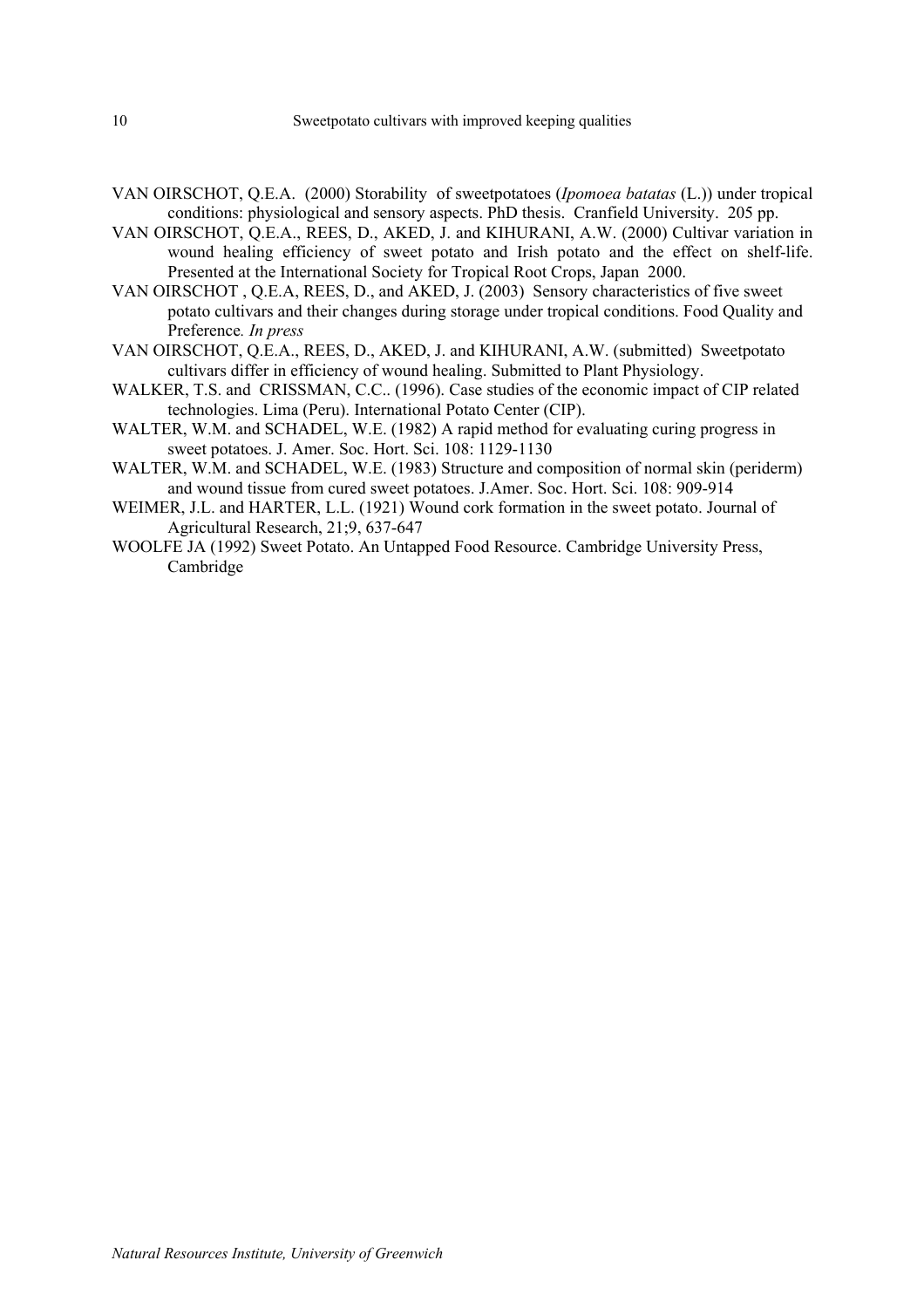VAN OIRSCHOT, Q.E.A. (2000) Storability of sweetpotatoes (*Ipomoea batatas* (L.)) under tropical conditions: physiological and sensory aspects. PhD thesis. Cranfield University. 205 pp.

VAN OIRSCHOT, Q.E.A., REES, D., AKED, J. and KIHURANI, A.W. (2000) Cultivar variation in wound healing efficiency of sweet potato and Irish potato and the effect on shelf-life. Presented at the International Society for Tropical Root Crops, Japan 2000.

VAN OIRSCHOT , Q.E.A, REES, D., and AKED, J. (2003) Sensory characteristics of five sweet potato cultivars and their changes during storage under tropical conditions. Food Quality and Preference. *In press*

VAN OIRSCHOT, Q.E.A., REES, D., AKED, J. and KIHURANI, A.W. (submitted) Sweetpotato cultivars differ in efficiency of wound healing. Submitted to Plant Physiology.

WALKER, T.S. and CRISSMAN, C.C.. (1996). Case studies of the economic impact of CIP related technologies. Lima (Peru). International Potato Center (CIP).

WALTER, W.M. and SCHADEL, W.E. (1982) A rapid method for evaluating curing progress in sweet potatoes. J. Amer. Soc. Hort. Sci. 108: 1129-1130

WALTER, W.M. and SCHADEL, W.E. (1983) Structure and composition of normal skin (periderm) and wound tissue from cured sweet potatoes. J.Amer. Soc. Hort. Sci. 108: 909-914

WEIMER, J.L. and HARTER, L.L. (1921) Wound cork formation in the sweet potato. Journal of Agricultural Research, 21;9, 637-647

WOOLFE JA (1992) Sweet Potato. An Untapped Food Resource. Cambridge University Press, Cambridge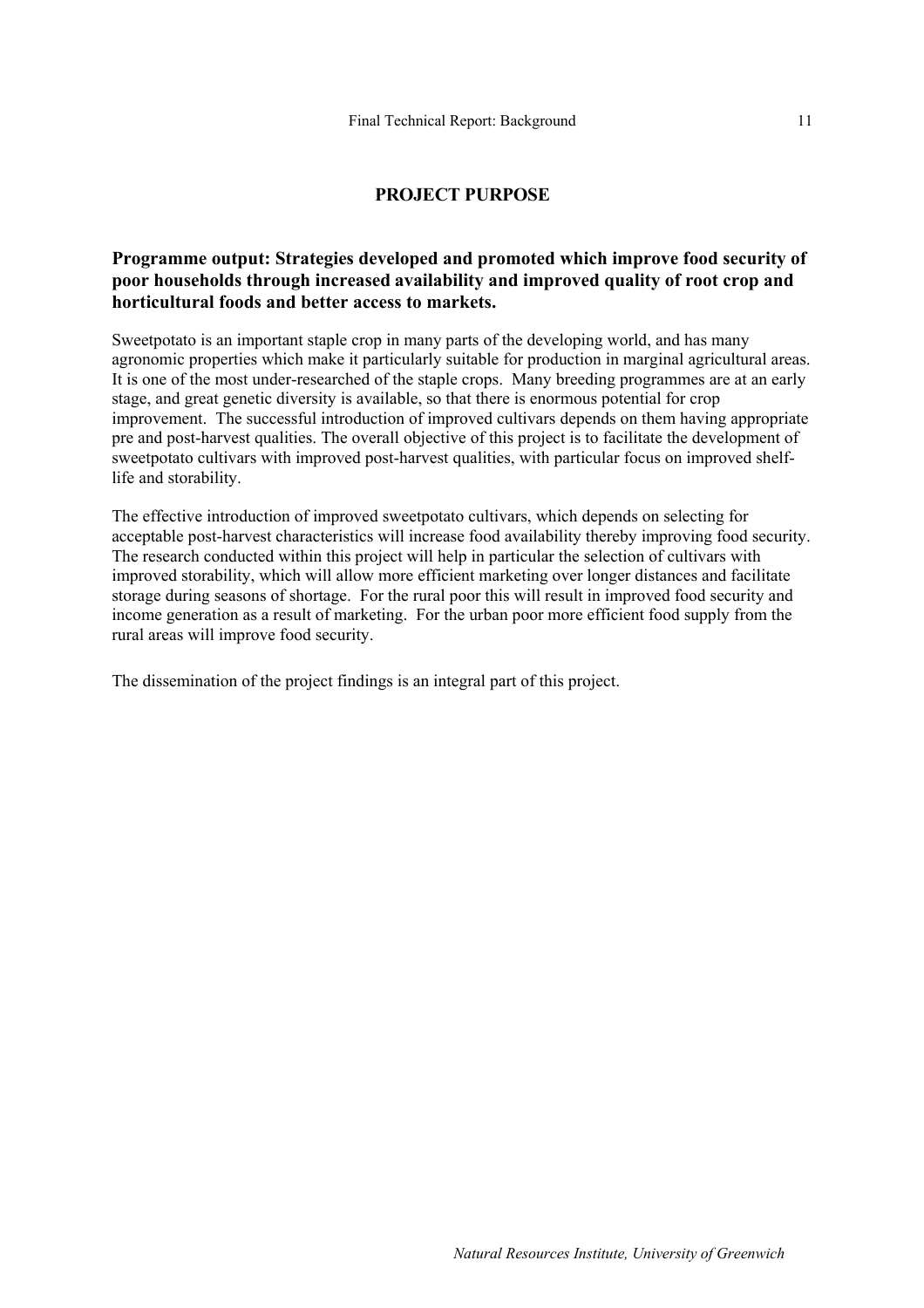## PROJECT PURPOSE

### Programme output: Strategies developed and promoted which improve food security of poor households through increased availability and improved quality of root crop and horticultural foods and better access to markets.

Sweetpotato is an important staple crop in many parts of the developing world, and has many agronomic properties which make it particularly suitable for production in marginal agricultural areas. It is one of the most under-researched of the staple crops. Many breeding programmes are at an early stage, and great genetic diversity is available, so that there is enormous potential for crop improvement. The successful introduction of improved cultivars depends on them having appropriate pre and post-harvest qualities. The overall objective of this project is to facilitate the development of sweetpotato cultivars with improved post-harvest qualities, with particular focus on improved shelf-life and storability.

The effective introduction of improved sweetpotato cultivars, which depends on selecting for acceptable post-harvest characteristics will increase food availability thereby improving food security. The research conducted within this project will help in particular the selection of cultivars with improved storability, which will allow more efficient marketing over longer distances and facilitate storage during seasons of shortage. For the rural poor this will result in improved food security and income generation as a result of marketing. For the urban poor more efficient food supply from the rural areas will improve food security.

The dissemination of the project findings is an integral part of this project.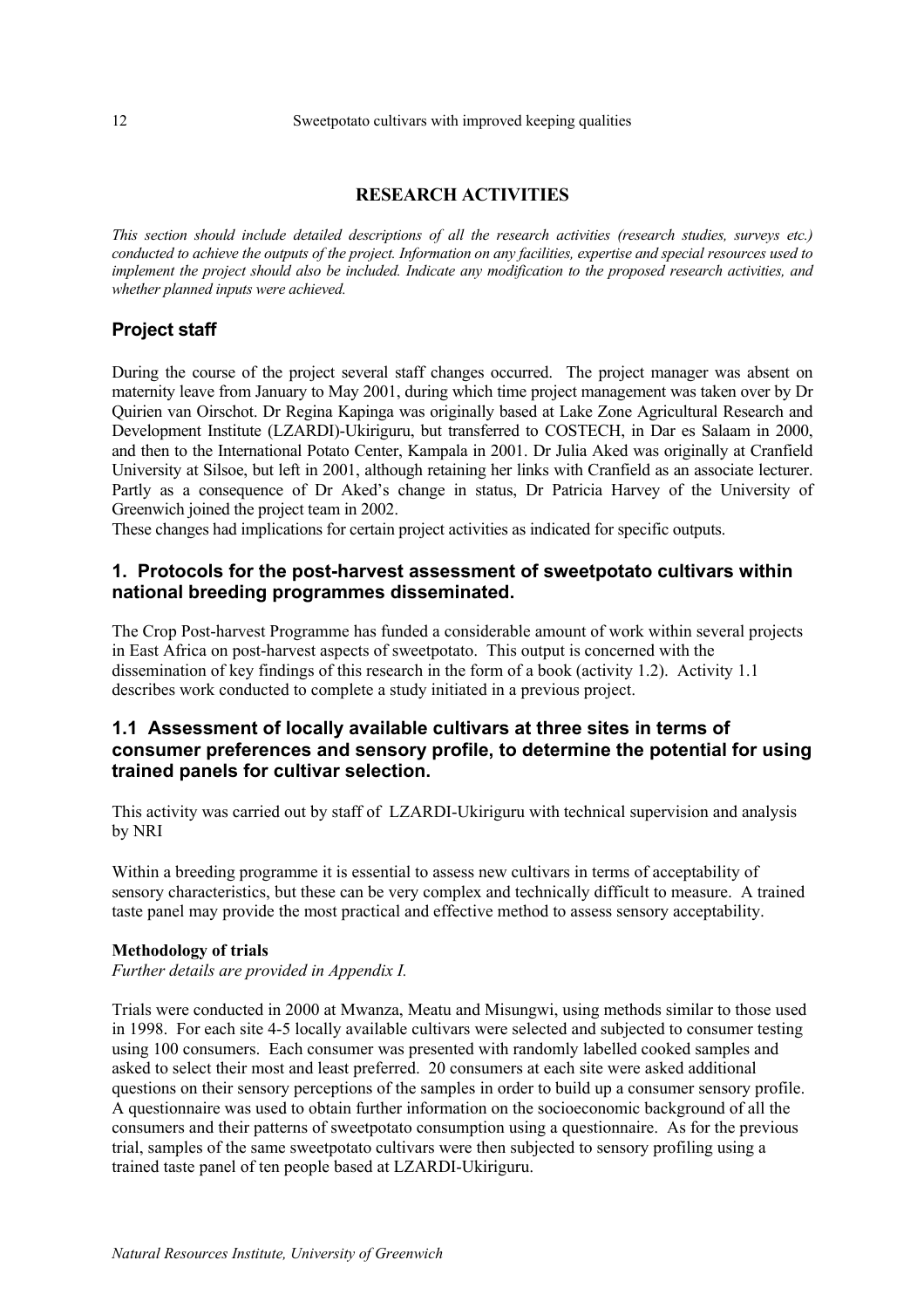## RESEARCH ACTIVITIES

*This section should include detailed descriptions of all the research activities (research studies, surveys etc.) conducted to achieve the outputs of the project. Information on any facilities, expertise and special resources used to implement the project should also be included. Indicate any modification to the proposed research activities, and whether planned inputs were achieved.*

### Project staff

During the course of the project several staff changes occurred. The project manager was absent on maternity leave from January to May 2001, during which time project management was taken over by Dr Quirien van Oirschot. Dr Regina Kapinga was originally based at Lake Zone Agricultural Research and Development Institute (LZARDI)-Ukiriguru, but transferred to COSTECH, in Dar es Salaam in 2000, and then to the International Potato Center, Kampala in 2001. Dr Julia Aked was originally at Cranfield University at Silsoe, but left in 2001, although retaining her links with Cranfield as an associate lecturer. Partly as a consequence of Dr Aked's change in status, Dr Patricia Harvey of the University of Greenwich joined the project team in 2002.

These changes had implications for certain project activities as indicated for specific outputs.

### 1. Protocols for the post-harvest assessment of sweetpotato cultivars within national breeding programmes disseminated.

The Crop Post-harvest Programme has funded a considerable amount of work within several projects in East Africa on post-harvest aspects of sweetpotato. This output is concerned with the dissemination of key findings of this research in the form of a book (activity 1.2). Activity 1.1 describes work conducted to complete a study initiated in a previous project.

### 1.1 Assessment of locally available cultivars at three sites in terms of consumer preferences and sensory profile, to determine the potential for using trained panels for cultivar selection.

This activity was carried out by staff of LZARDI-Ukiriguru with technical supervision and analysis by NRI

Within a breeding programme it is essential to assess new cultivars in terms of acceptability of sensory characteristics, but these can be very complex and technically difficult to measure. A trained taste panel may provide the most practical and effective method to assess sensory acceptability.

**Methodology of trials**

*Further details are provided in Appendix I.*

Trials were conducted in 2000 at Mwanza, Meatu and Misungwi, using methods similar to those used in 1998. For each site 4-5 locally available cultivars were selected and subjected to consumer testing using 100 consumers. Each consumer was presented with randomly labelled cooked samples and asked to select their most and least preferred. 20 consumers at each site were asked additional questions on their sensory perceptions of the samples in order to build up a consumer sensory profile. A questionnaire was used to obtain further information on the socioeconomic background of all the consumers and their patterns of sweetpotato consumption using a questionnaire. As for the previous trial, samples of the same sweetpotato cultivars were then subjected to sensory profiling using a trained taste panel of ten people based at LZARDI-Ukiriguru.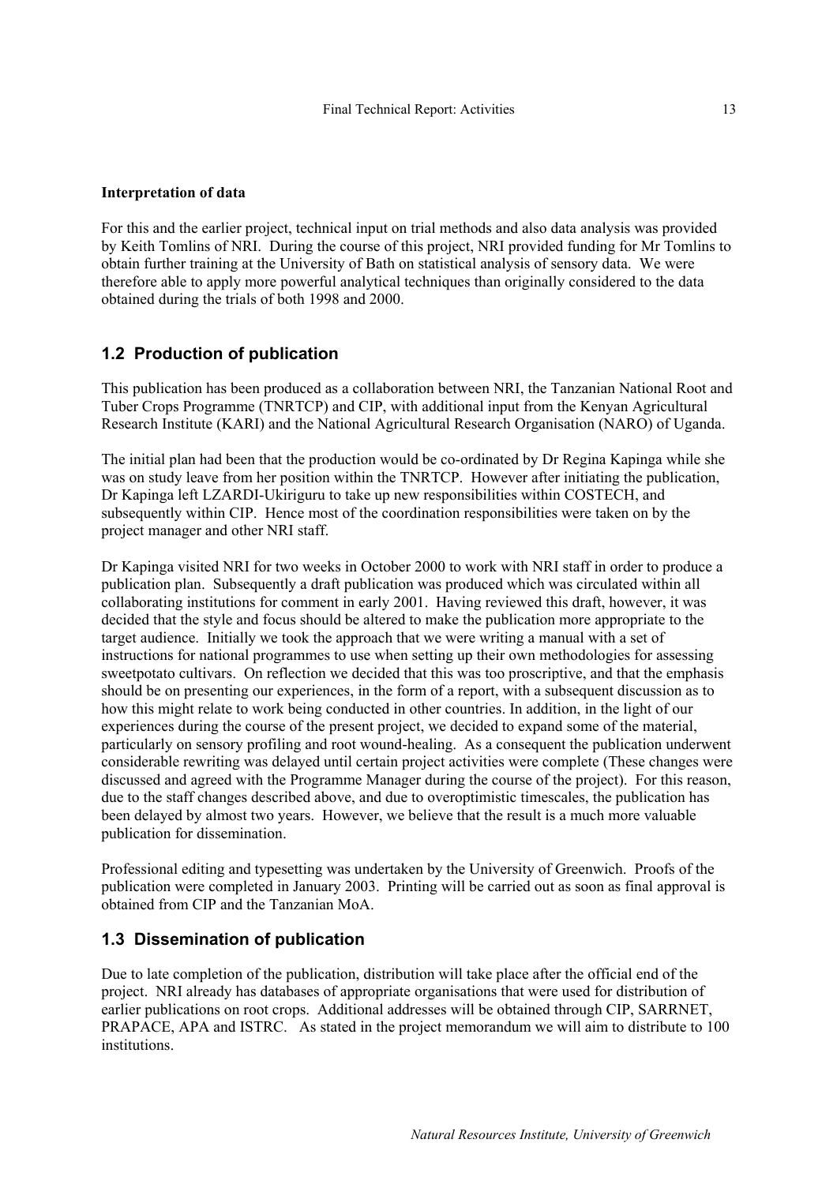**Interpretation of data**

For this and the earlier project, technical input on trial methods and also data analysis was provided by Keith Tomlins of NRI. During the course of this project, NRI provided funding for Mr Tomlins to obtain further training at the University of Bath on statistical analysis of sensory data. We were therefore able to apply more powerful analytical techniques than originally considered to the data obtained during the trials of both 1998 and 2000.

## 1.2 Production of publication

This publication has been produced as a collaboration between NRI, the Tanzanian National Root and Tuber Crops Programme (TNRTCP) and CIP, with additional input from the Kenyan Agricultural Research Institute (KARI) and the National Agricultural Research Organisation (NARO) of Uganda.

The initial plan had been that the production would be co-ordinated by Dr Regina Kapinga while she was on study leave from her position within the TNRTCP. However after initiating the publication, Dr Kapinga left LZARDI-Ukiriguru to take up new responsibilities within COSTECH, and subsequently within CIP. Hence most of the coordination responsibilities were taken on by the project manager and other NRI staff.

Dr Kapinga visited NRI for two weeks in October 2000 to work with NRI staff in order to produce a publication plan. Subsequently a draft publication was produced which was circulated within all collaborating institutions for comment in early 2001. Having reviewed this draft, however, it was decided that the style and focus should be altered to make the publication more appropriate to the target audience. Initially we took the approach that we were writing a manual with a set of instructions for national programmes to use when setting up their own methodologies for assessing sweetpotato cultivars. On reflection we decided that this was too proscriptive, and that the emphasis should be on presenting our experiences, in the form of a report, with a subsequent discussion as to how this might relate to work being conducted in other countries. In addition, in the light of our experiences during the course of the present project, we decided to expand some of the material, particularly on sensory profiling and root wound-healing. As a consequent the publication underwent considerable rewriting was delayed until certain project activities were complete (These changes were discussed and agreed with the Programme Manager during the course of the project). For this reason, due to the staff changes described above, and due to overoptimistic timescales, the publication has been delayed by almost two years. However, we believe that the result is a much more valuable publication for dissemination.

Professional editing and typesetting was undertaken by the University of Greenwich. Proofs of the publication were completed in January 2003. Printing will be carried out as soon as final approval is obtained from CIP and the Tanzanian MoA.

## 1.3 Dissemination of publication

Due to late completion of the publication, distribution will take place after the official end of the project. NRI already has databases of appropriate organisations that were used for distribution of earlier publications on root crops. Additional addresses will be obtained through CIP, SARRNET, PRAPACE, APA and ISTRC. As stated in the project memorandum we will aim to distribute to 100 institutions.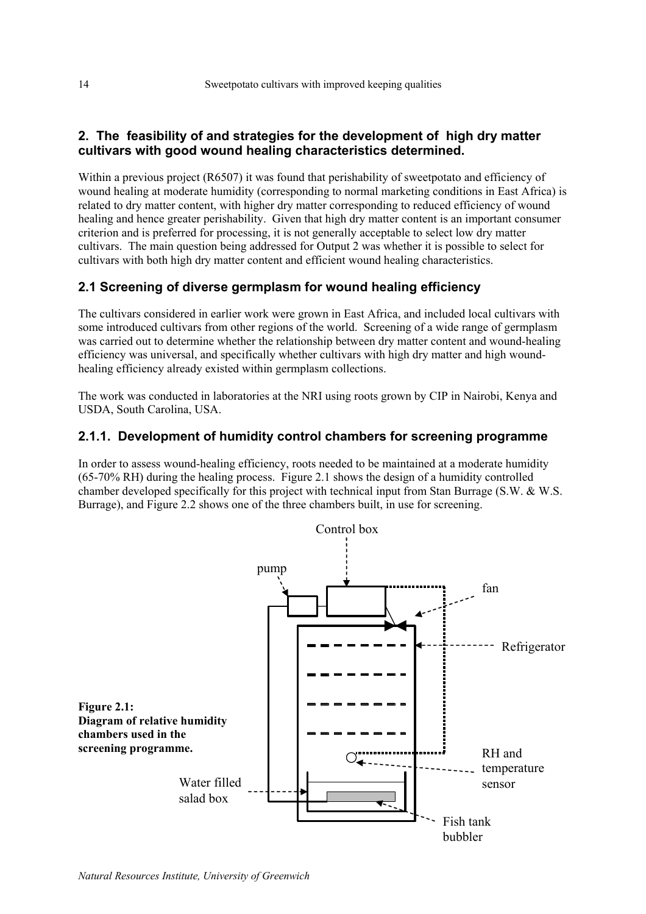## 2. The feasibility of and strategies for the development of high dry matter cultivars with good wound healing characteristics determined.

Within a previous project (R6507) it was found that perishability of sweetpotato and efficiency of wound healing at moderate humidity (corresponding to normal marketing conditions in East Africa) is related to dry matter content, with higher dry matter corresponding to reduced efficiency of wound healing and hence greater perishability. Given that high dry matter content is an important consumer criterion and is preferred for processing, it is not generally acceptable to select low dry matter cultivars. The main question being addressed for Output 2 was whether it is possible to select for cultivars with both high dry matter content and efficient wound healing characteristics.

### 2.1 Screening of diverse germplasm for wound healing efficiency

The cultivars considered in earlier work were grown in East Africa, and included local cultivars with some introduced cultivars from other regions of the world. Screening of a wide range of germplasm was carried out to determine whether the relationship between dry matter content and wound-healing efficiency was universal, and specifically whether cultivars with high dry matter and high wound-healing efficiency already existed within germplasm collections.

The work was conducted in laboratories at the NRI using roots grown by CIP in Nairobi, Kenya and USDA, South Carolina, USA.

### 2.1.1. Development of humidity control chambers for screening programme

In order to assess wound-healing efficiency, roots needed to be maintained at a moderate humidity (65-70% RH) during the healing process. Figure 2.1 shows the design of a humidity controlled chamber developed specifically for this project with technical input from Stan Burrage (S.W. & W.S. Burrage), and Figure 2.2 shows one of the three chambers built, in use for screening.

Control box

pump

fan

Refrigerator

RH and temperature sensor

Water filled salad box

Fish tank bubbler

**Figure 2.1: Diagram of relative humidity chambers used in the screening programme.**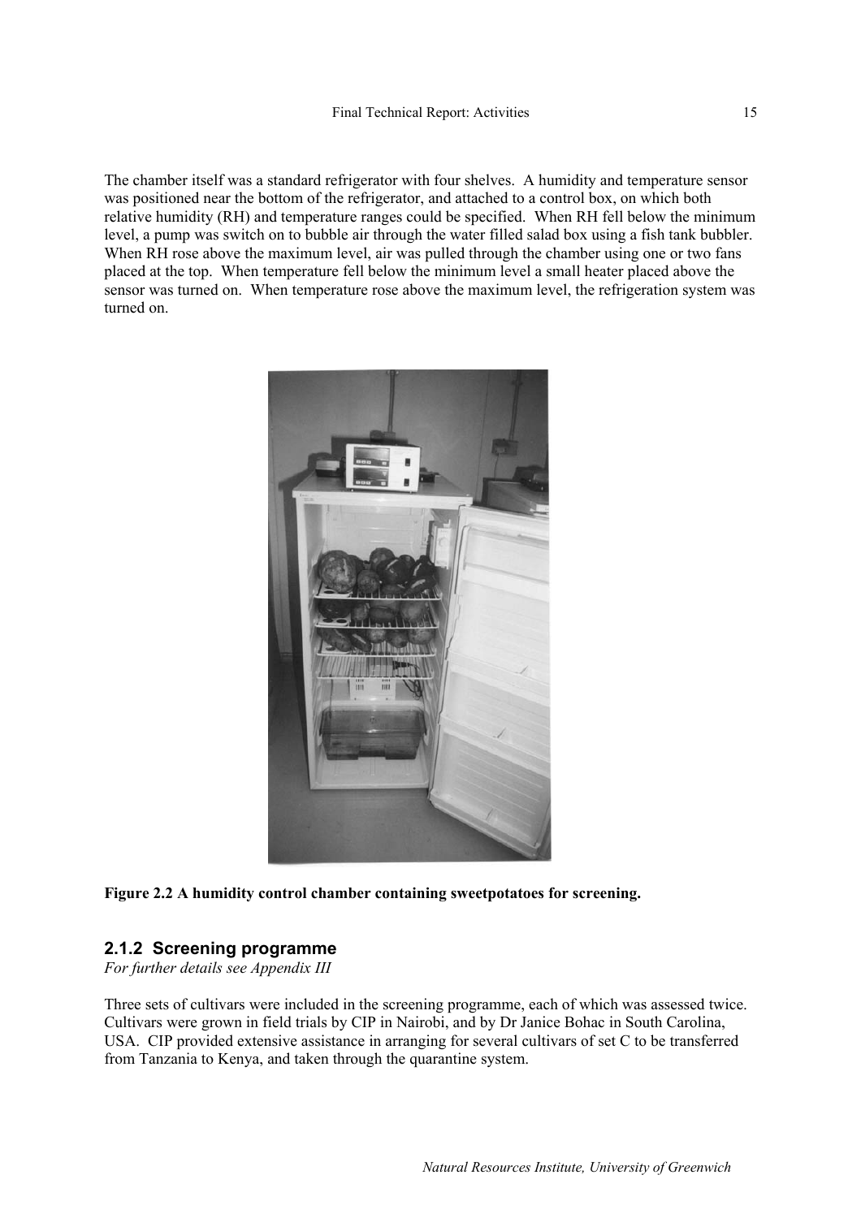The chamber itself was a standard refrigerator with four shelves. A humidity and temperature sensor was positioned near the bottom of the refrigerator, and attached to a control box, on which both relative humidity (RH) and temperature ranges could be specified. When RH fell below the minimum level, a pump was switch on to bubble air through the water filled salad box using a fish tank bubbler. When RH rose above the maximum level, air was pulled through the chamber using one or two fans placed at the top. When temperature fell below the minimum level a small heater placed above the sensor was turned on. When temperature rose above the maximum level, the refrigeration system was turned on.

**Figure 2.2 A humidity control chamber containing sweetpotatoes for screening.**

### 2.1.2 Screening programme

*For further details see Appendix III*

Three sets of cultivars were included in the screening programme, each of which was assessed twice. Cultivars were grown in field trials by CIP in Nairobi, and by Dr Janice Bohac in South Carolina, USA. CIP provided extensive assistance in arranging for several cultivars of set C to be transferred from Tanzania to Kenya, and taken through the quarantine system.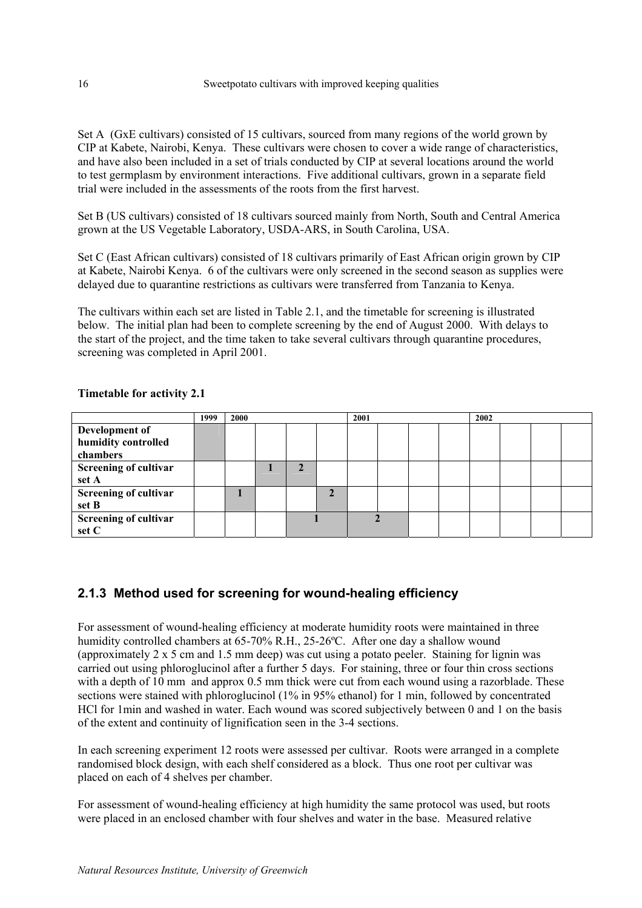Set A (GxE cultivars) consisted of 15 cultivars, sourced from many regions of the world grown by CIP at Kabete, Nairobi, Kenya. These cultivars were chosen to cover a wide range of characteristics, and have also been included in a set of trials conducted by CIP at several locations around the world to test germplasm by environment interactions. Five additional cultivars, grown in a separate field trial were included in the assessments of the roots from the first harvest.

Set B (US cultivars) consisted of 18 cultivars sourced mainly from North, South and Central America grown at the US Vegetable Laboratory, USDA-ARS, in South Carolina, USA.

Set C (East African cultivars) consisted of 18 cultivars primarily of East African origin grown by CIP at Kabete, Nairobi Kenya. 6 of the cultivars were only screened in the second season as supplies were delayed due to quarantine restrictions as cultivars were transferred from Tanzania to Kenya.

The cultivars within each set are listed in Table 2.1, and the timetable for screening is illustrated below. The initial plan had been to complete screening by the end of August 2000. With delays to the start of the project, and the time taken to take several cultivars through quarantine procedures, screening was completed in April 2001.

**Timetable for activity 2.1**

| | 1999 | 2000 | | | | 2001 | | | | 2002 | | | |
|---|---|---|---|---|---|---|---|---|---|---|---|---|---|
| **Development of humidity controlled chambers** | | | | | | | | | | | | | |
| **Screening of cultivar set A** | | | 1 | 2 | | | | | | | | | |
| **Screening of cultivar set B** | | 1 | | | 2 | | | | | | | | |
| **Screening of cultivar set C** | | | | 1 | | 2 | | | | | | | |

## 2.1.3 Method used for screening for wound-healing efficiency

For assessment of wound-healing efficiency at moderate humidity roots were maintained in three humidity controlled chambers at 65-70% R.H., 25-26ºC. After one day a shallow wound (approximately 2 x 5 cm and 1.5 mm deep) was cut using a potato peeler. Staining for lignin was carried out using phloroglucinol after a further 5 days. For staining, three or four thin cross sections with a depth of 10 mm and approx 0.5 mm thick were cut from each wound using a razorblade. These sections were stained with phloroglucinol (1% in 95% ethanol) for 1 min, followed by concentrated HCl for 1min and washed in water. Each wound was scored subjectively between 0 and 1 on the basis of the extent and continuity of lignification seen in the 3-4 sections.

In each screening experiment 12 roots were assessed per cultivar. Roots were arranged in a complete randomised block design, with each shelf considered as a block. Thus one root per cultivar was placed on each of 4 shelves per chamber.

For assessment of wound-healing efficiency at high humidity the same protocol was used, but roots were placed in an enclosed chamber with four shelves and water in the base. Measured relative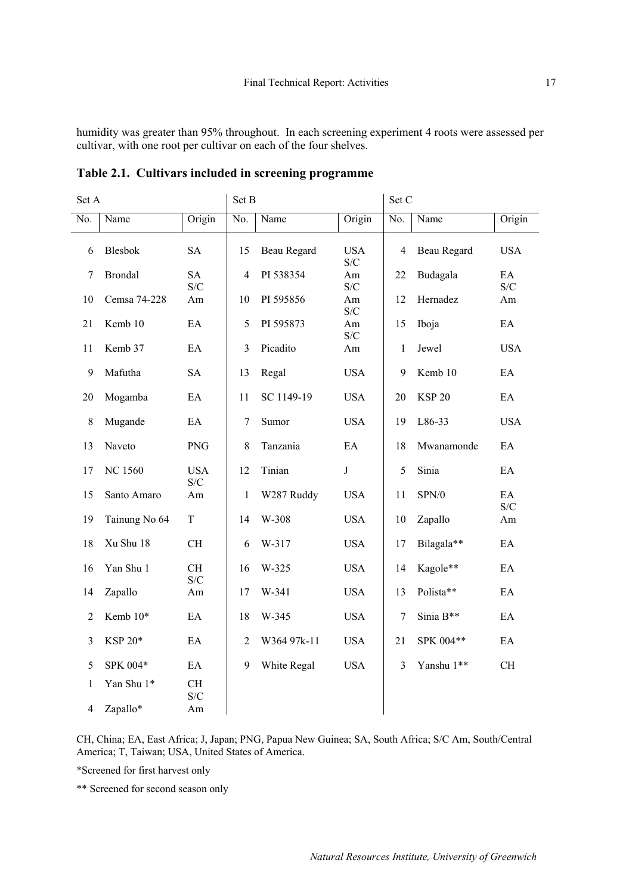humidity was greater than 95% throughout. In each screening experiment 4 roots were assessed per cultivar, with one root per cultivar on each of the four shelves.

**Table 2.1. Cultivars included in screening programme**

| Set A | | | Set B | | | Set C | | |
|---|---|---|---|---|---|---|---|---|
| No. | Name | Origin | No. | Name | Origin | No. | Name | Origin |
| 6 | Blesbok | SA | 15 | Beau Regard | USA | 4 | Beau Regard | USA |
| 7 | Brondal | SA | 4 | PI 538354 | S/C Am | 22 | Budagala | EA |
| 10 | Cemsa 74-228 | S/C Am | 10 | PI 595856 | S/C Am | 12 | Hernadez | S/C Am |
| 21 | Kemb 10 | EA | 5 | PI 595873 | S/C Am | 15 | Iboja | EA |
| 11 | Kemb 37 | EA | 3 | Picadito | S/C Am | 1 | Jewel | USA |
| 9 | Mafutha | SA | 13 | Regal | USA | 9 | Kemb 10 | EA |
| 20 | Mogamba | EA | 11 | SC 1149-19 | USA | 20 | KSP 20 | EA |
| 8 | Mugande | EA | 7 | Sumor | USA | 19 | L86-33 | USA |
| 13 | Naveto | PNG | 8 | Tanzania | EA | 18 | Mwanamonde | EA |
| 17 | NC 1560 | USA | 12 | Tinian | J | 5 | Sinia | EA |
| 15 | Santo Amaro | S/C Am | 1 | W287 Ruddy | USA | 11 | SPN/0 | EA |
| 19 | Tainung No 64 | T | 14 | W-308 | USA | 10 | Zapallo | S/C Am |
| 18 | Xu Shu 18 | CH | 6 | W-317 | USA | 17 | Bilagala** | EA |
| 16 | Yan Shu 1 | CH | 16 | W-325 | USA | 14 | Kagole** | EA |
| 14 | Zapallo | S/C Am | 17 | W-341 | USA | 13 | Polista** | EA |
| 2 | Kemb 10* | EA | 18 | W-345 | USA | 7 | Sinia B** | EA |
| 3 | KSP 20* | EA | 2 | W364 97k-11 | USA | 21 | SPK 004** | EA |
| 5 | SPK 004* | EA | 9 | White Regal | USA | 3 | Yanshu 1** | CH |
| 1 | Yan Shu 1* | CH | | | | | | |
| 4 | Zapallo* | S/C Am | | | | | | |

CH, China; EA, East Africa; J, Japan; PNG, Papua New Guinea; SA, South Africa; S/C Am, South/Central America; T, Taiwan; USA, United States of America.

*Screened for first harvest only

** Screened for second season only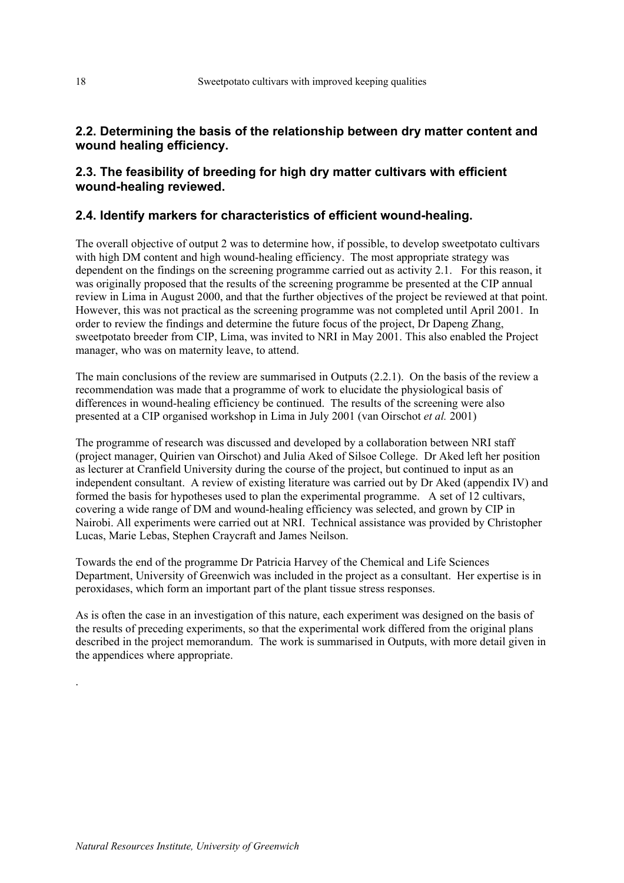## 2.2. Determining the basis of the relationship between dry matter content and wound healing efficiency.

## 2.3. The feasibility of breeding for high dry matter cultivars with efficient wound-healing reviewed.

## 2.4. Identify markers for characteristics of efficient wound-healing.

The overall objective of output 2 was to determine how, if possible, to develop sweetpotato cultivars with high DM content and high wound-healing efficiency. The most appropriate strategy was dependent on the findings on the screening programme carried out as activity 2.1. For this reason, it was originally proposed that the results of the screening programme be presented at the CIP annual review in Lima in August 2000, and that the further objectives of the project be reviewed at that point. However, this was not practical as the screening programme was not completed until April 2001. In order to review the findings and determine the future focus of the project, Dr Dapeng Zhang, sweetpotato breeder from CIP, Lima, was invited to NRI in May 2001. This also enabled the Project manager, who was on maternity leave, to attend.

The main conclusions of the review are summarised in Outputs (2.2.1). On the basis of the review a recommendation was made that a programme of work to elucidate the physiological basis of differences in wound-healing efficiency be continued. The results of the screening were also presented at a CIP organised workshop in Lima in July 2001 (van Oirschot *et al.* 2001)

The programme of research was discussed and developed by a collaboration between NRI staff (project manager, Quirien van Oirschot) and Julia Aked of Silsoe College. Dr Aked left her position as lecturer at Cranfield University during the course of the project, but continued to input as an independent consultant. A review of existing literature was carried out by Dr Aked (appendix IV) and formed the basis for hypotheses used to plan the experimental programme. A set of 12 cultivars, covering a wide range of DM and wound-healing efficiency was selected, and grown by CIP in Nairobi. All experiments were carried out at NRI. Technical assistance was provided by Christopher Lucas, Marie Lebas, Stephen Craycraft and James Neilson.

Towards the end of the programme Dr Patricia Harvey of the Chemical and Life Sciences Department, University of Greenwich was included in the project as a consultant. Her expertise is in peroxidases, which form an important part of the plant tissue stress responses.

As is often the case in an investigation of this nature, each experiment was designed on the basis of the results of preceding experiments, so that the experimental work differed from the original plans described in the project memorandum. The work is summarised in Outputs, with more detail given in the appendices where appropriate.

.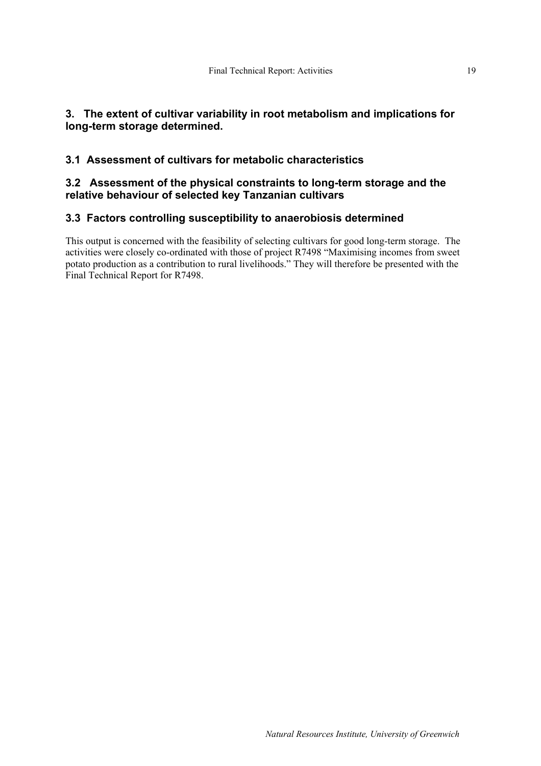## 3. The extent of cultivar variability in root metabolism and implications for long-term storage determined.

### 3.1 Assessment of cultivars for metabolic characteristics

### 3.2 Assessment of the physical constraints to long-term storage and the relative behaviour of selected key Tanzanian cultivars

### 3.3 Factors controlling susceptibility to anaerobiosis determined

This output is concerned with the feasibility of selecting cultivars for good long-term storage. The activities were closely co-ordinated with those of project R7498 "Maximising incomes from sweet potato production as a contribution to rural livelihoods." They will therefore be presented with the Final Technical Report for R7498.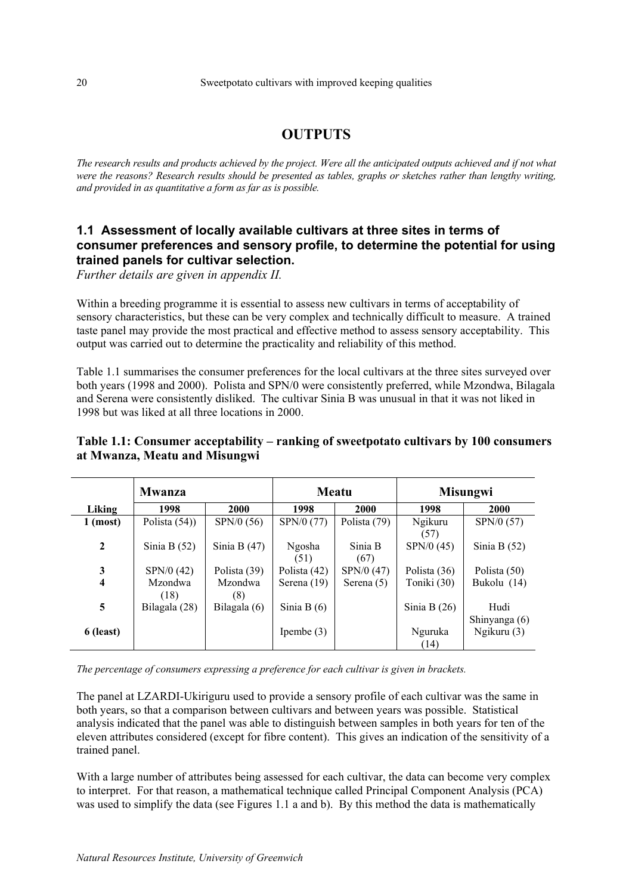# OUTPUTS

*The research results and products achieved by the project. Were all the anticipated outputs achieved and if not what were the reasons? Research results should be presented as tables, graphs or sketches rather than lengthy writing, and provided in as quantitative a form as far as is possible.*

## 1.1 Assessment of locally available cultivars at three sites in terms of consumer preferences and sensory profile, to determine the potential for using trained panels for cultivar selection.

*Further details are given in appendix II.*

Within a breeding programme it is essential to assess new cultivars in terms of acceptability of sensory characteristics, but these can be very complex and technically difficult to measure. A trained taste panel may provide the most practical and effective method to assess sensory acceptability. This output was carried out to determine the practicality and reliability of this method.

Table 1.1 summarises the consumer preferences for the local cultivars at the three sites surveyed over both years (1998 and 2000). Polista and SPN/0 were consistently preferred, while Mzondwa, Bilagala and Serena were consistently disliked. The cultivar Sinia B was unusual in that it was not liked in 1998 but was liked at all three locations in 2000.

**Table 1.1: Consumer acceptability – ranking of sweetpotato cultivars by 100 consumers at Mwanza, Meatu and Misungwi**

| | Mwanza | | Meatu | | Misungwi | |
|---|---|---|---|---|---|---|
| **Liking** | **1998** | **2000** | **1998** | **2000** | **1998** | **2000** |
| **1 (most)** | Polista (54)) | SPN/0 (56) | SPN/0 (77) | Polista (79) | Ngikuru (57) | SPN/0 (57) |
| **2** | Sinia B (52) | Sinia B (47) | Ngosha (51) | Sinia B (67) | SPN/0 (45) | Sinia B (52) |
| **3** | SPN/0 (42) | Polista (39) | Polista (42) | SPN/0 (47) | Polista (36) | Polista (50) |
| **4** | Mzondwa (18) | Mzondwa (8) | Serena (19) | Serena (5) | Toniki (30) | Bukolu (14) |
| **5** | Bilagala (28) | Bilagala (6) | Sinia B (6) | | Sinia B (26) | Hudi Shinyanga (6) |
| **6 (least)** | | | Ipembe (3) | | Nguruka (14) | Ngikuru (3) |

*The percentage of consumers expressing a preference for each cultivar is given in brackets.*

The panel at LZARDI-Ukiriguru used to provide a sensory profile of each cultivar was the same in both years, so that a comparison between cultivars and between years was possible. Statistical analysis indicated that the panel was able to distinguish between samples in both years for ten of the eleven attributes considered (except for fibre content). This gives an indication of the sensitivity of a trained panel.

With a large number of attributes being assessed for each cultivar, the data can become very complex to interpret. For that reason, a mathematical technique called Principal Component Analysis (PCA) was used to simplify the data (see Figures 1.1 a and b). By this method the data is mathematically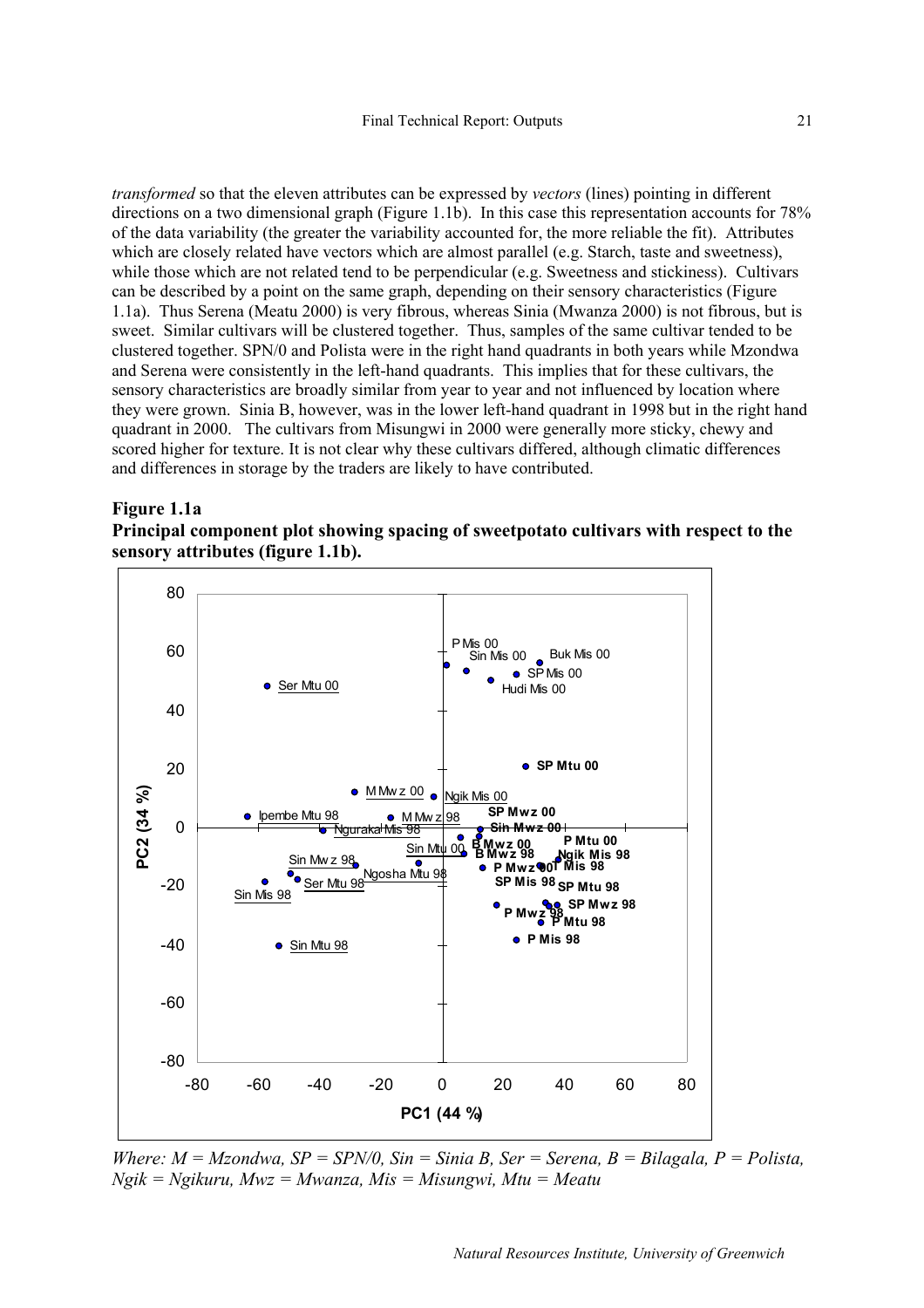*transformed* so that the eleven attributes can be expressed by *vectors* (lines) pointing in different directions on a two dimensional graph (Figure 1.1b). In this case this representation accounts for 78% of the data variability (the greater the variability accounted for, the more reliable the fit). Attributes which are closely related have vectors which are almost parallel (e.g. Starch, taste and sweetness), while those which are not related tend to be perpendicular (e.g. Sweetness and stickiness). Cultivars can be described by a point on the same graph, depending on their sensory characteristics (Figure 1.1a). Thus Serena (Meatu 2000) is very fibrous, whereas Sinia (Mwanza 2000) is not fibrous, but is sweet. Similar cultivars will be clustered together. Thus, samples of the same cultivar tended to be clustered together. SPN/0 and Polista were in the right hand quadrants in both years while Mzondwa and Serena were consistently in the left-hand quadrants. This implies that for these cultivars, the sensory characteristics are broadly similar from year to year and not influenced by location where they were grown. Sinia B, however, was in the lower left-hand quadrant in 1998 but in the right hand quadrant in 2000. The cultivars from Misungwi in 2000 were generally more sticky, chewy and scored higher for texture. It is not clear why these cultivars differed, although climatic differences and differences in storage by the traders are likely to have contributed.

**Figure 1.1a**
**Principal component plot showing spacing of sweetpotato cultivars with respect to the sensory attributes (figure 1.1b).**

*Where: M = Mzondwa, SP = SPN/0, Sin = Sinia B, Ser = Serena, B = Bilagala, P = Polista, Ngik = Ngikuru, Mwz = Mwanza, Mis = Misungwi, Mtu = Meatu*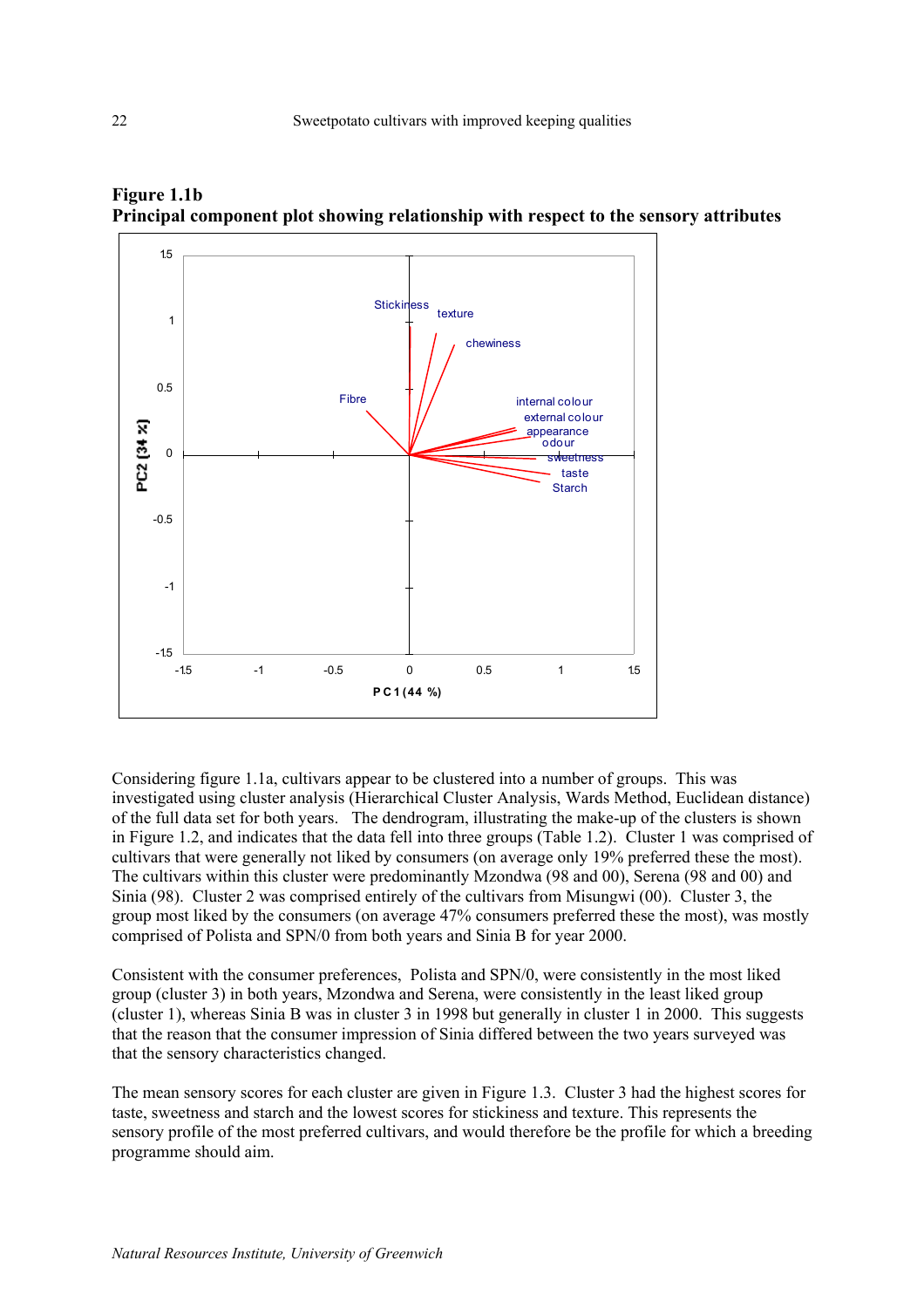**Figure 1.1b**
**Principal component plot showing relationship with respect to the sensory attributes**

Considering figure 1.1a, cultivars appear to be clustered into a number of groups. This was investigated using cluster analysis (Hierarchical Cluster Analysis, Wards Method, Euclidean distance) of the full data set for both years. The dendrogram, illustrating the make-up of the clusters is shown in Figure 1.2, and indicates that the data fell into three groups (Table 1.2). Cluster 1 was comprised of cultivars that were generally not liked by consumers (on average only 19% preferred these the most). The cultivars within this cluster were predominantly Mzondwa (98 and 00), Serena (98 and 00) and Sinia (98). Cluster 2 was comprised entirely of the cultivars from Misungwi (00). Cluster 3, the group most liked by the consumers (on average 47% consumers preferred these the most), was mostly comprised of Polista and SPN/0 from both years and Sinia B for year 2000.

Consistent with the consumer preferences, Polista and SPN/0, were consistently in the most liked group (cluster 3) in both years, Mzondwa and Serena, were consistently in the least liked group (cluster 1), whereas Sinia B was in cluster 3 in 1998 but generally in cluster 1 in 2000. This suggests that the reason that the consumer impression of Sinia differed between the two years surveyed was that the sensory characteristics changed.

The mean sensory scores for each cluster are given in Figure 1.3. Cluster 3 had the highest scores for taste, sweetness and starch and the lowest scores for stickiness and texture. This represents the sensory profile of the most preferred cultivars, and would therefore be the profile for which a breeding programme should aim.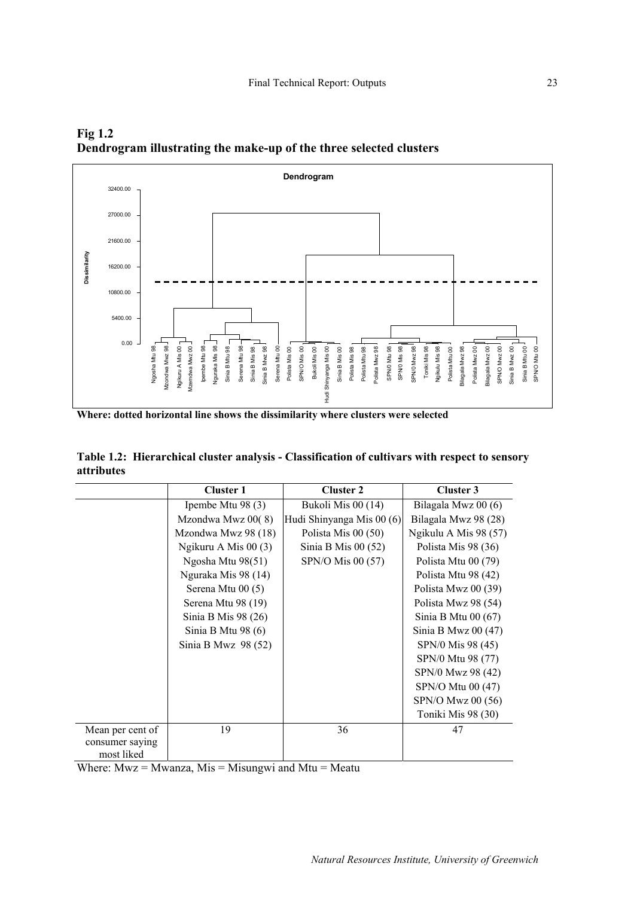**Fig 1.2**
**Dendrogram illustrating the make-up of the three selected clusters**

**Where: dotted horizontal line shows the dissimilarity where clusters were selected**

**Table 1.2: Hierarchical cluster analysis - Classification of cultivars with respect to sensory attributes**

| | Cluster 1 | Cluster 2 | Cluster 3 |
|---|---|---|---|
| | Ipembe Mtu 98 (3) | Bukoli Mis 00 (14) | Bilagala Mwz 00 (6) |
| | Mzondwa Mwz 00( 8) | Hudi Shinyanga Mis 00 (6) | Bilagala Mwz 98 (28) |
| | Mzondwa Mwz 98 (18) | Polista Mis 00 (50) | Ngikulu A Mis 98 (57) |
| | Ngikuru A Mis 00 (3) | Sinia B Mis 00 (52) | Polista Mis 98 (36) |
| | Ngosha Mtu 98(51) | SPN/O Mis 00 (57) | Polista Mtu 00 (79) |
| | Nguraka Mis 98 (14) | | Polista Mtu 98 (42) |
| | Serena Mtu 00 (5) | | Polista Mwz 00 (39) |
| | Serena Mtu 98 (19) | | Polista Mwz 98 (54) |
| | Sinia B Mis 98 (26) | | Sinia B Mtu 00 (67) |
| | Sinia B Mtu 98 (6) | | Sinia B Mwz 00 (47) |
| | Sinia B Mwz 98 (52) | | SPN/0 Mis 98 (45) |
| | | | SPN/0 Mtu 98 (77) |
| | | | SPN/0 Mwz 98 (42) |
| | | | SPN/O Mtu 00 (47) |
| | | | SPN/O Mwz 00 (56) |
| | | | Toniki Mis 98 (30) |
| Mean per cent of consumer saying most liked | 19 | 36 | 47 |

Where: Mwz = Mwanza, Mis = Misungwi and Mtu = Meatu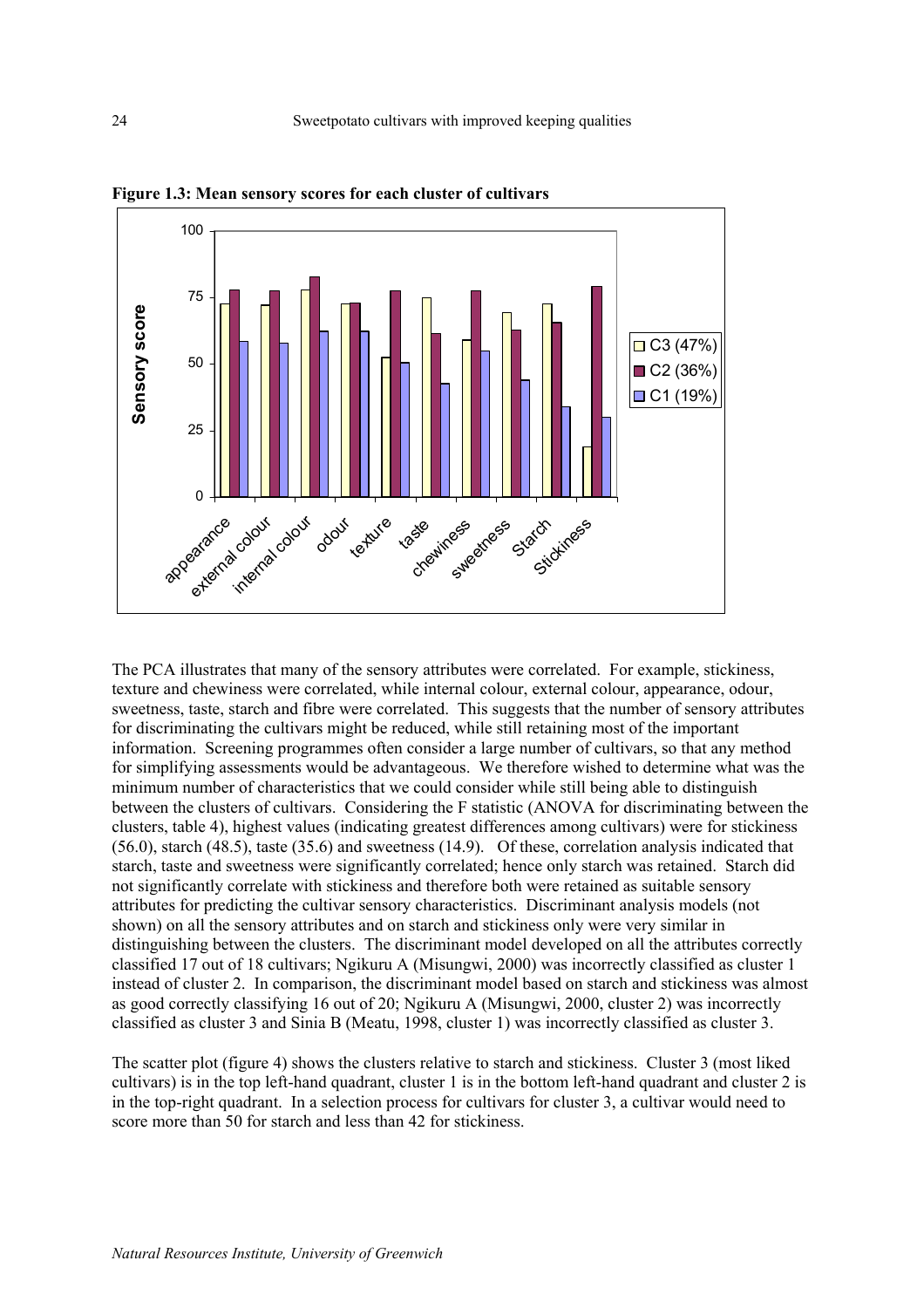**Figure 1.3: Mean sensory scores for each cluster of cultivars**

The PCA illustrates that many of the sensory attributes were correlated. For example, stickiness, texture and chewiness were correlated, while internal colour, external colour, appearance, odour, sweetness, taste, starch and fibre were correlated. This suggests that the number of sensory attributes for discriminating the cultivars might be reduced, while still retaining most of the important information. Screening programmes often consider a large number of cultivars, so that any method for simplifying assessments would be advantageous. We therefore wished to determine what was the minimum number of characteristics that we could consider while still being able to distinguish between the clusters of cultivars. Considering the F statistic (ANOVA for discriminating between the clusters, table 4), highest values (indicating greatest differences among cultivars) were for stickiness (56.0), starch (48.5), taste (35.6) and sweetness (14.9). Of these, correlation analysis indicated that starch, taste and sweetness were significantly correlated; hence only starch was retained. Starch did not significantly correlate with stickiness and therefore both were retained as suitable sensory attributes for predicting the cultivar sensory characteristics. Discriminant analysis models (not shown) on all the sensory attributes and on starch and stickiness only were very similar in distinguishing between the clusters. The discriminant model developed on all the attributes correctly classified 17 out of 18 cultivars; Ngikuru A (Misungwi, 2000) was incorrectly classified as cluster 1 instead of cluster 2. In comparison, the discriminant model based on starch and stickiness was almost as good correctly classifying 16 out of 20; Ngikuru A (Misungwi, 2000, cluster 2) was incorrectly classified as cluster 3 and Sinia B (Meatu, 1998, cluster 1) was incorrectly classified as cluster 3.

The scatter plot (figure 4) shows the clusters relative to starch and stickiness. Cluster 3 (most liked cultivars) is in the top left-hand quadrant, cluster 1 is in the bottom left-hand quadrant and cluster 2 is in the top-right quadrant. In a selection process for cultivars for cluster 3, a cultivar would need to score more than 50 for starch and less than 42 for stickiness.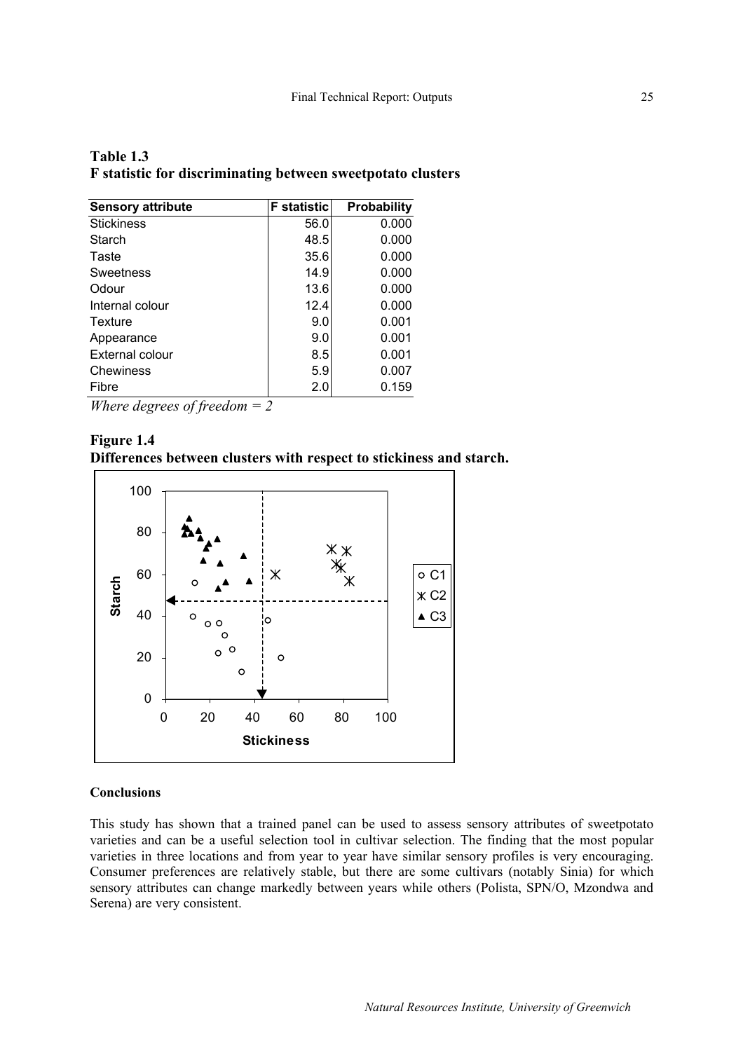**Table 1.3**
**F statistic for discriminating between sweetpotato clusters**

| Sensory attribute | F statistic | Probability |
|---|---|---|
| Stickiness | 56.0 | 0.000 |
| Starch | 48.5 | 0.000 |
| Taste | 35.6 | 0.000 |
| Sweetness | 14.9 | 0.000 |
| Odour | 13.6 | 0.000 |
| Internal colour | 12.4 | 0.000 |
| Texture | 9.0 | 0.001 |
| Appearance | 9.0 | 0.001 |
| External colour | 8.5 | 0.001 |
| Chewiness | 5.9 | 0.007 |
| Fibre | 2.0 | 0.159 |

*Where degrees of freedom = 2*

**Figure 1.4**
**Differences between clusters with respect to stickiness and starch.**

#### Conclusions

This study has shown that a trained panel can be used to assess sensory attributes of sweetpotato varieties and can be a useful selection tool in cultivar selection. The finding that the most popular varieties in three locations and from year to year have similar sensory profiles is very encouraging. Consumer preferences are relatively stable, but there are some cultivars (notably Sinia) for which sensory attributes can change markedly between years while others (Polista, SPN/O, Mzondwa and Serena) are very consistent.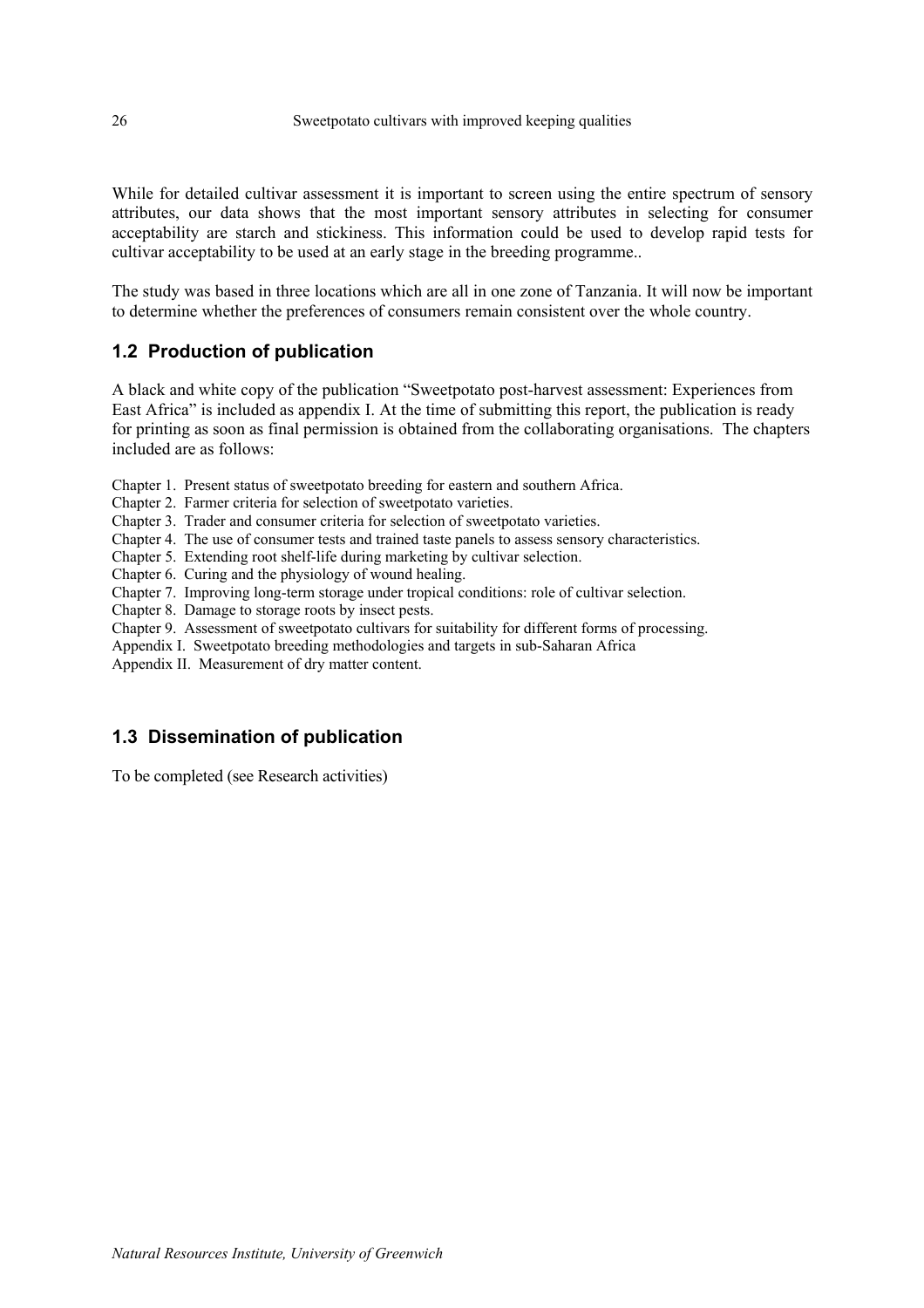While for detailed cultivar assessment it is important to screen using the entire spectrum of sensory attributes, our data shows that the most important sensory attributes in selecting for consumer acceptability are starch and stickiness. This information could be used to develop rapid tests for cultivar acceptability to be used at an early stage in the breeding programme..

The study was based in three locations which are all in one zone of Tanzania. It will now be important to determine whether the preferences of consumers remain consistent over the whole country.

## 1.2 Production of publication

A black and white copy of the publication "Sweetpotato post-harvest assessment: Experiences from East Africa" is included as appendix I. At the time of submitting this report, the publication is ready for printing as soon as final permission is obtained from the collaborating organisations. The chapters included are as follows:

Chapter 1. Present status of sweetpotato breeding for eastern and southern Africa.
Chapter 2. Farmer criteria for selection of sweetpotato varieties.
Chapter 3. Trader and consumer criteria for selection of sweetpotato varieties.
Chapter 4. The use of consumer tests and trained taste panels to assess sensory characteristics.
Chapter 5. Extending root shelf-life during marketing by cultivar selection.
Chapter 6. Curing and the physiology of wound healing.
Chapter 7. Improving long-term storage under tropical conditions: role of cultivar selection.
Chapter 8. Damage to storage roots by insect pests.
Chapter 9. Assessment of sweetpotato cultivars for suitability for different forms of processing.
Appendix I. Sweetpotato breeding methodologies and targets in sub-Saharan Africa
Appendix II. Measurement of dry matter content.

## 1.3 Dissemination of publication

To be completed (see Research activities)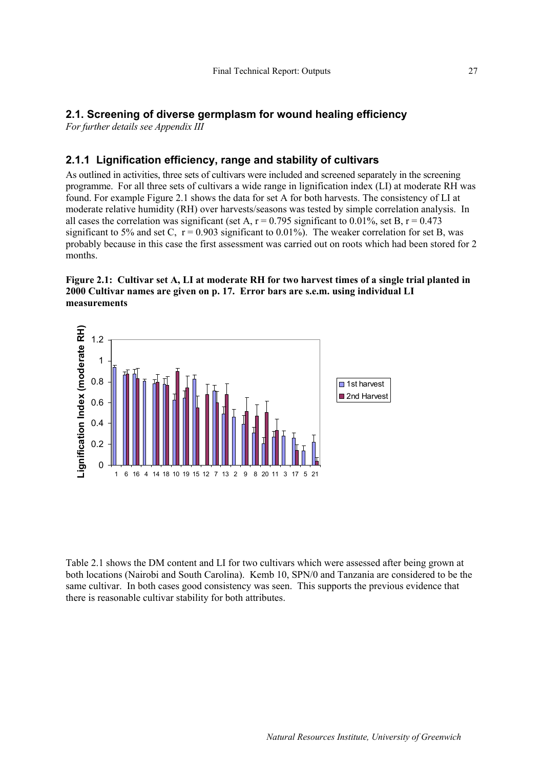## 2.1. Screening of diverse germplasm for wound healing efficiency

*For further details see Appendix III*

### 2.1.1 Lignification efficiency, range and stability of cultivars

As outlined in activities, three sets of cultivars were included and screened separately in the screening programme. For all three sets of cultivars a wide range in lignification index (LI) at moderate RH was found. For example Figure 2.1 shows the data for set A for both harvests. The consistency of LI at moderate relative humidity (RH) over harvests/seasons was tested by simple correlation analysis. In all cases the correlation was significant (set A, $r = 0.795$ significant to 0.01%, set B, $r = 0.473$ significant to 5% and set C, $r = 0.903$ significant to 0.01%). The weaker correlation for set B, was probably because in this case the first assessment was carried out on roots which had been stored for 2 months.

**Figure 2.1: Cultivar set A, LI at moderate RH for two harvest times of a single trial planted in 2000 Cultivar names are given on p. 17. Error bars are s.e.m. using individual LI measurements**

Table 2.1 shows the DM content and LI for two cultivars which were assessed after being grown at both locations (Nairobi and South Carolina). Kemb 10, SPN/0 and Tanzania are considered to be the same cultivar. In both cases good consistency was seen. This supports the previous evidence that there is reasonable cultivar stability for both attributes.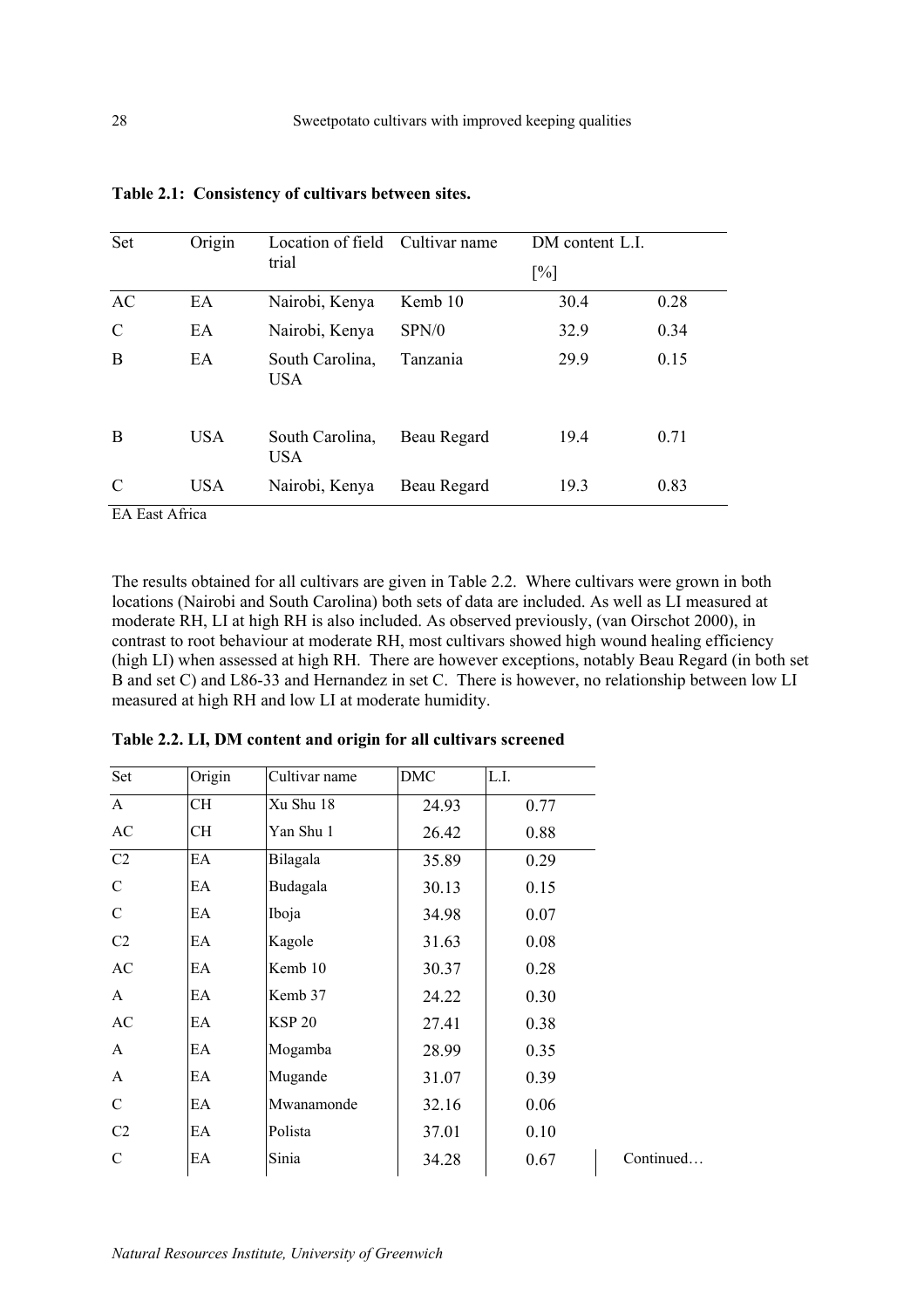**Table 2.1: Consistency of cultivars between sites.**

| Set | Origin | Location of field trial | Cultivar name | DM content [%] | L.I. |
|---|---|---|---|---|---|
| AC | EA | Nairobi, Kenya | Kemb 10 | 30.4 | 0.28 |
| C | EA | Nairobi, Kenya | SPN/0 | 32.9 | 0.34 |
| B | EA | South Carolina, USA | Tanzania | 29.9 | 0.15 |
| B | USA | South Carolina, USA | Beau Regard | 19.4 | 0.71 |
| C | USA | Nairobi, Kenya | Beau Regard | 19.3 | 0.83 |

EA East Africa

The results obtained for all cultivars are given in Table 2.2. Where cultivars were grown in both locations (Nairobi and South Carolina) both sets of data are included. As well as LI measured at moderate RH, LI at high RH is also included. As observed previously, (van Oirschot 2000), in contrast to root behaviour at moderate RH, most cultivars showed high wound healing efficiency (high LI) when assessed at high RH. There are however exceptions, notably Beau Regard (in both set B and set C) and L86-33 and Hernandez in set C. There is however, no relationship between low LI measured at high RH and low LI at moderate humidity.

**Table 2.2. LI, DM content and origin for all cultivars screened**

| Set | Origin | Cultivar name | DMC | L.I. |
|---|---|---|---|---|
| A | CH | Xu Shu 18 | 24.93 | 0.77 |
| AC | CH | Yan Shu 1 | 26.42 | 0.88 |
| C2 | EA | Bilagala | 35.89 | 0.29 |
| C | EA | Budagala | 30.13 | 0.15 |
| C | EA | Iboja | 34.98 | 0.07 |
| C2 | EA | Kagole | 31.63 | 0.08 |
| AC | EA | Kemb 10 | 30.37 | 0.28 |
| A | EA | Kemb 37 | 24.22 | 0.30 |
| AC | EA | KSP 20 | 27.41 | 0.38 |
| A | EA | Mogamba | 28.99 | 0.35 |
| A | EA | Mugande | 31.07 | 0.39 |
| C | EA | Mwanamonde | 32.16 | 0.06 |
| C2 | EA | Polista | 37.01 | 0.10 |
| C | EA | Sinia | 34.28 | 0.67 |

Continued…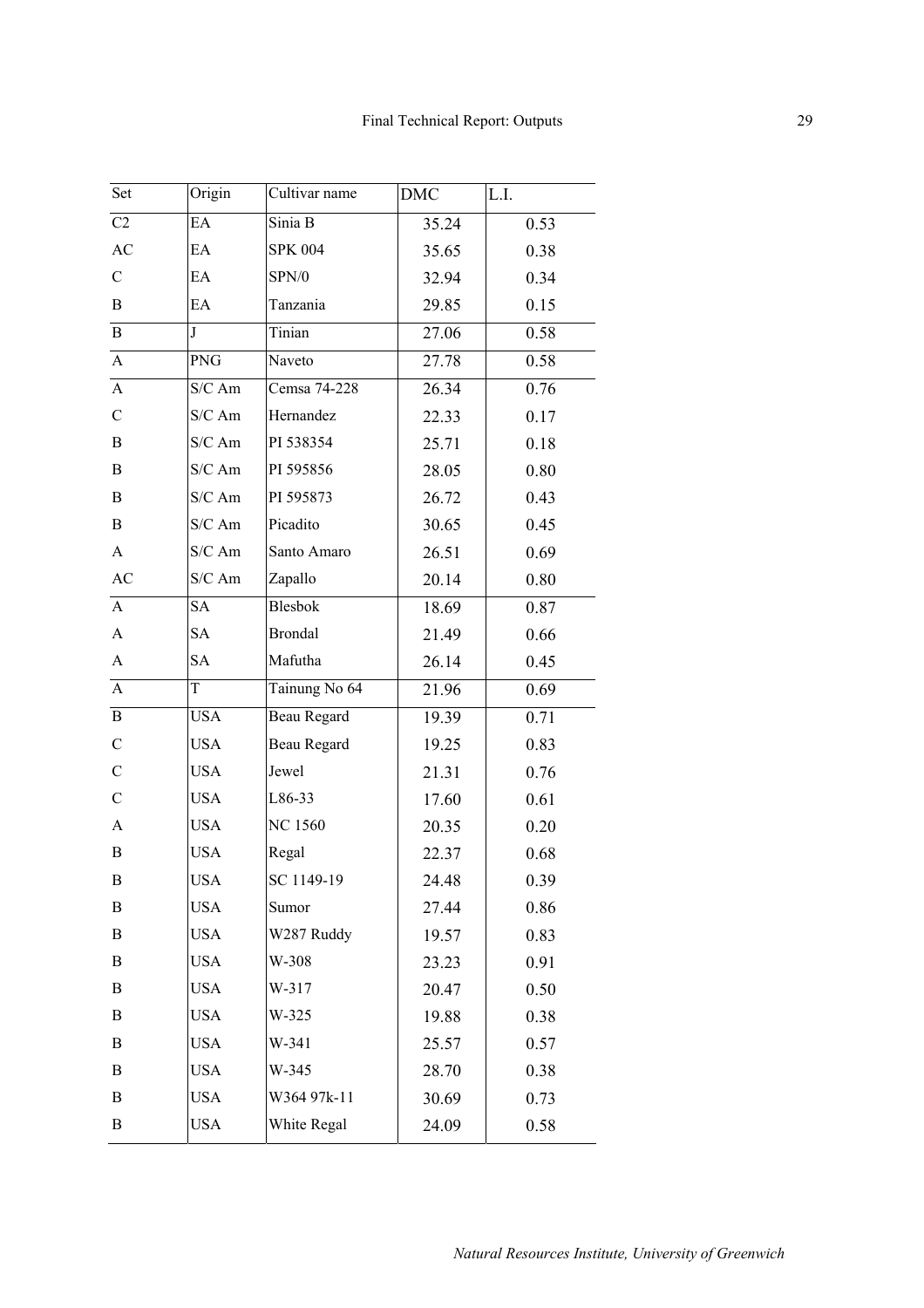| Set | Origin | Cultivar name | DMC | L.I. |
|---|---|---|---|---|
| C2 | EA | Sinia B | 35.24 | 0.53 |
| AC | EA | SPK 004 | 35.65 | 0.38 |
| C | EA | SPN/0 | 32.94 | 0.34 |
| B | EA | Tanzania | 29.85 | 0.15 |
| B | J | Tinian | 27.06 | 0.58 |
| A | PNG | Naveto | 27.78 | 0.58 |
| A | S/C Am | Cemsa 74-228 | 26.34 | 0.76 |
| C | S/C Am | Hernandez | 22.33 | 0.17 |
| B | S/C Am | PI 538354 | 25.71 | 0.18 |
| B | S/C Am | PI 595856 | 28.05 | 0.80 |
| B | S/C Am | PI 595873 | 26.72 | 0.43 |
| B | S/C Am | Picadito | 30.65 | 0.45 |
| A | S/C Am | Santo Amaro | 26.51 | 0.69 |
| AC | S/C Am | Zapallo | 20.14 | 0.80 |
| A | SA | Blesbok | 18.69 | 0.87 |
| A | SA | Brondal | 21.49 | 0.66 |
| A | SA | Mafutha | 26.14 | 0.45 |
| A | T | Tainung No 64 | 21.96 | 0.69 |
| B | USA | Beau Regard | 19.39 | 0.71 |
| C | USA | Beau Regard | 19.25 | 0.83 |
| C | USA | Jewel | 21.31 | 0.76 |
| C | USA | L86-33 | 17.60 | 0.61 |
| A | USA | NC 1560 | 20.35 | 0.20 |
| B | USA | Regal | 22.37 | 0.68 |
| B | USA | SC 1149-19 | 24.48 | 0.39 |
| B | USA | Sumor | 27.44 | 0.86 |
| B | USA | W287 Ruddy | 19.57 | 0.83 |
| B | USA | W-308 | 23.23 | 0.91 |
| B | USA | W-317 | 20.47 | 0.50 |
| B | USA | W-325 | 19.88 | 0.38 |
| B | USA | W-341 | 25.57 | 0.57 |
| B | USA | W-345 | 28.70 | 0.38 |
| B | USA | W364 97k-11 | 30.69 | 0.73 |
| B | USA | White Regal | 24.09 | 0.58 |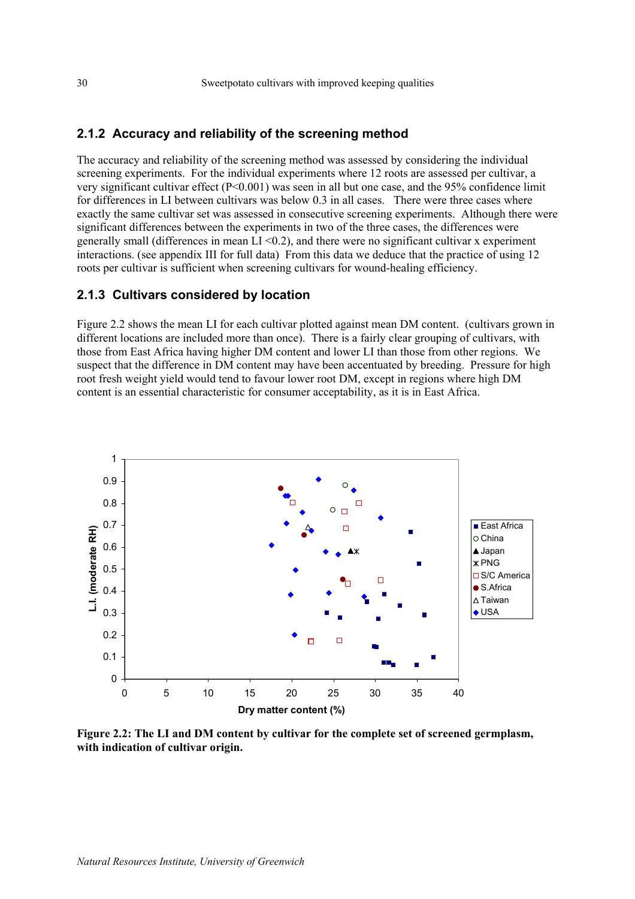### 2.1.2 Accuracy and reliability of the screening method

The accuracy and reliability of the screening method was assessed by considering the individual screening experiments. For the individual experiments where 12 roots are assessed per cultivar, a very significant cultivar effect ($P<0.001$) was seen in all but one case, and the 95% confidence limit for differences in LI between cultivars was below 0.3 in all cases. There were three cases where exactly the same cultivar set was assessed in consecutive screening experiments. Although there were significant differences between the experiments in two of the three cases, the differences were generally small (differences in mean LI <0.2), and there were no significant cultivar x experiment interactions. (see appendix III for full data) From this data we deduce that the practice of using 12 roots per cultivar is sufficient when screening cultivars for wound-healing efficiency.

### 2.1.3 Cultivars considered by location

Figure 2.2 shows the mean LI for each cultivar plotted against mean DM content. (cultivars grown in different locations are included more than once). There is a fairly clear grouping of cultivars, with those from East Africa having higher DM content and lower LI than those from other regions. We suspect that the difference in DM content may have been accentuated by breeding. Pressure for high root fresh weight yield would tend to favour lower root DM, except in regions where high DM content is an essential characteristic for consumer acceptability, as it is in East Africa.

**Figure 2.2: The LI and DM content by cultivar for the complete set of screened germplasm, with indication of cultivar origin.**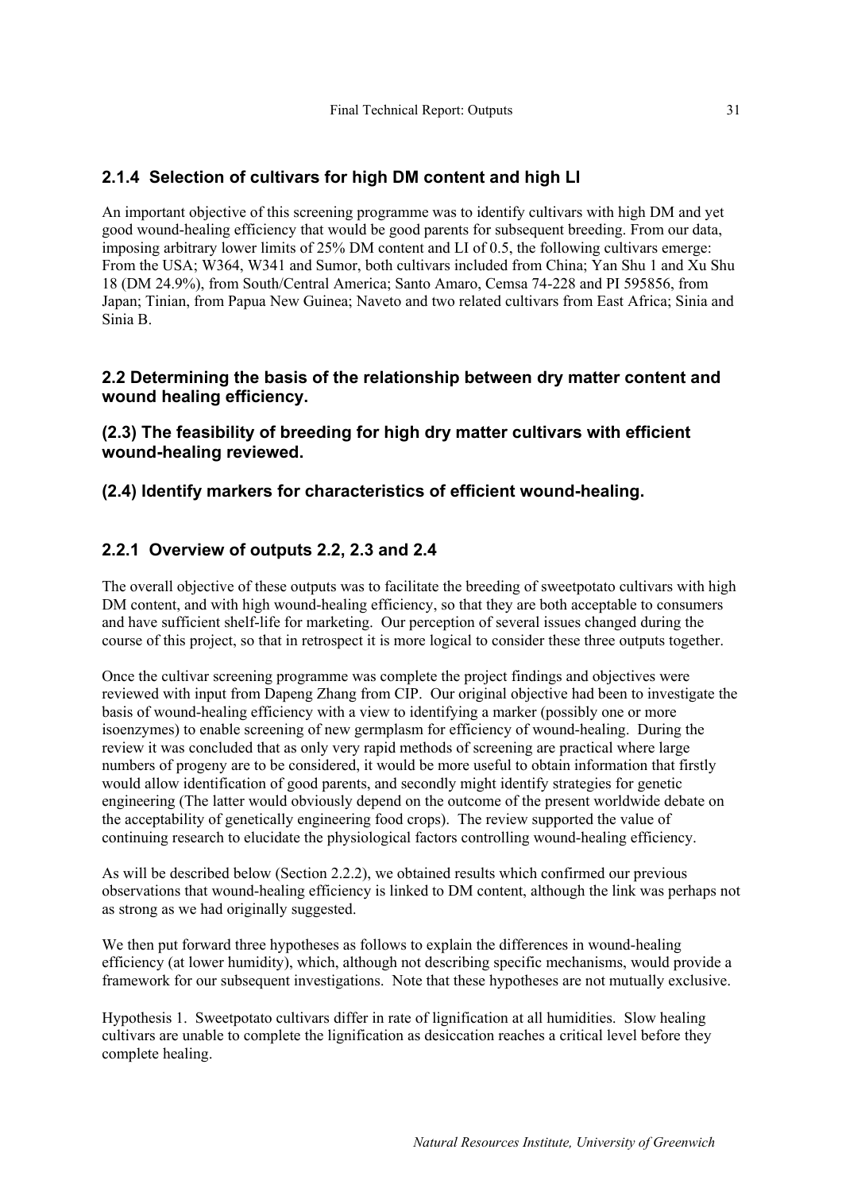### 2.1.4 Selection of cultivars for high DM content and high LI

An important objective of this screening programme was to identify cultivars with high DM and yet good wound-healing efficiency that would be good parents for subsequent breeding. From our data, imposing arbitrary lower limits of 25% DM content and LI of 0.5, the following cultivars emerge: From the USA; W364, W341 and Sumor, both cultivars included from China; Yan Shu 1 and Xu Shu 18 (DM 24.9%), from South/Central America; Santo Amaro, Cemsa 74-228 and PI 595856, from Japan; Tinian, from Papua New Guinea; Naveto and two related cultivars from East Africa; Sinia and Sinia B.

## 2.2 Determining the basis of the relationship between dry matter content and wound healing efficiency.

## (2.3) The feasibility of breeding for high dry matter cultivars with efficient wound-healing reviewed.

## (2.4) Identify markers for characteristics of efficient wound-healing.

### 2.2.1 Overview of outputs 2.2, 2.3 and 2.4

The overall objective of these outputs was to facilitate the breeding of sweetpotato cultivars with high DM content, and with high wound-healing efficiency, so that they are both acceptable to consumers and have sufficient shelf-life for marketing. Our perception of several issues changed during the course of this project, so that in retrospect it is more logical to consider these three outputs together.

Once the cultivar screening programme was complete the project findings and objectives were reviewed with input from Dapeng Zhang from CIP. Our original objective had been to investigate the basis of wound-healing efficiency with a view to identifying a marker (possibly one or more isoenzymes) to enable screening of new germplasm for efficiency of wound-healing. During the review it was concluded that as only very rapid methods of screening are practical where large numbers of progeny are to be considered, it would be more useful to obtain information that firstly would allow identification of good parents, and secondly might identify strategies for genetic engineering (The latter would obviously depend on the outcome of the present worldwide debate on the acceptability of genetically engineering food crops). The review supported the value of continuing research to elucidate the physiological factors controlling wound-healing efficiency.

As will be described below (Section 2.2.2), we obtained results which confirmed our previous observations that wound-healing efficiency is linked to DM content, although the link was perhaps not as strong as we had originally suggested.

We then put forward three hypotheses as follows to explain the differences in wound-healing efficiency (at lower humidity), which, although not describing specific mechanisms, would provide a framework for our subsequent investigations. Note that these hypotheses are not mutually exclusive.

Hypothesis 1. Sweetpotato cultivars differ in rate of lignification at all humidities. Slow healing cultivars are unable to complete the lignification as desiccation reaches a critical level before they complete healing.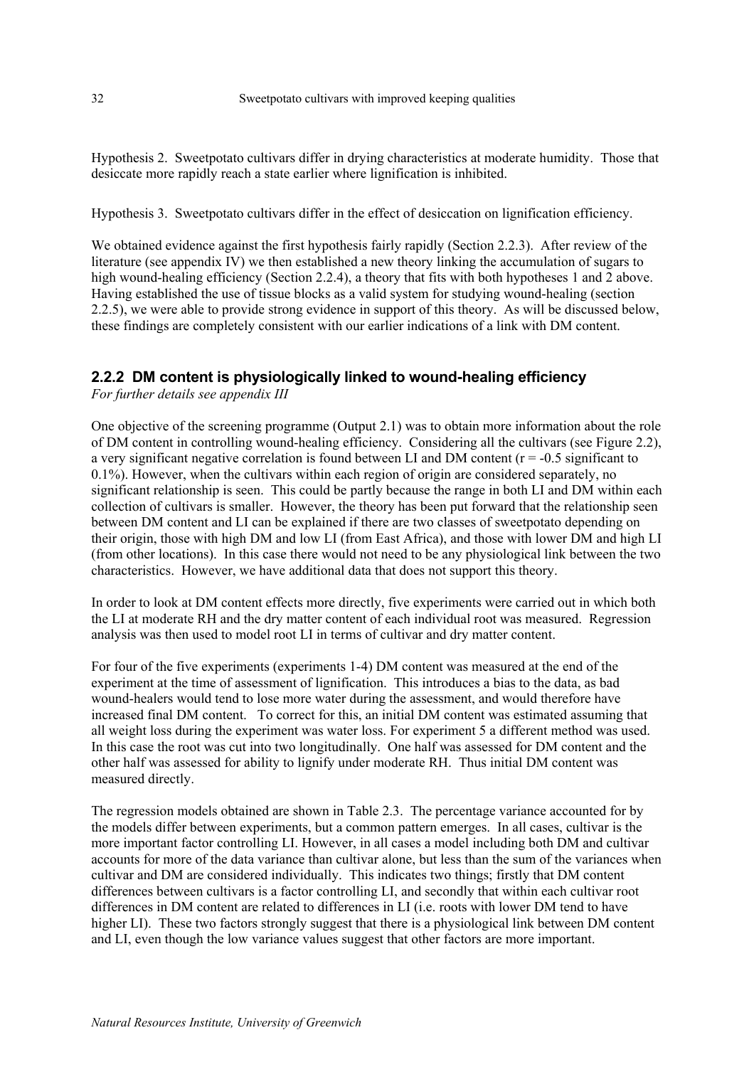Hypothesis 2. Sweetpotato cultivars differ in drying characteristics at moderate humidity. Those that desiccate more rapidly reach a state earlier where lignification is inhibited.

Hypothesis 3. Sweetpotato cultivars differ in the effect of desiccation on lignification efficiency.

We obtained evidence against the first hypothesis fairly rapidly (Section 2.2.3). After review of the literature (see appendix IV) we then established a new theory linking the accumulation of sugars to high wound-healing efficiency (Section 2.2.4), a theory that fits with both hypotheses 1 and 2 above. Having established the use of tissue blocks as a valid system for studying wound-healing (section 2.2.5), we were able to provide strong evidence in support of this theory. As will be discussed below, these findings are completely consistent with our earlier indications of a link with DM content.

### 2.2.2 DM content is physiologically linked to wound-healing efficiency

*For further details see appendix III*

One objective of the screening programme (Output 2.1) was to obtain more information about the role of DM content in controlling wound-healing efficiency. Considering all the cultivars (see Figure 2.2), a very significant negative correlation is found between LI and DM content ($r = -0.5$ significant to 0.1%). However, when the cultivars within each region of origin are considered separately, no significant relationship is seen. This could be partly because the range in both LI and DM within each collection of cultivars is smaller. However, the theory has been put forward that the relationship seen between DM content and LI can be explained if there are two classes of sweetpotato depending on their origin, those with high DM and low LI (from East Africa), and those with lower DM and high LI (from other locations). In this case there would not need to be any physiological link between the two characteristics. However, we have additional data that does not support this theory.

In order to look at DM content effects more directly, five experiments were carried out in which both the LI at moderate RH and the dry matter content of each individual root was measured. Regression analysis was then used to model root LI in terms of cultivar and dry matter content.

For four of the five experiments (experiments 1-4) DM content was measured at the end of the experiment at the time of assessment of lignification. This introduces a bias to the data, as bad wound-healers would tend to lose more water during the assessment, and would therefore have increased final DM content. To correct for this, an initial DM content was estimated assuming that all weight loss during the experiment was water loss. For experiment 5 a different method was used. In this case the root was cut into two longitudinally. One half was assessed for DM content and the other half was assessed for ability to lignify under moderate RH. Thus initial DM content was measured directly.

The regression models obtained are shown in Table 2.3. The percentage variance accounted for by the models differ between experiments, but a common pattern emerges. In all cases, cultivar is the more important factor controlling LI. However, in all cases a model including both DM and cultivar accounts for more of the data variance than cultivar alone, but less than the sum of the variances when cultivar and DM are considered individually. This indicates two things; firstly that DM content differences between cultivars is a factor controlling LI, and secondly that within each cultivar root differences in DM content are related to differences in LI (i.e. roots with lower DM tend to have higher LI). These two factors strongly suggest that there is a physiological link between DM content and LI, even though the low variance values suggest that other factors are more important.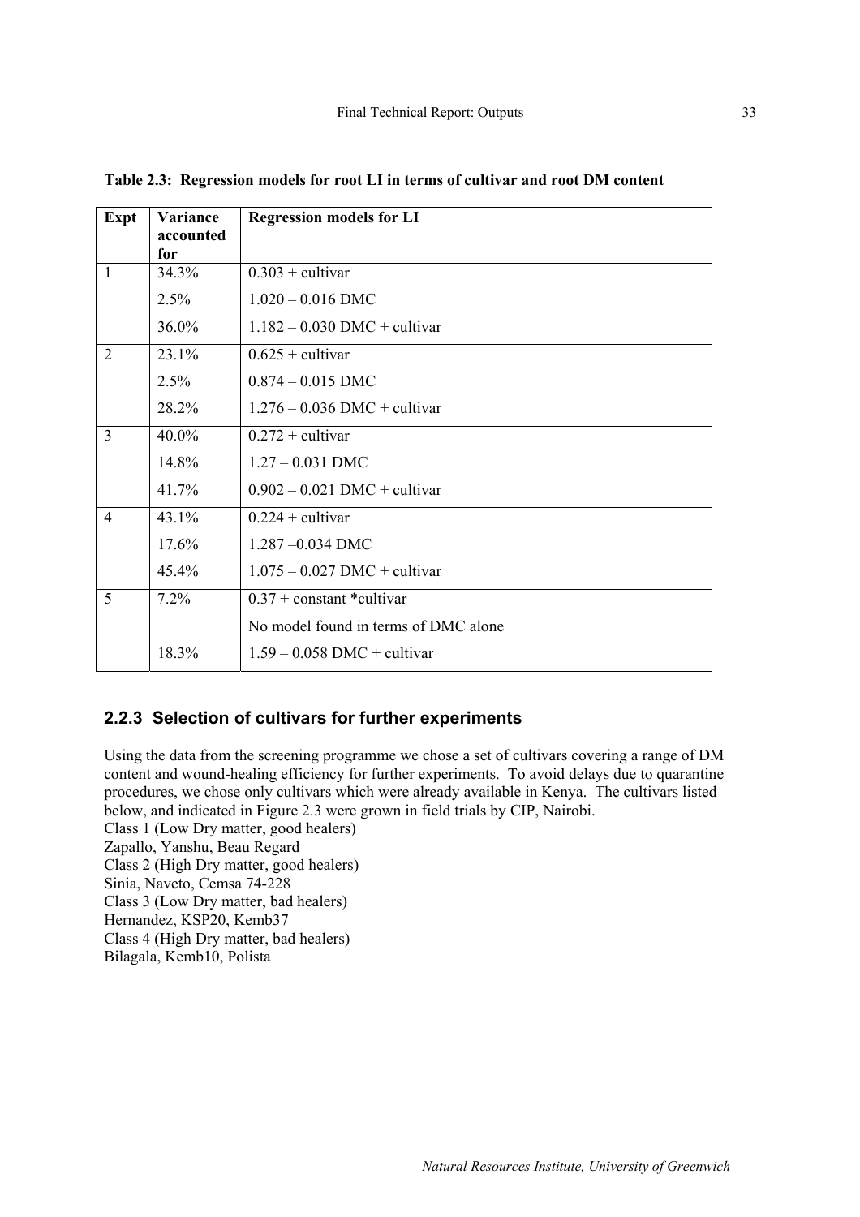**Table 2.3: Regression models for root LI in terms of cultivar and root DM content**

| Expt | Variance accounted for | Regression models for LI |
|---|---|---|
| 1 | 34.3% | 0.303 + cultivar |
| | 2.5% | 1.020 – 0.016 DMC |
| | 36.0% | 1.182 – 0.030 DMC + cultivar |
| 2 | 23.1% | 0.625 + cultivar |
| | 2.5% | 0.874 – 0.015 DMC |
| | 28.2% | 1.276 – 0.036 DMC + cultivar |
| 3 | 40.0% | 0.272 + cultivar |
| | 14.8% | 1.27 – 0.031 DMC |
| | 41.7% | 0.902 – 0.021 DMC + cultivar |
| 4 | 43.1% | 0.224 + cultivar |
| | 17.6% | 1.287 –0.034 DMC |
| | 45.4% | 1.075 – 0.027 DMC + cultivar |
| 5 | 7.2% | 0.37 + constant *cultivar |
| | | No model found in terms of DMC alone |
| | 18.3% | 1.59 – 0.058 DMC + cultivar |

### 2.2.3 Selection of cultivars for further experiments

Using the data from the screening programme we chose a set of cultivars covering a range of DM content and wound-healing efficiency for further experiments. To avoid delays due to quarantine procedures, we chose only cultivars which were already available in Kenya. The cultivars listed below, and indicated in Figure 2.3 were grown in field trials by CIP, Nairobi.

Class 1 (Low Dry matter, good healers)
Zapallo, Yanshu, Beau Regard
Class 2 (High Dry matter, good healers)
Sinia, Naveto, Cemsa 74-228
Class 3 (Low Dry matter, bad healers)
Hernandez, KSP20, Kemb37
Class 4 (High Dry matter, bad healers)
Bilagala, Kemb10, Polista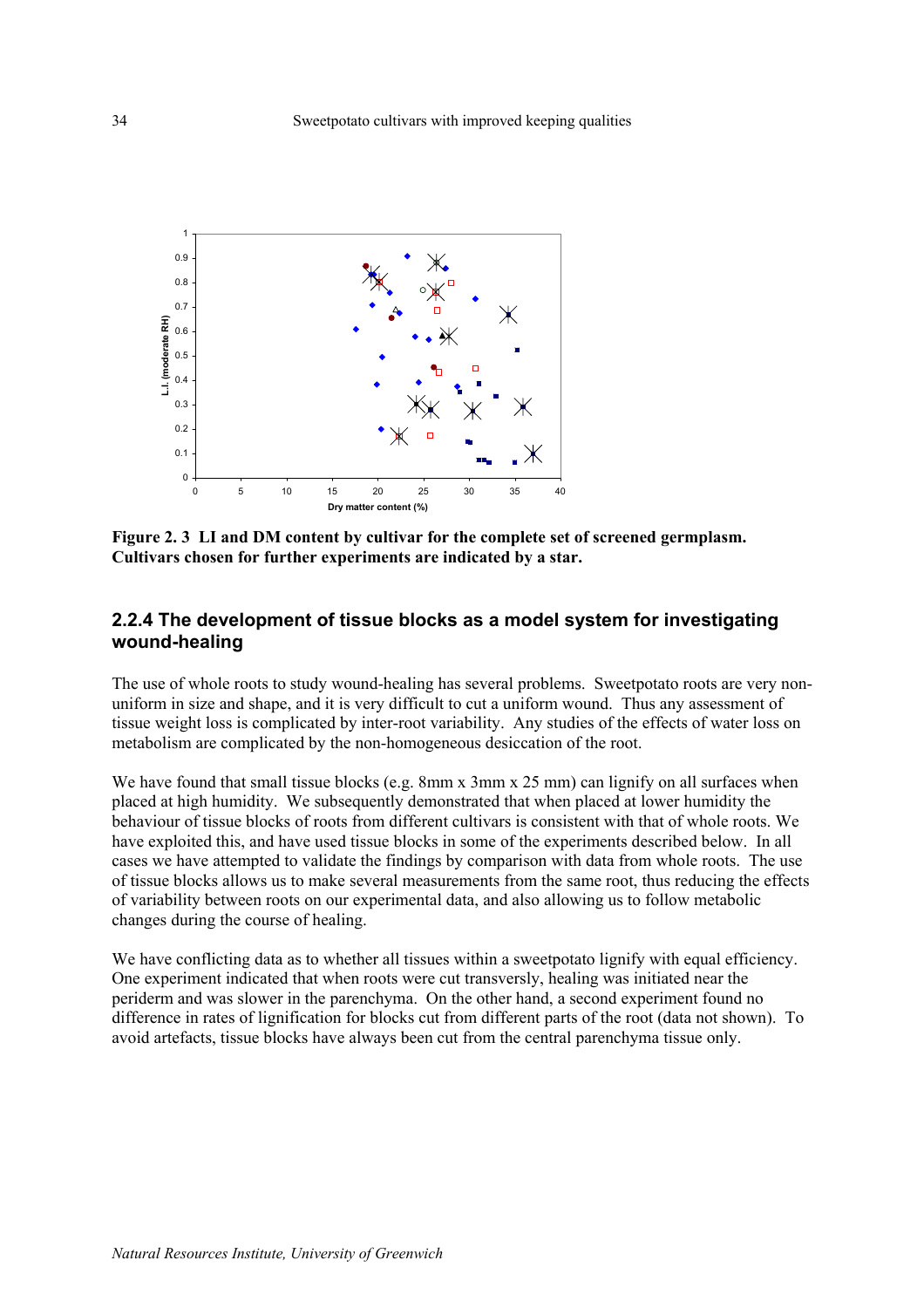**Figure 2. 3 LI and DM content by cultivar for the complete set of screened germplasm. Cultivars chosen for further experiments are indicated by a star.**

### 2.2.4 The development of tissue blocks as a model system for investigating wound-healing

The use of whole roots to study wound-healing has several problems. Sweetpotato roots are very non-uniform in size and shape, and it is very difficult to cut a uniform wound. Thus any assessment of tissue weight loss is complicated by inter-root variability. Any studies of the effects of water loss on metabolism are complicated by the non-homogeneous desiccation of the root.

We have found that small tissue blocks (e.g. 8mm x 3mm x 25 mm) can lignify on all surfaces when placed at high humidity. We subsequently demonstrated that when placed at lower humidity the behaviour of tissue blocks of roots from different cultivars is consistent with that of whole roots. We have exploited this, and have used tissue blocks in some of the experiments described below. In all cases we have attempted to validate the findings by comparison with data from whole roots. The use of tissue blocks allows us to make several measurements from the same root, thus reducing the effects of variability between roots on our experimental data, and also allowing us to follow metabolic changes during the course of healing.

We have conflicting data as to whether all tissues within a sweetpotato lignify with equal efficiency. One experiment indicated that when roots were cut transversly, healing was initiated near the periderm and was slower in the parenchyma. On the other hand, a second experiment found no difference in rates of lignification for blocks cut from different parts of the root (data not shown). To avoid artefacts, tissue blocks have always been cut from the central parenchyma tissue only.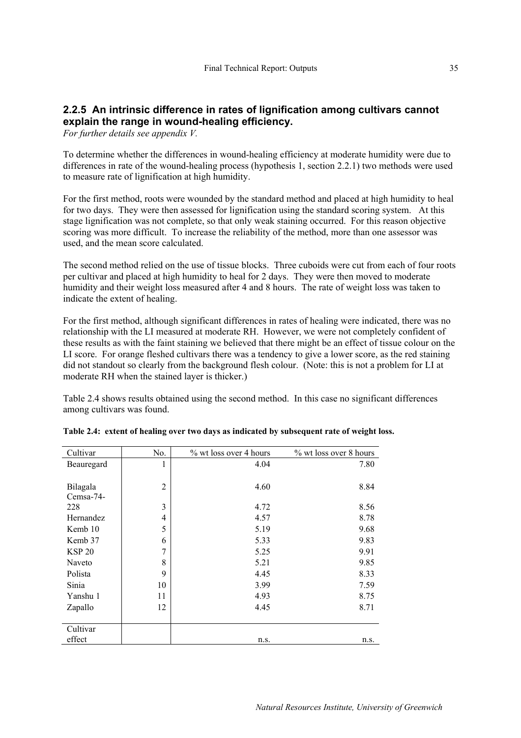## 2.2.5 An intrinsic difference in rates of lignification among cultivars cannot explain the range in wound-healing efficiency.

*For further details see appendix V.*

To determine whether the differences in wound-healing efficiency at moderate humidity were due to differences in rate of the wound-healing process (hypothesis 1, section 2.2.1) two methods were used to measure rate of lignification at high humidity.

For the first method, roots were wounded by the standard method and placed at high humidity to heal for two days. They were then assessed for lignification using the standard scoring system. At this stage lignification was not complete, so that only weak staining occurred. For this reason objective scoring was more difficult. To increase the reliability of the method, more than one assessor was used, and the mean score calculated.

The second method relied on the use of tissue blocks. Three cuboids were cut from each of four roots per cultivar and placed at high humidity to heal for 2 days. They were then moved to moderate humidity and their weight loss measured after 4 and 8 hours. The rate of weight loss was taken to indicate the extent of healing.

For the first method, although significant differences in rates of healing were indicated, there was no relationship with the LI measured at moderate RH. However, we were not completely confident of these results as with the faint staining we believed that there might be an effect of tissue colour on the LI score. For orange fleshed cultivars there was a tendency to give a lower score, as the red staining did not standout so clearly from the background flesh colour. (Note: this is not a problem for LI at moderate RH when the stained layer is thicker.)

Table 2.4 shows results obtained using the second method. In this case no significant differences among cultivars was found.

**Table 2.4: extent of healing over two days as indicated by subsequent rate of weight loss.**

| Cultivar | No. | % wt loss over 4 hours | % wt loss over 8 hours |
|---|---|---|---|
| Beauregard | 1 | 4.04 | 7.80 |
| Bilagala | 2 | 4.60 | 8.84 |
| Cemsa-74-228 | 3 | 4.72 | 8.56 |
| Hernandez | 4 | 4.57 | 8.78 |
| Kemb 10 | 5 | 5.19 | 9.68 |
| Kemb 37 | 6 | 5.33 | 9.83 |
| KSP 20 | 7 | 5.25 | 9.91 |
| Naveto | 8 | 5.21 | 9.85 |
| Polista | 9 | 4.45 | 8.33 |
| Sinia | 10 | 3.99 | 7.59 |
| Yanshu 1 | 11 | 4.93 | 8.75 |
| Zapallo | 12 | 4.45 | 8.71 |
| Cultivar effect | | n.s. | n.s. |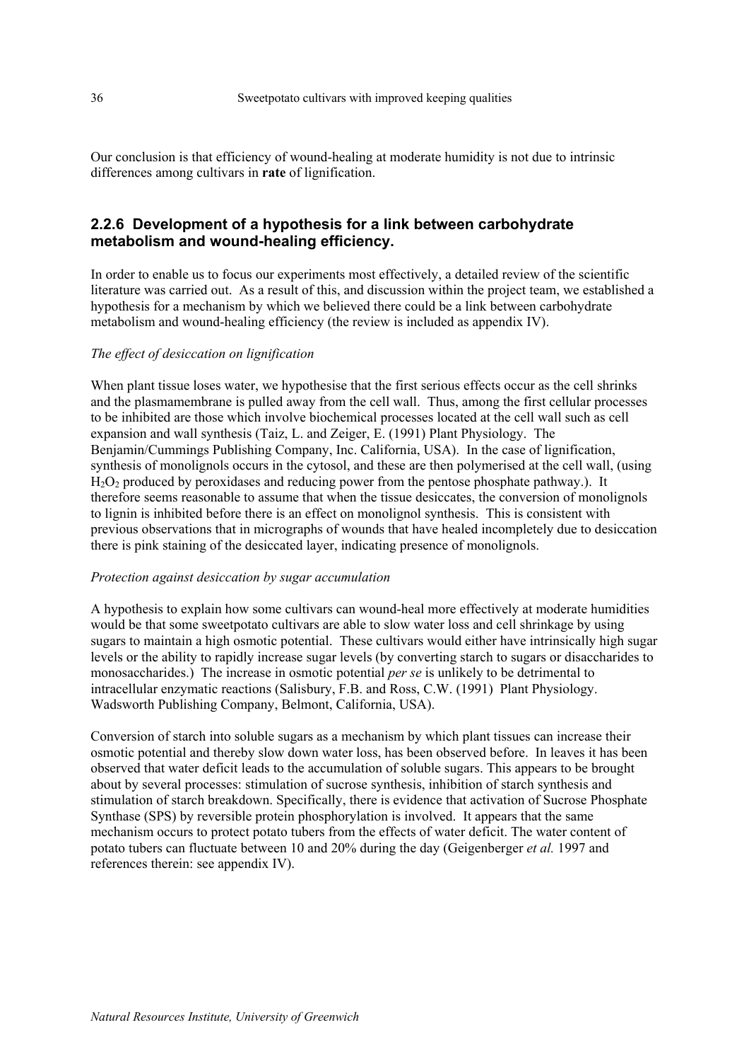Our conclusion is that efficiency of wound-healing at moderate humidity is not due to intrinsic differences among cultivars in **rate** of lignification.

### 2.2.6 Development of a hypothesis for a link between carbohydrate metabolism and wound-healing efficiency.

In order to enable us to focus our experiments most effectively, a detailed review of the scientific literature was carried out. As a result of this, and discussion within the project team, we established a hypothesis for a mechanism by which we believed there could be a link between carbohydrate metabolism and wound-healing efficiency (the review is included as appendix IV).

*The effect of desiccation on lignification*

When plant tissue loses water, we hypothesise that the first serious effects occur as the cell shrinks and the plasmamembrane is pulled away from the cell wall. Thus, among the first cellular processes to be inhibited are those which involve biochemical processes located at the cell wall such as cell expansion and wall synthesis (Taiz, L. and Zeiger, E. (1991) Plant Physiology. The Benjamin/Cummings Publishing Company, Inc. California, USA). In the case of lignification, synthesis of monolignols occurs in the cytosol, and these are then polymerised at the cell wall, (using $H_2O_2$ produced by peroxidases and reducing power from the pentose phosphate pathway.). It therefore seems reasonable to assume that when the tissue desiccates, the conversion of monolignols to lignin is inhibited before there is an effect on monolignol synthesis. This is consistent with previous observations that in micrographs of wounds that have healed incompletely due to desiccation there is pink staining of the desiccated layer, indicating presence of monolignols.

*Protection against desiccation by sugar accumulation*

A hypothesis to explain how some cultivars can wound-heal more effectively at moderate humidities would be that some sweetpotato cultivars are able to slow water loss and cell shrinkage by using sugars to maintain a high osmotic potential. These cultivars would either have intrinsically high sugar levels or the ability to rapidly increase sugar levels (by converting starch to sugars or disaccharides to monosaccharides.) The increase in osmotic potential *per se* is unlikely to be detrimental to intracellular enzymatic reactions (Salisbury, F.B. and Ross, C.W. (1991) Plant Physiology. Wadsworth Publishing Company, Belmont, California, USA).

Conversion of starch into soluble sugars as a mechanism by which plant tissues can increase their osmotic potential and thereby slow down water loss, has been observed before. In leaves it has been observed that water deficit leads to the accumulation of soluble sugars. This appears to be brought about by several processes: stimulation of sucrose synthesis, inhibition of starch synthesis and stimulation of starch breakdown. Specifically, there is evidence that activation of Sucrose Phosphate Synthase (SPS) by reversible protein phosphorylation is involved. It appears that the same mechanism occurs to protect potato tubers from the effects of water deficit. The water content of potato tubers can fluctuate between 10 and 20% during the day (Geigenberger *et al.* 1997 and references therein: see appendix IV).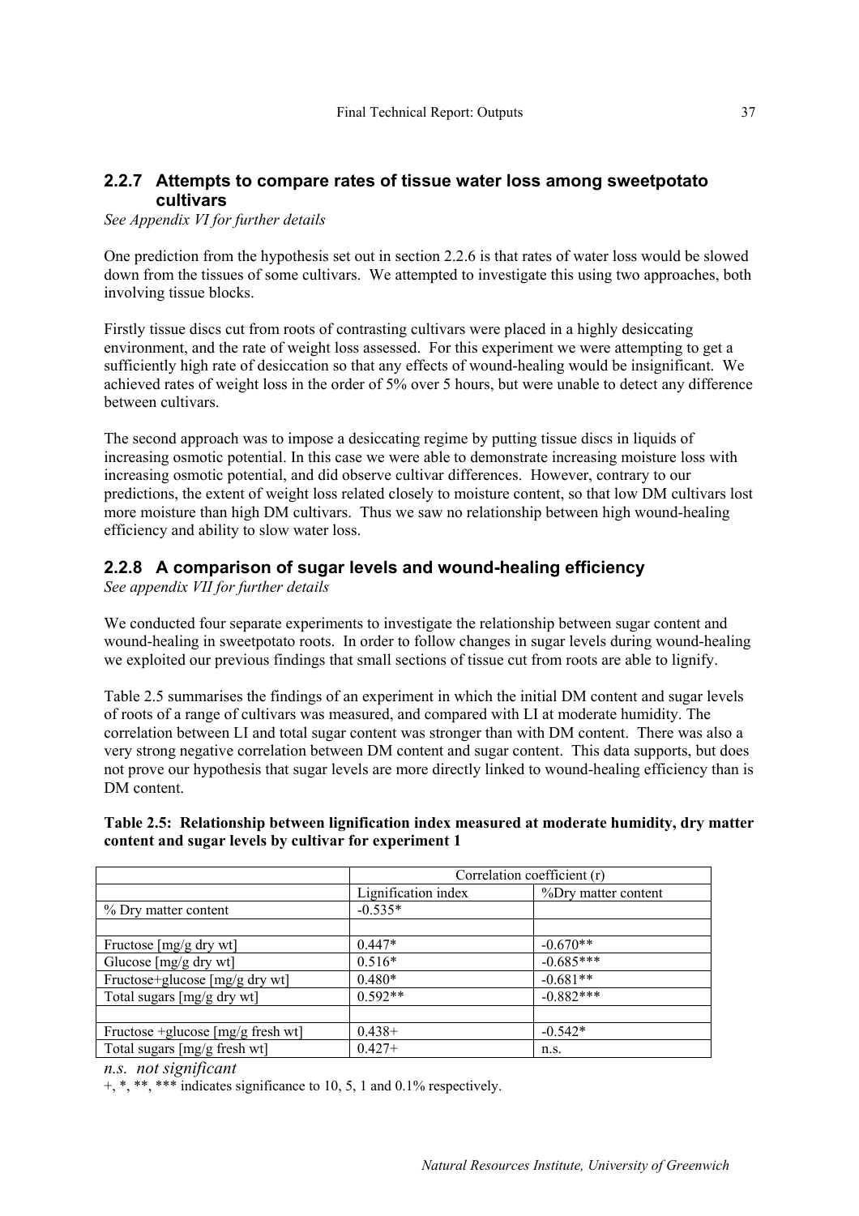### 2.2.7 Attempts to compare rates of tissue water loss among sweetpotato cultivars

*See Appendix VI for further details*

One prediction from the hypothesis set out in section 2.2.6 is that rates of water loss would be slowed down from the tissues of some cultivars. We attempted to investigate this using two approaches, both involving tissue blocks.

Firstly tissue discs cut from roots of contrasting cultivars were placed in a highly desiccating environment, and the rate of weight loss assessed. For this experiment we were attempting to get a sufficiently high rate of desiccation so that any effects of wound-healing would be insignificant. We achieved rates of weight loss in the order of 5% over 5 hours, but were unable to detect any difference between cultivars.

The second approach was to impose a desiccating regime by putting tissue discs in liquids of increasing osmotic potential. In this case we were able to demonstrate increasing moisture loss with increasing osmotic potential, and did observe cultivar differences. However, contrary to our predictions, the extent of weight loss related closely to moisture content, so that low DM cultivars lost more moisture than high DM cultivars. Thus we saw no relationship between high wound-healing efficiency and ability to slow water loss.

### 2.2.8 A comparison of sugar levels and wound-healing efficiency

*See appendix VII for further details*

We conducted four separate experiments to investigate the relationship between sugar content and wound-healing in sweetpotato roots. In order to follow changes in sugar levels during wound-healing we exploited our previous findings that small sections of tissue cut from roots are able to lignify.

Table 2.5 summarises the findings of an experiment in which the initial DM content and sugar levels of roots of a range of cultivars was measured, and compared with LI at moderate humidity. The correlation between LI and total sugar content was stronger than with DM content. There was also a very strong negative correlation between DM content and sugar content. This data supports, but does not prove our hypothesis that sugar levels are more directly linked to wound-healing efficiency than is DM content.

**Table 2.5: Relationship between lignification index measured at moderate humidity, dry matter content and sugar levels by cultivar for experiment 1**

| | Correlation coefficient (r) | |
|---|---|---|
| | Lignification index | %Dry matter content |
| % Dry matter content | -0.535* | |
| | | |
| Fructose [mg/g dry wt] | 0.447* | -0.670** |
| Glucose [mg/g dry wt] | 0.516* | -0.685*** |
| Fructose+glucose [mg/g dry wt] | 0.480* | -0.681** |
| Total sugars [mg/g dry wt] | 0.592** | -0.882*** |
| | | |
| Fructose +glucose [mg/g fresh wt] | 0.438+ | -0.542* |
| Total sugars [mg/g fresh wt] | 0.427+ | n.s. |

*n.s. not significant*

+, *, **, *** indicates significance to 10, 5, 1 and 0.1% respectively.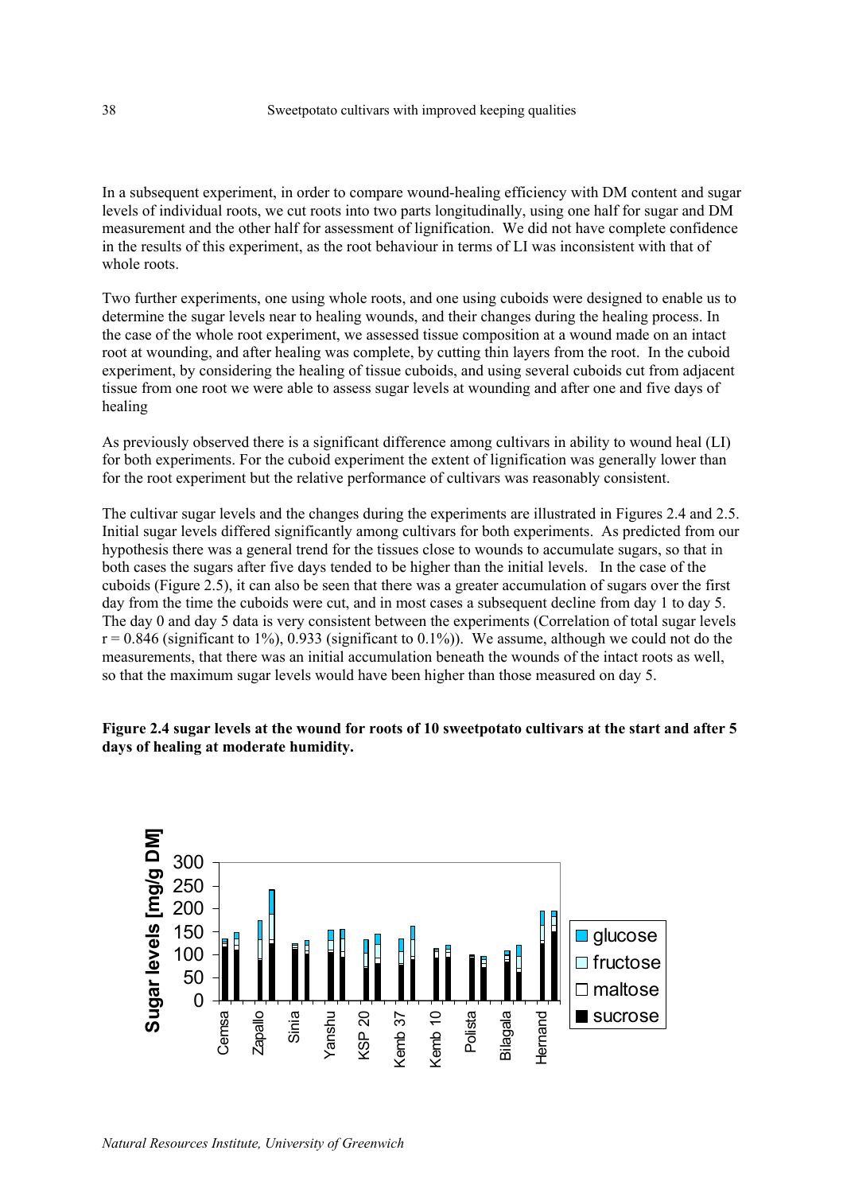In a subsequent experiment, in order to compare wound-healing efficiency with DM content and sugar levels of individual roots, we cut roots into two parts longitudinally, using one half for sugar and DM measurement and the other half for assessment of lignification. We did not have complete confidence in the results of this experiment, as the root behaviour in terms of LI was inconsistent with that of whole roots.

Two further experiments, one using whole roots, and one using cuboids were designed to enable us to determine the sugar levels near to healing wounds, and their changes during the healing process. In the case of the whole root experiment, we assessed tissue composition at a wound made on an intact root at wounding, and after healing was complete, by cutting thin layers from the root. In the cuboid experiment, by considering the healing of tissue cuboids, and using several cuboids cut from adjacent tissue from one root we were able to assess sugar levels at wounding and after one and five days of healing

As previously observed there is a significant difference among cultivars in ability to wound heal (LI) for both experiments. For the cuboid experiment the extent of lignification was generally lower than for the root experiment but the relative performance of cultivars was reasonably consistent.

The cultivar sugar levels and the changes during the experiments are illustrated in Figures 2.4 and 2.5. Initial sugar levels differed significantly among cultivars for both experiments. As predicted from our hypothesis there was a general trend for the tissues close to wounds to accumulate sugars, so that in both cases the sugars after five days tended to be higher than the initial levels. In the case of the cuboids (Figure 2.5), it can also be seen that there was a greater accumulation of sugars over the first day from the time the cuboids were cut, and in most cases a subsequent decline from day 1 to day 5. The day 0 and day 5 data is very consistent between the experiments (Correlation of total sugar levels $r = 0.846$ (significant to 1%), 0.933 (significant to 0.1%)). We assume, although we could not do the measurements, that there was an initial accumulation beneath the wounds of the intact roots as well, so that the maximum sugar levels would have been higher than those measured on day 5.

**Figure 2.4 sugar levels at the wound for roots of 10 sweetpotato cultivars at the start and after 5 days of healing at moderate humidity.**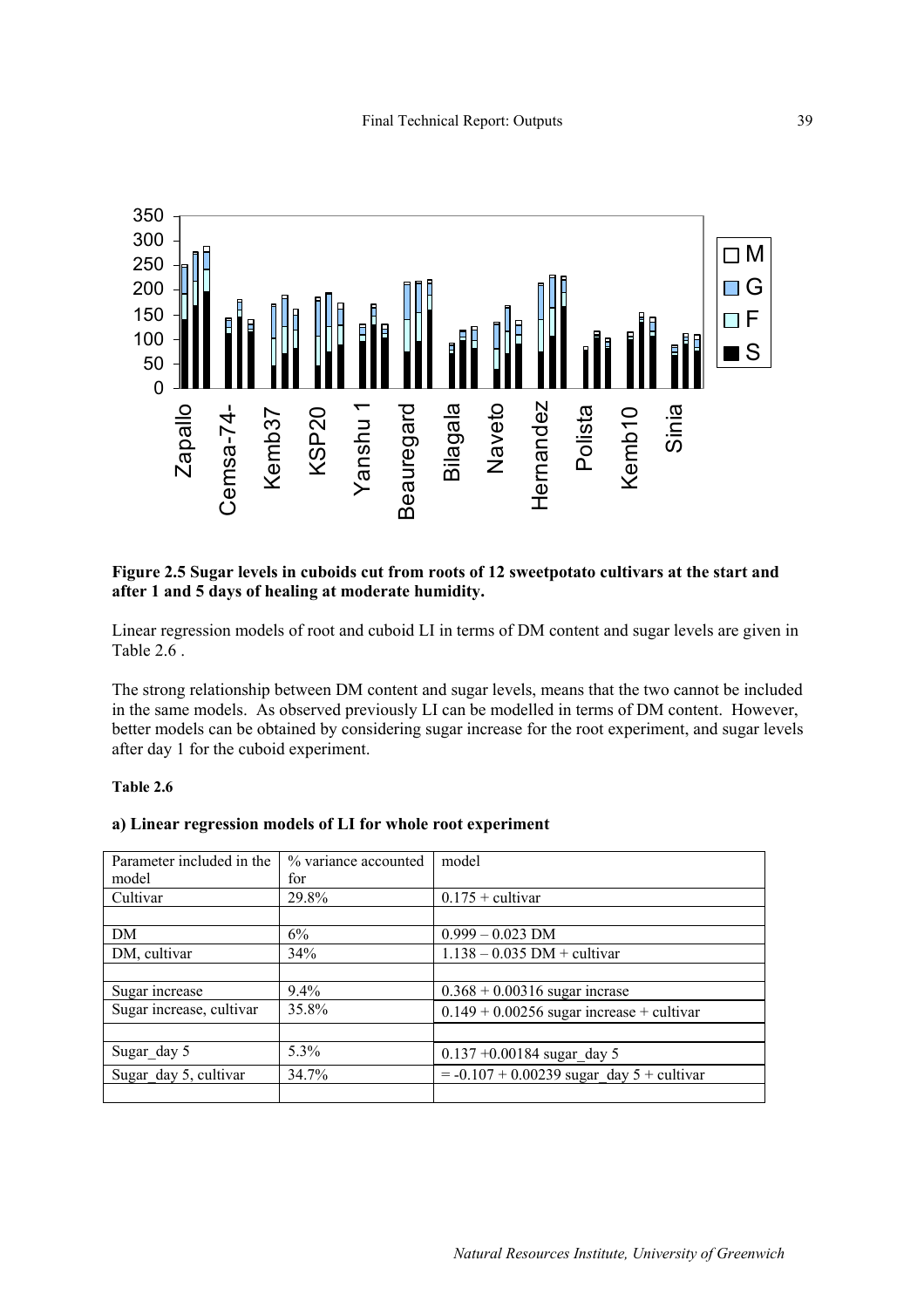**Figure 2.5 Sugar levels in cuboids cut from roots of 12 sweetpotato cultivars at the start and after 1 and 5 days of healing at moderate humidity.**

Linear regression models of root and cuboid LI in terms of DM content and sugar levels are given in Table 2.6 .

The strong relationship between DM content and sugar levels, means that the two cannot be included in the same models. As observed previously LI can be modelled in terms of DM content. However, better models can be obtained by considering sugar increase for the root experiment, and sugar levels after day 1 for the cuboid experiment.

**Table 2.6**

**a) Linear regression models of LI for whole root experiment**

| Parameter included in the model | % variance accounted for | model |
|---|---|---|
| Cultivar | 29.8% | 0.175 + cultivar |
| | | |
| DM | 6% | 0.999 – 0.023 DM |
| DM, cultivar | 34% | 1.138 – 0.035 DM + cultivar |
| | | |
| Sugar increase | 9.4% | 0.368 + 0.00316 sugar incrase |
| Sugar increase, cultivar | 35.8% | 0.149 + 0.00256 sugar increase + cultivar |
| | | |
| Sugar_day 5 | 5.3% | 0.137 +0.00184 sugar_day 5 |
| Sugar_day 5, cultivar | 34.7% | = -0.107 + 0.00239 sugar_day 5 + cultivar |
| | | |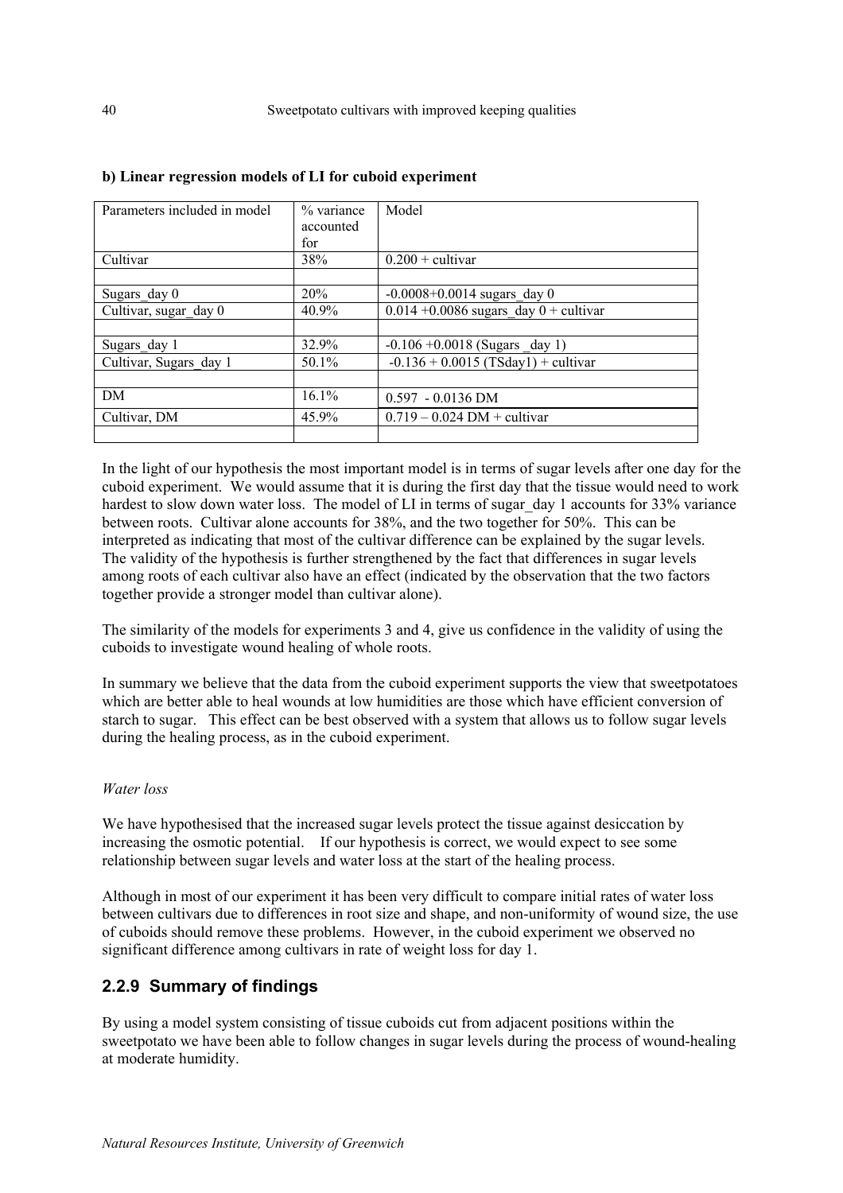**b) Linear regression models of LI for cuboid experiment**

| Parameters included in model | % variance accounted for | Model |
|---|---|---|
| Cultivar | 38% | 0.200 + cultivar |
| | | |
| Sugars_day 0 | 20% | -0.0008+0.0014 sugars_day 0 |
| Cultivar, sugar_day 0 | 40.9% | 0.014 +0.0086 sugars_day 0 + cultivar |
| | | |
| Sugars_day 1 | 32.9% | -0.106 +0.0018 (Sugars _day 1) |
| Cultivar, Sugars_day 1 | 50.1% | -0.136 + 0.0015 (TSday1) + cultivar |
| | | |
| DM | 16.1% | 0.597 - 0.0136 DM |
| Cultivar, DM | 45.9% | 0.719 – 0.024 DM + cultivar |
| | | |

In the light of our hypothesis the most important model is in terms of sugar levels after one day for the cuboid experiment. We would assume that it is during the first day that the tissue would need to work hardest to slow down water loss. The model of LI in terms of sugar_day 1 accounts for 33% variance between roots. Cultivar alone accounts for 38%, and the two together for 50%. This can be interpreted as indicating that most of the cultivar difference can be explained by the sugar levels. The validity of the hypothesis is further strengthened by the fact that differences in sugar levels among roots of each cultivar also have an effect (indicated by the observation that the two factors together provide a stronger model than cultivar alone).

The similarity of the models for experiments 3 and 4, give us confidence in the validity of using the cuboids to investigate wound healing of whole roots.

In summary we believe that the data from the cuboid experiment supports the view that sweetpotatoes which are better able to heal wounds at low humidities are those which have efficient conversion of starch to sugar. This effect can be best observed with a system that allows us to follow sugar levels during the healing process, as in the cuboid experiment.

*Water loss*

We have hypothesised that the increased sugar levels protect the tissue against desiccation by increasing the osmotic potential. If our hypothesis is correct, we would expect to see some relationship between sugar levels and water loss at the start of the healing process.

Although in most of our experiment it has been very difficult to compare initial rates of water loss between cultivars due to differences in root size and shape, and non-uniformity of wound size, the use of cuboids should remove these problems. However, in the cuboid experiment we observed no significant difference among cultivars in rate of weight loss for day 1.

## 2.2.9 Summary of findings

By using a model system consisting of tissue cuboids cut from adjacent positions within the sweetpotato we have been able to follow changes in sugar levels during the process of wound-healing at moderate humidity.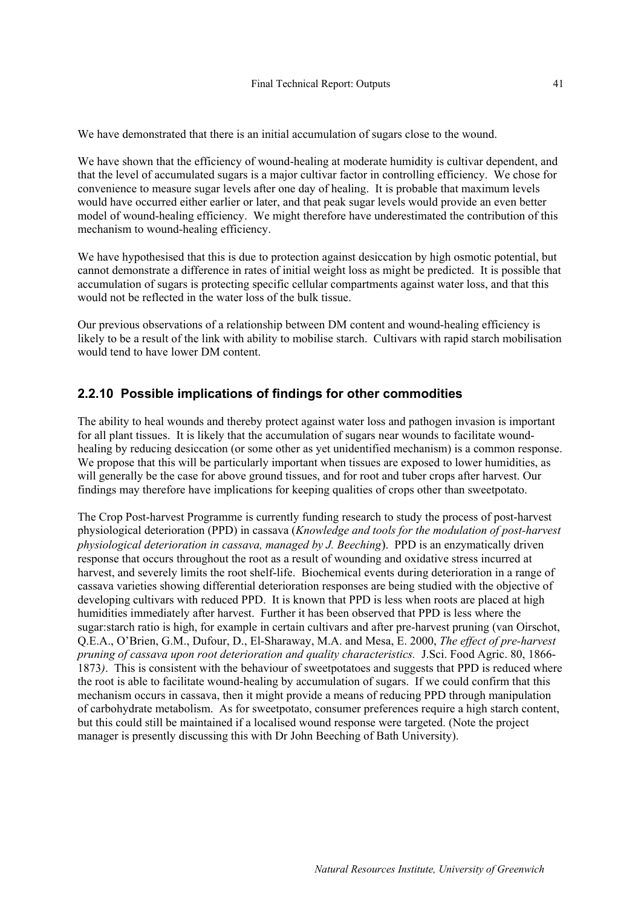We have demonstrated that there is an initial accumulation of sugars close to the wound.

We have shown that the efficiency of wound-healing at moderate humidity is cultivar dependent, and that the level of accumulated sugars is a major cultivar factor in controlling efficiency. We chose for convenience to measure sugar levels after one day of healing. It is probable that maximum levels would have occurred either earlier or later, and that peak sugar levels would provide an even better model of wound-healing efficiency. We might therefore have underestimated the contribution of this mechanism to wound-healing efficiency.

We have hypothesised that this is due to protection against desiccation by high osmotic potential, but cannot demonstrate a difference in rates of initial weight loss as might be predicted. It is possible that accumulation of sugars is protecting specific cellular compartments against water loss, and that this would not be reflected in the water loss of the bulk tissue.

Our previous observations of a relationship between DM content and wound-healing efficiency is likely to be a result of the link with ability to mobilise starch. Cultivars with rapid starch mobilisation would tend to have lower DM content.

### 2.2.10 Possible implications of findings for other commodities

The ability to heal wounds and thereby protect against water loss and pathogen invasion is important for all plant tissues. It is likely that the accumulation of sugars near wounds to facilitate wound-healing by reducing desiccation (or some other as yet unidentified mechanism) is a common response. We propose that this will be particularly important when tissues are exposed to lower humidities, as will generally be the case for above ground tissues, and for root and tuber crops after harvest. Our findings may therefore have implications for keeping qualities of crops other than sweetpotato.

The Crop Post-harvest Programme is currently funding research to study the process of post-harvest physiological deterioration (PPD) in cassava (*Knowledge and tools for the modulation of post-harvest physiological deterioration in cassava, managed by J. Beeching*). PPD is an enzymatically driven response that occurs throughout the root as a result of wounding and oxidative stress incurred at harvest, and severely limits the root shelf-life. Biochemical events during deterioration in a range of cassava varieties showing differential deterioration responses are being studied with the objective of developing cultivars with reduced PPD. It is known that PPD is less when roots are placed at high humidities immediately after harvest. Further it has been observed that PPD is less where the sugar:starch ratio is high, for example in certain cultivars and after pre-harvest pruning (van Oirschot, Q.E.A., O'Brien, G.M., Dufour, D., El-Sharaway, M.A. and Mesa, E. 2000, *The effect of pre-harvest pruning of cassava upon root deterioration and quality characteristics.* J.Sci. Food Agric. 80, 1866-1873*)*. This is consistent with the behaviour of sweetpotatoes and suggests that PPD is reduced where the root is able to facilitate wound-healing by accumulation of sugars. If we could confirm that this mechanism occurs in cassava, then it might provide a means of reducing PPD through manipulation of carbohydrate metabolism. As for sweetpotato, consumer preferences require a high starch content, but this could still be maintained if a localised wound response were targeted. (Note the project manager is presently discussing this with Dr John Beeching of Bath University).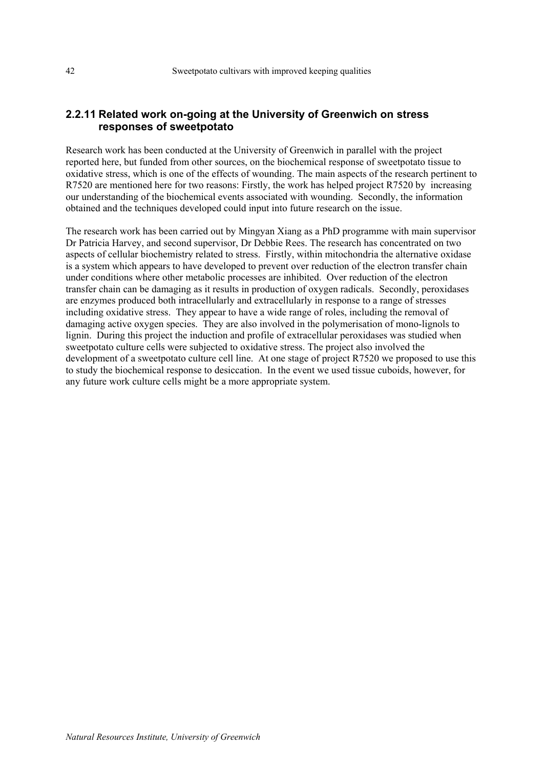## 2.2.11 Related work on-going at the University of Greenwich on stress responses of sweetpotato

Research work has been conducted at the University of Greenwich in parallel with the project reported here, but funded from other sources, on the biochemical response of sweetpotato tissue to oxidative stress, which is one of the effects of wounding. The main aspects of the research pertinent to R7520 are mentioned here for two reasons: Firstly, the work has helped project R7520 by increasing our understanding of the biochemical events associated with wounding. Secondly, the information obtained and the techniques developed could input into future research on the issue.

The research work has been carried out by Mingyan Xiang as a PhD programme with main supervisor Dr Patricia Harvey, and second supervisor, Dr Debbie Rees. The research has concentrated on two aspects of cellular biochemistry related to stress. Firstly, within mitochondria the alternative oxidase is a system which appears to have developed to prevent over reduction of the electron transfer chain under conditions where other metabolic processes are inhibited. Over reduction of the electron transfer chain can be damaging as it results in production of oxygen radicals. Secondly, peroxidases are enzymes produced both intracellularly and extracellularly in response to a range of stresses including oxidative stress. They appear to have a wide range of roles, including the removal of damaging active oxygen species. They are also involved in the polymerisation of mono-lignols to lignin. During this project the induction and profile of extracellular peroxidases was studied when sweetpotato culture cells were subjected to oxidative stress. The project also involved the development of a sweetpotato culture cell line. At one stage of project R7520 we proposed to use this to study the biochemical response to desiccation. In the event we used tissue cuboids, however, for any future work culture cells might be a more appropriate system.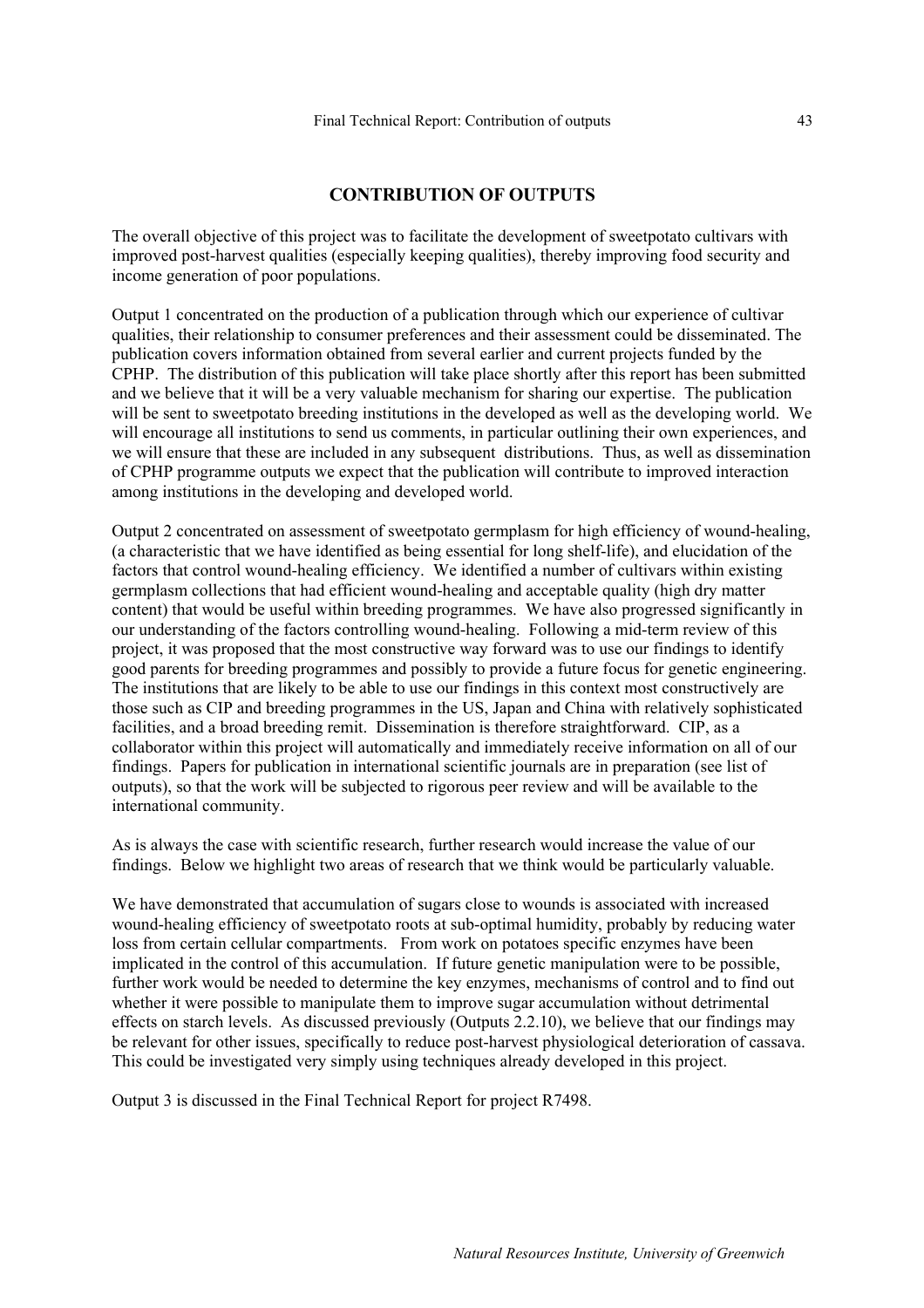# CONTRIBUTION OF OUTPUTS

The overall objective of this project was to facilitate the development of sweetpotato cultivars with improved post-harvest qualities (especially keeping qualities), thereby improving food security and income generation of poor populations.

Output 1 concentrated on the production of a publication through which our experience of cultivar qualities, their relationship to consumer preferences and their assessment could be disseminated. The publication covers information obtained from several earlier and current projects funded by the CPHP. The distribution of this publication will take place shortly after this report has been submitted and we believe that it will be a very valuable mechanism for sharing our expertise. The publication will be sent to sweetpotato breeding institutions in the developed as well as the developing world. We will encourage all institutions to send us comments, in particular outlining their own experiences, and we will ensure that these are included in any subsequent distributions. Thus, as well as dissemination of CPHP programme outputs we expect that the publication will contribute to improved interaction among institutions in the developing and developed world.

Output 2 concentrated on assessment of sweetpotato germplasm for high efficiency of wound-healing, (a characteristic that we have identified as being essential for long shelf-life), and elucidation of the factors that control wound-healing efficiency. We identified a number of cultivars within existing germplasm collections that had efficient wound-healing and acceptable quality (high dry matter content) that would be useful within breeding programmes. We have also progressed significantly in our understanding of the factors controlling wound-healing. Following a mid-term review of this project, it was proposed that the most constructive way forward was to use our findings to identify good parents for breeding programmes and possibly to provide a future focus for genetic engineering. The institutions that are likely to be able to use our findings in this context most constructively are those such as CIP and breeding programmes in the US, Japan and China with relatively sophisticated facilities, and a broad breeding remit. Dissemination is therefore straightforward. CIP, as a collaborator within this project will automatically and immediately receive information on all of our findings. Papers for publication in international scientific journals are in preparation (see list of outputs), so that the work will be subjected to rigorous peer review and will be available to the international community.

As is always the case with scientific research, further research would increase the value of our findings. Below we highlight two areas of research that we think would be particularly valuable.

We have demonstrated that accumulation of sugars close to wounds is associated with increased wound-healing efficiency of sweetpotato roots at sub-optimal humidity, probably by reducing water loss from certain cellular compartments. From work on potatoes specific enzymes have been implicated in the control of this accumulation. If future genetic manipulation were to be possible, further work would be needed to determine the key enzymes, mechanisms of control and to find out whether it were possible to manipulate them to improve sugar accumulation without detrimental effects on starch levels. As discussed previously (Outputs 2.2.10), we believe that our findings may be relevant for other issues, specifically to reduce post-harvest physiological deterioration of cassava. This could be investigated very simply using techniques already developed in this project.

Output 3 is discussed in the Final Technical Report for project R7498.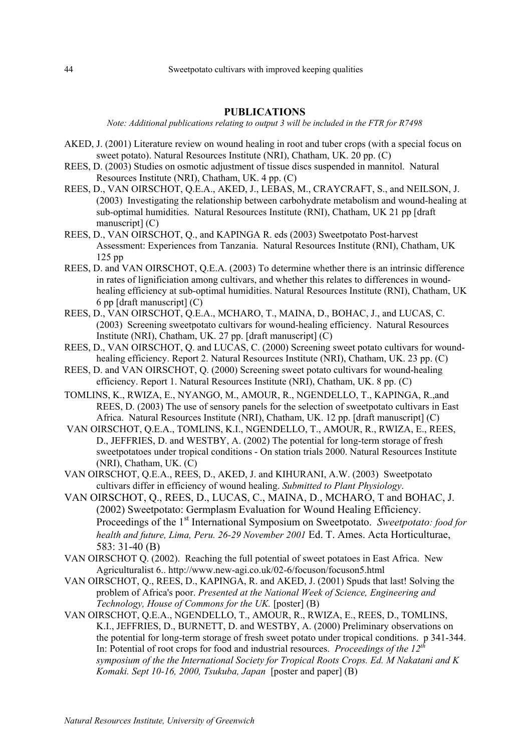## PUBLICATIONS

*Note: Additional publications relating to output 3 will be included in the FTR for R7498*

AKED, J. (2001) Literature review on wound healing in root and tuber crops (with a special focus on sweet potato). Natural Resources Institute (NRI), Chatham, UK. 20 pp. (C)

REES, D. (2003) Studies on osmotic adjustment of tissue discs suspended in mannitol. Natural Resources Institute (NRI), Chatham, UK. 4 pp. (C)

REES, D., VAN OIRSCHOT, Q.E.A., AKED, J., LEBAS, M., CRAYCRAFT, S., and NEILSON, J. (2003) Investigating the relationship between carbohydrate metabolism and wound-healing at sub-optimal humidities. Natural Resources Institute (RNI), Chatham, UK 21 pp [draft manuscript] (C)

REES, D., VAN OIRSCHOT, Q., and KAPINGA R. eds (2003) Sweetpotato Post-harvest Assessment: Experiences from Tanzania. Natural Resources Institute (RNI), Chatham, UK 125 pp

REES, D. and VAN OIRSCHOT, Q.E.A. (2003) To determine whether there is an intrinsic difference in rates of lignificiation among cultivars, and whether this relates to differences in wound-healing efficiency at sub-optimal humidities. Natural Resources Institute (RNI), Chatham, UK 6 pp [draft manuscript] (C)

REES, D., VAN OIRSCHOT, Q.E.A., MCHARO, T., MAINA, D., BOHAC, J., and LUCAS, C. (2003) Screening sweetpotato cultivars for wound-healing efficiency. Natural Resources Institute (NRI), Chatham, UK. 27 pp. [draft manuscript] (C)

REES, D., VAN OIRSCHOT, Q. and LUCAS, C. (2000) Screening sweet potato cultivars for wound-healing efficiency. Report 2. Natural Resources Institute (NRI), Chatham, UK. 23 pp. (C)

REES, D. and VAN OIRSCHOT, Q. (2000) Screening sweet potato cultivars for wound-healing efficiency. Report 1. Natural Resources Institute (NRI), Chatham, UK. 8 pp. (C)

TOMLINS, K., RWIZA, E., NYANGO, M., AMOUR, R., NGENDELLO, T., KAPINGA, R.,and REES, D. (2003) The use of sensory panels for the selection of sweetpotato cultivars in East Africa. Natural Resources Institute (NRI), Chatham, UK. 12 pp. [draft manuscript] (C)

VAN OIRSCHOT, Q.E.A., TOMLINS, K.I., NGENDELLO, T., AMOUR, R., RWIZA, E., REES, D., JEFFRIES, D. and WESTBY, A. (2002) The potential for long-term storage of fresh sweetpotatoes under tropical conditions - On station trials 2000. Natural Resources Institute (NRI), Chatham, UK. (C)

VAN OIRSCHOT, Q.E.A., REES, D., AKED, J. and KIHURANI, A.W. (2003) Sweetpotato cultivars differ in efficiency of wound healing. *Submitted to Plant Physiology*.

VAN OIRSCHOT, Q., REES, D., LUCAS, C., MAINA, D., MCHARO, T and BOHAC, J. (2002) Sweetpotato: Germplasm Evaluation for Wound Healing Efficiency. Proceedings of the 1st International Symposium on Sweetpotato. *Sweetpotato: food for health and future, Lima, Peru. 26-29 November 2001* Ed. T. Ames. Acta Horticulturae, 583: 31-40 (B)

VAN OIRSCHOT Q. (2002). Reaching the full potential of sweet potatoes in East Africa. New Agriculturalist 6.. http://www.new-agi.co.uk/02-6/focuson/focuson5.html

VAN OIRSCHOT, Q., REES, D., KAPINGA, R. and AKED, J. (2001) Spuds that last! Solving the problem of Africa's poor. *Presented at the National Week of Science, Engineering and Technology, House of Commons for the UK.* [poster] (B)

VAN OIRSCHOT, Q.E.A., NGENDELLO, T., AMOUR, R., RWIZA, E., REES, D., TOMLINS, K.I., JEFFRIES, D., BURNETT, D. and WESTBY, A. (2000) Preliminary observations on the potential for long-term storage of fresh sweet potato under tropical conditions. p 341-344. In: Potential of root crops for food and industrial resources. *Proceedings of the 12th symposium of the the International Society for Tropical Roots Crops. Ed. M Nakatani and K Komaki. Sept 10-16, 2000, Tsukuba, Japan* [poster and paper] (B)